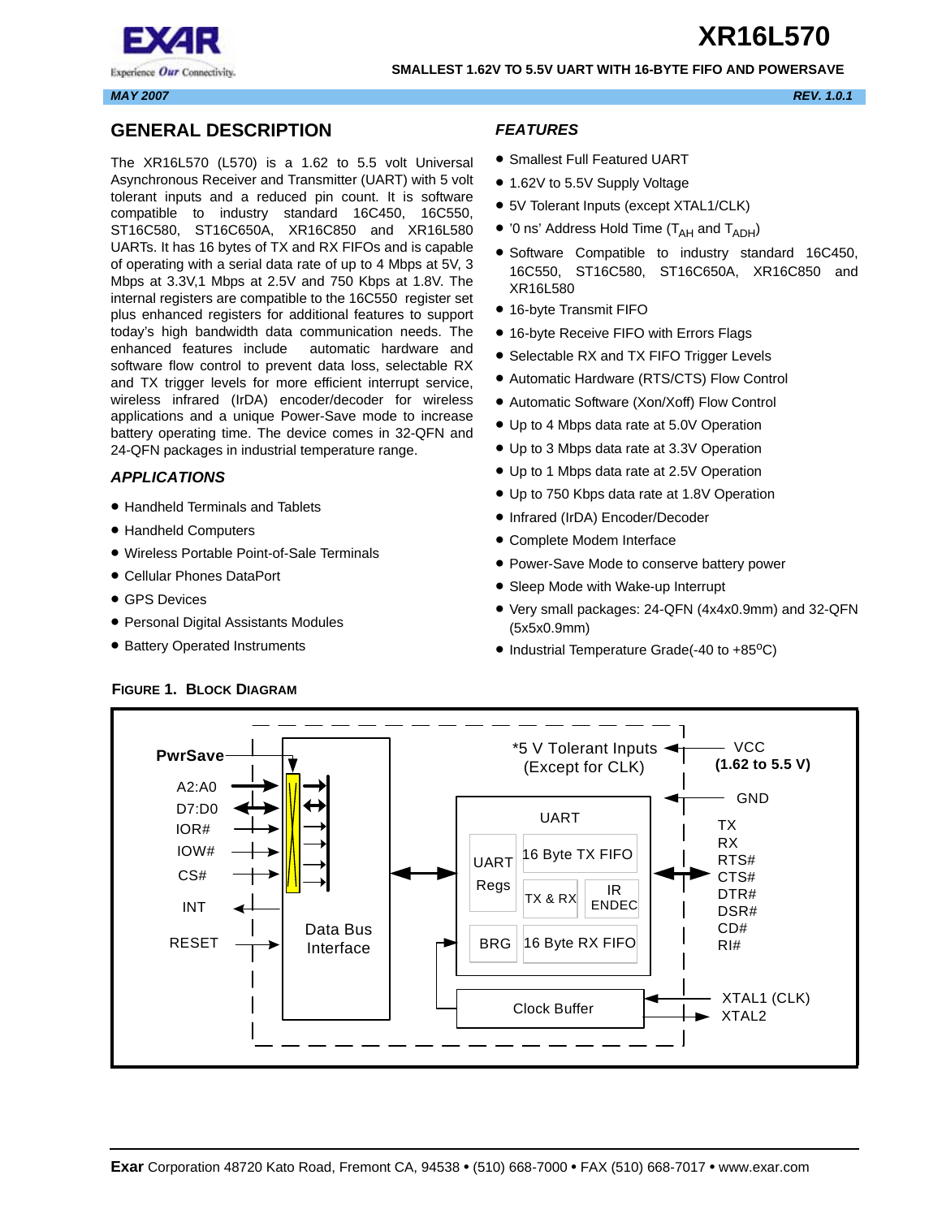# XR16L570

**SMALLEST 1.62V TO 5.5V UART WITH 16-BYTE FIFO AND POWERSAVE**

*MAY 2007* *REV. 1.0.1*

## GENERAL DESCRIPTION

The XR16L570 (L570) is a 1.62 to 5.5 volt Universal Asynchronous Receiver and Transmitter (UART) with 5 volt tolerant inputs and a reduced pin count. It is software compatible to industry standard 16C450, 16C550, ST16C580, ST16C650A, XR16C850 and XR16L580 UARTs. It has 16 bytes of TX and RX FIFOs and is capable of operating with a serial data rate of up to 4 Mbps at 5V, 3 Mbps at 3.3V,1 Mbps at 2.5V and 750 Kbps at 1.8V. The internal registers are compatible to the 16C550 register set plus enhanced registers for additional features to support today's high bandwidth data communication needs. The enhanced features include automatic hardware and software flow control to prevent data loss, selectable RX and TX trigger levels for more efficient interrupt service, wireless infrared (IrDA) encoder/decoder for wireless applications and a unique Power-Save mode to increase battery operating time. The device comes in 32-QFN and 24-QFN packages in industrial temperature range.

### *APPLICATIONS*

- Handheld Terminals and Tablets
- Handheld Computers
- Wireless Portable Point-of-Sale Terminals
- Cellular Phones DataPort
- GPS Devices
- Personal Digital Assistants Modules
- Battery Operated Instruments

### *FEATURES*

- Smallest Full Featured UART
- 1.62V to 5.5V Supply Voltage
- 5V Tolerant Inputs (except XTAL1/CLK)
- '0 ns' Address Hold Time ($T_{AH}$ and $T_{ADH}$)
- Software Compatible to industry standard 16C450, 16C550, ST16C580, ST16C650A, XR16C850 and XR16L580
- 16-byte Transmit FIFO
- 16-byte Receive FIFO with Errors Flags
- Selectable RX and TX FIFO Trigger Levels
- Automatic Hardware (RTS/CTS) Flow Control
- Automatic Software (Xon/Xoff) Flow Control
- Up to 4 Mbps data rate at 5.0V Operation
- Up to 3 Mbps data rate at 3.3V Operation
- Up to 1 Mbps data rate at 2.5V Operation
- Up to 750 Kbps data rate at 1.8V Operation
- Infrared (IrDA) Encoder/Decoder
- Complete Modem Interface
- Power-Save Mode to conserve battery power
- Sleep Mode with Wake-up Interrupt
- Very small packages: 24-QFN (4x4x0.9mm) and 32-QFN (5x5x0.9mm)
- Industrial Temperature Grade(-40 to +85°C)

**FIGURE 1. BLOCK DIAGRAM**

PwrSave, A2:A0, D7:D0, IOR#, IOW#, CS#, INT, RESET — Data Bus Interface — UART (UART Regs, 16 Byte TX FIFO, TX & RX, IR ENDEC, BRG, 16 Byte RX FIFO) — Clock Buffer

*5 V Tolerant Inputs (Except for CLK)

VCC (1.62 to 5.5 V), GND, TX, RX, RTS#, CTS#, DTR#, DSR#, CD#, RI#, XTAL1 (CLK), XTAL2

**Exar** Corporation 48720 Kato Road, Fremont CA, 94538 • (510) 668-7000 • FAX (510) 668-7017 • www.exar.com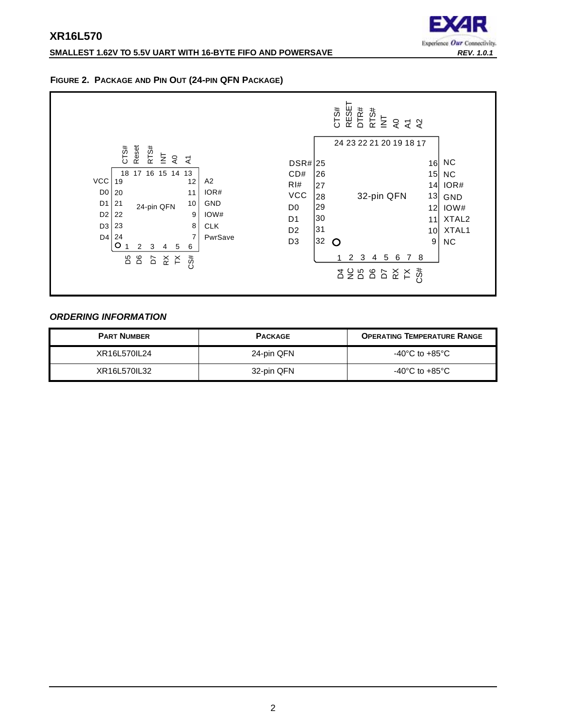**FIGURE 2. PACKAGE AND PIN OUT (24-PIN QFN PACKAGE)**

24-pin QFN:

| Pin | Signal | Pin | Signal |
|---|---|---|---|
| 1 | D5 | 13 | A1 |
| 2 | D6 | 14 | A0 |
| 3 | D7 | 15 | INT |
| 4 | RX | 16 | RTS# |
| 5 | TX | 17 | Reset |
| 6 | CS# | 18 | CTS# |
| 7 | PwrSave | 19 | VCC |
| 8 | CLK | 20 | D0 |
| 9 | IOW# | 21 | D1 |
| 10 | GND | 22 | D2 |
| 11 | IOR# | 23 | D3 |
| 12 | A2 | 24 | D4 |

32-pin QFN:

| Pin | Signal | Pin | Signal |
|---|---|---|---|
| 1 | D4 | 17 | A2 |
| 2 | NC | 18 | A1 |
| 3 | D5 | 19 | A0 |
| 4 | D6 | 20 | INT |
| 5 | D7 | 21 | RTS# |
| 6 | RX | 22 | DTR# |
| 7 | TX | 23 | RESET |
| 8 | CS# | 24 | CTS# |
| 9 | NC | 25 | DSR# |
| 10 | XTAL1 | 26 | CD# |
| 11 | XTAL2 | 27 | RI# |
| 12 | IOW# | 28 | VCC |
| 13 | GND | 29 | D0 |
| 14 | IOR# | 30 | D1 |
| 15 | NC | 31 | D2 |
| 16 | NC | 32 | D3 |

### *ORDERING INFORMATION*

| PART NUMBER | PACKAGE | OPERATING TEMPERATURE RANGE |
|---|---|---|
| XR16L570IL24 | 24-pin QFN | -40°C to +85°C |
| XR16L570IL32 | 32-pin QFN | -40°C to +85°C |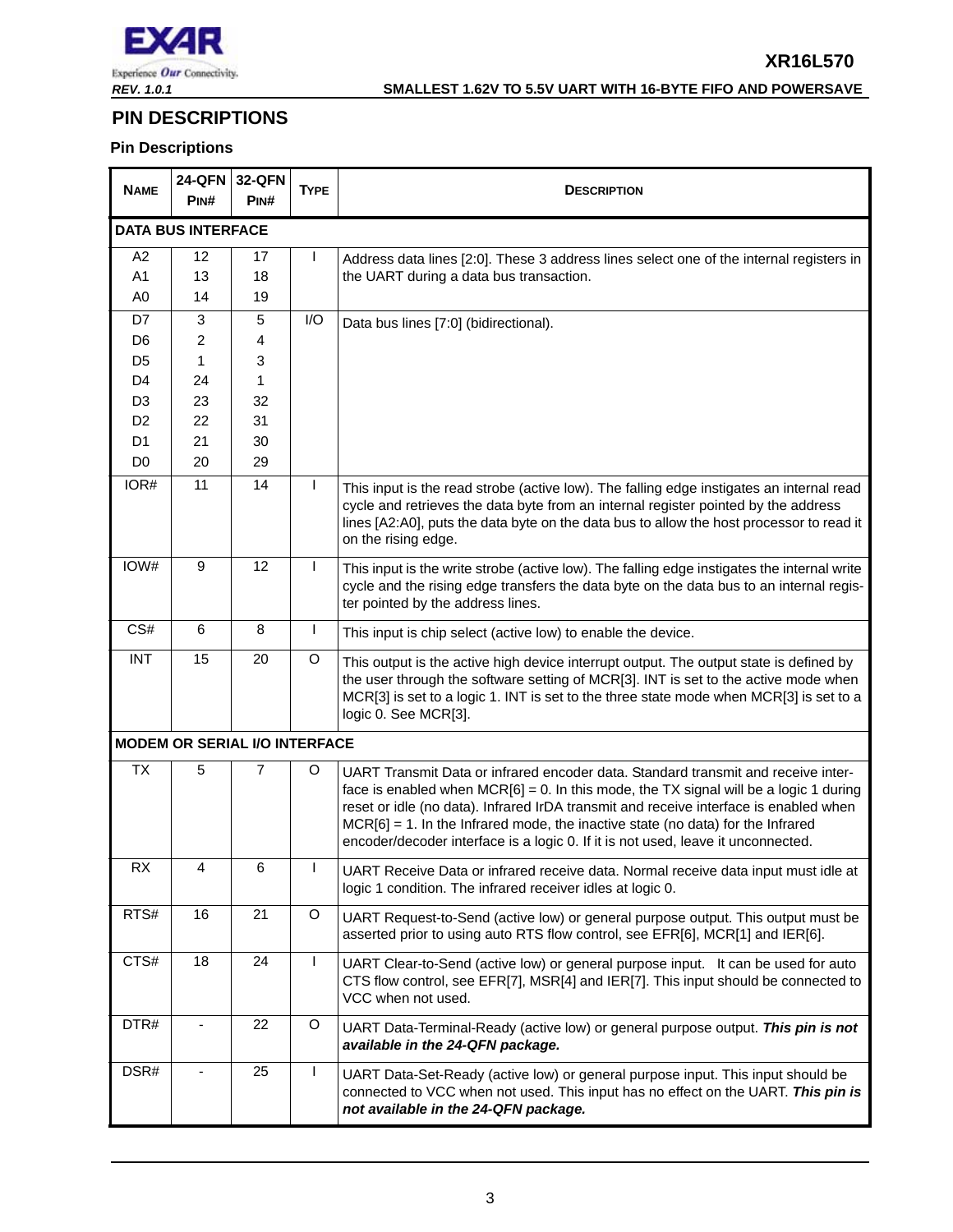## PIN DESCRIPTIONS

### Pin Descriptions

| NAME | 24-QFN PIN# | 32-QFN PIN# | TYPE | DESCRIPTION |
|---|---|---|---|---|
| **DATA BUS INTERFACE** | | | | |
| A2<br>A1<br>A0 | 12<br>13<br>14 | 17<br>18<br>19 | I | Address data lines [2:0]. These 3 address lines select one of the internal registers in the UART during a data bus transaction. |
| D7<br>D6<br>D5<br>D4<br>D3<br>D2<br>D1<br>D0 | 3<br>2<br>1<br>24<br>23<br>22<br>21<br>20 | 5<br>4<br>3<br>1<br>32<br>31<br>30<br>29 | I/O | Data bus lines [7:0] (bidirectional). |
| IOR# | 11 | 14 | I | This input is the read strobe (active low). The falling edge instigates an internal read cycle and retrieves the data byte from an internal register pointed by the address lines [A2:A0], puts the data byte on the data bus to allow the host processor to read it on the rising edge. |
| IOW# | 9 | 12 | I | This input is the write strobe (active low). The falling edge instigates the internal write cycle and the rising edge transfers the data byte on the data bus to an internal register pointed by the address lines. |
| CS# | 6 | 8 | I | This input is chip select (active low) to enable the device. |
| INT | 15 | 20 | O | This output is the active high device interrupt output. The output state is defined by the user through the software setting of MCR[3]. INT is set to the active mode when MCR[3] is set to a logic 1. INT is set to the three state mode when MCR[3] is set to a logic 0. See MCR[3]. |
| **MODEM OR SERIAL I/O INTERFACE** | | | | |
| TX | 5 | 7 | O | UART Transmit Data or infrared encoder data. Standard transmit and receive interface is enabled when MCR[6] = 0. In this mode, the TX signal will be a logic 1 during reset or idle (no data). Infrared IrDA transmit and receive interface is enabled when MCR[6] = 1. In the Infrared mode, the inactive state (no data) for the Infrared encoder/decoder interface is a logic 0. If it is not used, leave it unconnected. |
| RX | 4 | 6 | I | UART Receive Data or infrared receive data. Normal receive data input must idle at logic 1 condition. The infrared receiver idles at logic 0. |
| RTS# | 16 | 21 | O | UART Request-to-Send (active low) or general purpose output. This output must be asserted prior to using auto RTS flow control, see EFR[6], MCR[1] and IER[6]. |
| CTS# | 18 | 24 | I | UART Clear-to-Send (active low) or general purpose input. It can be used for auto CTS flow control, see EFR[7], MSR[4] and IER[7]. This input should be connected to VCC when not used. |
| DTR# | - | 22 | O | UART Data-Terminal-Ready (active low) or general purpose output. ***This pin is not available in the 24-QFN package.*** |
| DSR# | - | 25 | I | UART Data-Set-Ready (active low) or general purpose input. This input should be connected to VCC when not used. This input has no effect on the UART. ***This pin is not available in the 24-QFN package.*** |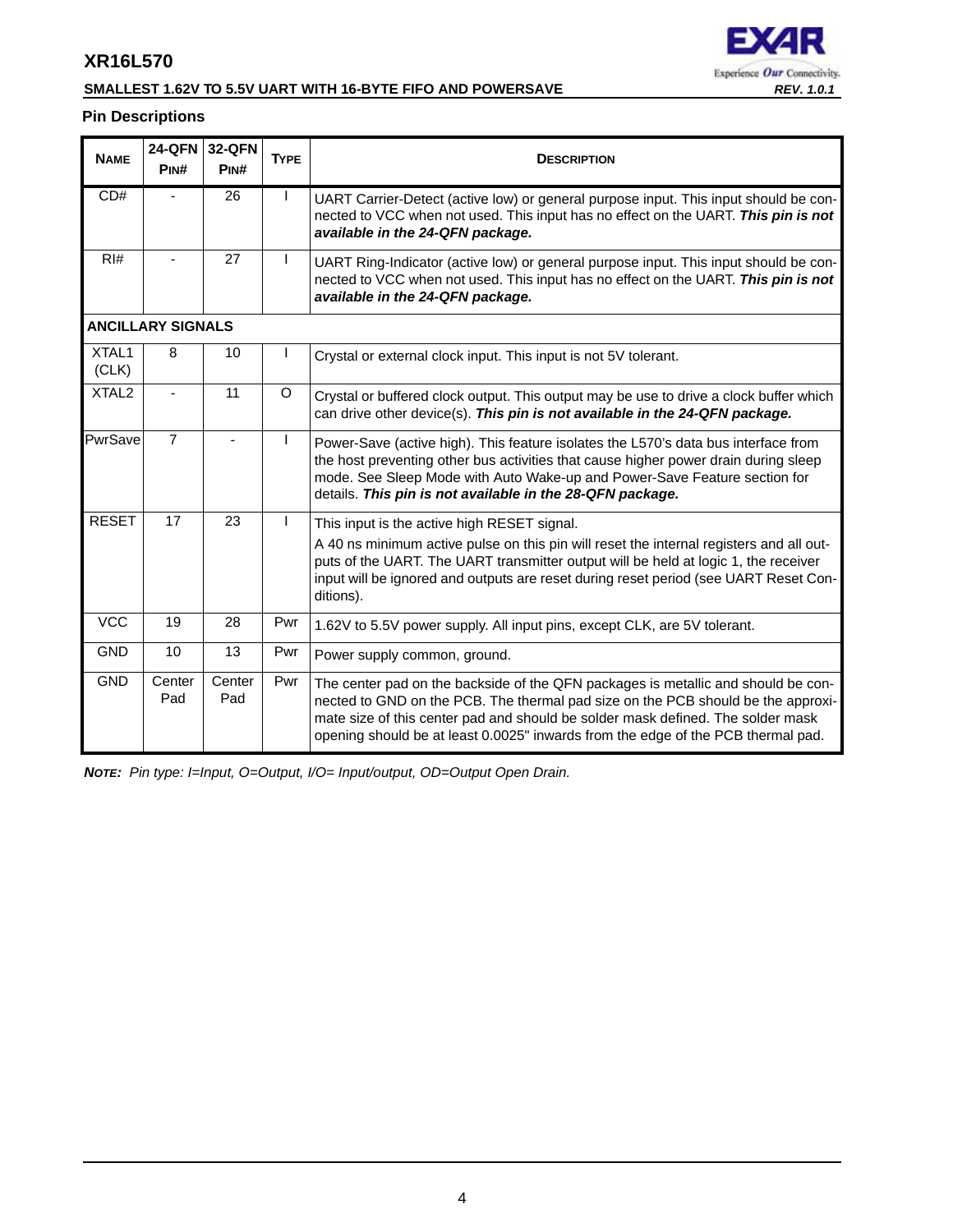## Pin Descriptions

| NAME | 24-QFN PIN# | 32-QFN PIN# | TYPE | DESCRIPTION |
|---|---|---|---|---|
| CD# | - | 26 | I | UART Carrier-Detect (active low) or general purpose input. This input should be connected to VCC when not used. This input has no effect on the UART. ***This pin is not available in the 24-QFN package.*** |
| RI# | - | 27 | I | UART Ring-Indicator (active low) or general purpose input. This input should be connected to VCC when not used. This input has no effect on the UART. ***This pin is not available in the 24-QFN package.*** |
| **ANCILLARY SIGNALS** | | | | |
| XTAL1 (CLK) | 8 | 10 | I | Crystal or external clock input. This input is not 5V tolerant. |
| XTAL2 | - | 11 | O | Crystal or buffered clock output. This output may be use to drive a clock buffer which can drive other device(s). ***This pin is not available in the 24-QFN package.*** |
| PwrSave | 7 | - | I | Power-Save (active high). This feature isolates the L570's data bus interface from the host preventing other bus activities that cause higher power drain during sleep mode. See Sleep Mode with Auto Wake-up and Power-Save Feature section for details. ***This pin is not available in the 28-QFN package.*** |
| RESET | 17 | 23 | I | This input is the active high RESET signal. A 40 ns minimum active pulse on this pin will reset the internal registers and all outputs of the UART. The UART transmitter output will be held at logic 1, the receiver input will be ignored and outputs are reset during reset period (see UART Reset Conditions). |
| VCC | 19 | 28 | Pwr | 1.62V to 5.5V power supply. All input pins, except CLK, are 5V tolerant. |
| GND | 10 | 13 | Pwr | Power supply common, ground. |
| GND | Center Pad | Center Pad | Pwr | The center pad on the backside of the QFN packages is metallic and should be connected to GND on the PCB. The thermal pad size on the PCB should be the approximate size of this center pad and should be solder mask defined. The solder mask opening should be at least 0.0025" inwards from the edge of the PCB thermal pad. |

***NOTE:*** *Pin type: I=Input, O=Output, I/O= Input/output, OD=Output Open Drain.*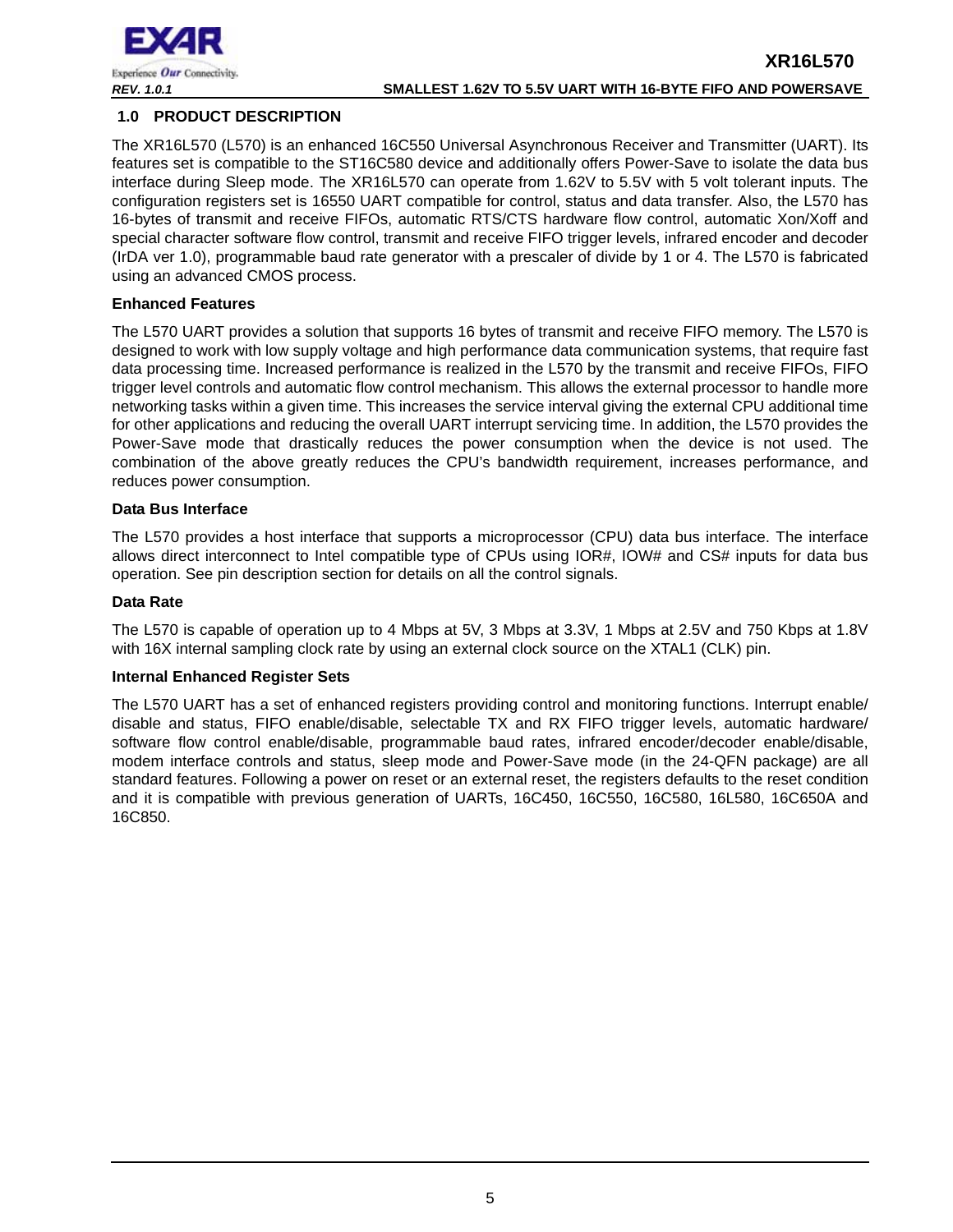## 1.0 PRODUCT DESCRIPTION

The XR16L570 (L570) is an enhanced 16C550 Universal Asynchronous Receiver and Transmitter (UART). Its features set is compatible to the ST16C580 device and additionally offers Power-Save to isolate the data bus interface during Sleep mode. The XR16L570 can operate from 1.62V to 5.5V with 5 volt tolerant inputs. The configuration registers set is 16550 UART compatible for control, status and data transfer. Also, the L570 has 16-bytes of transmit and receive FIFOs, automatic RTS/CTS hardware flow control, automatic Xon/Xoff and special character software flow control, transmit and receive FIFO trigger levels, infrared encoder and decoder (IrDA ver 1.0), programmable baud rate generator with a prescaler of divide by 1 or 4. The L570 is fabricated using an advanced CMOS process.

**Enhanced Features**

The L570 UART provides a solution that supports 16 bytes of transmit and receive FIFO memory. The L570 is designed to work with low supply voltage and high performance data communication systems, that require fast data processing time. Increased performance is realized in the L570 by the transmit and receive FIFOs, FIFO trigger level controls and automatic flow control mechanism. This allows the external processor to handle more networking tasks within a given time. This increases the service interval giving the external CPU additional time for other applications and reducing the overall UART interrupt servicing time. In addition, the L570 provides the Power-Save mode that drastically reduces the power consumption when the device is not used. The combination of the above greatly reduces the CPU's bandwidth requirement, increases performance, and reduces power consumption.

**Data Bus Interface**

The L570 provides a host interface that supports a microprocessor (CPU) data bus interface. The interface allows direct interconnect to Intel compatible type of CPUs using IOR#, IOW# and CS# inputs for data bus operation. See pin description section for details on all the control signals.

**Data Rate**

The L570 is capable of operation up to 4 Mbps at 5V, 3 Mbps at 3.3V, 1 Mbps at 2.5V and 750 Kbps at 1.8V with 16X internal sampling clock rate by using an external clock source on the XTAL1 (CLK) pin.

**Internal Enhanced Register Sets**

The L570 UART has a set of enhanced registers providing control and monitoring functions. Interrupt enable/disable and status, FIFO enable/disable, selectable TX and RX FIFO trigger levels, automatic hardware/software flow control enable/disable, programmable baud rates, infrared encoder/decoder enable/disable, modem interface controls and status, sleep mode and Power-Save mode (in the 24-QFN package) are all standard features. Following a power on reset or an external reset, the registers defaults to the reset condition and it is compatible with previous generation of UARTs, 16C450, 16C550, 16C580, 16L580, 16C650A and 16C850.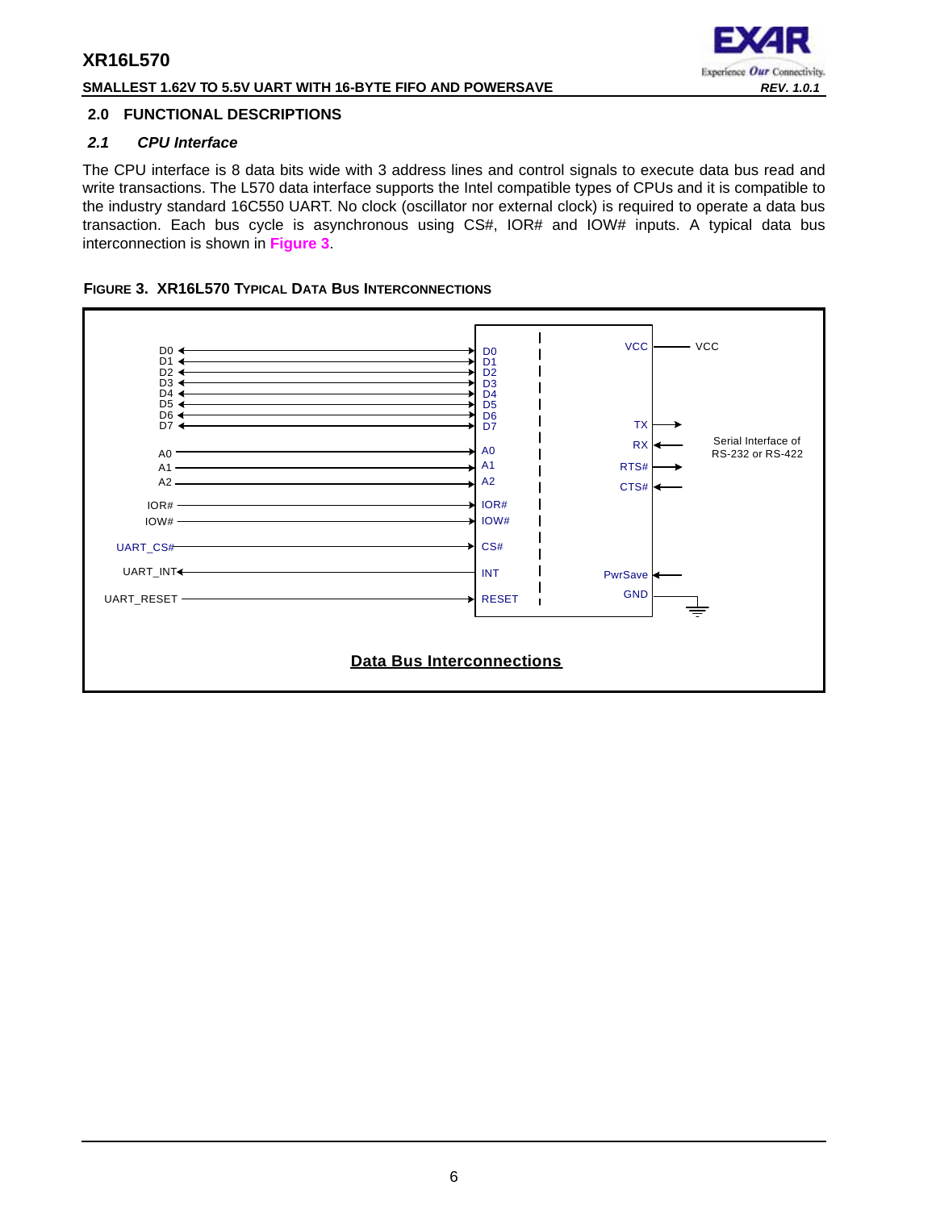## 2.0 FUNCTIONAL DESCRIPTIONS

### *2.1 CPU Interface*

The CPU interface is 8 data bits wide with 3 address lines and control signals to execute data bus read and write transactions. The L570 data interface supports the Intel compatible types of CPUs and it is compatible to the industry standard 16C550 UART. No clock (oscillator nor external clock) is required to operate a data bus transaction. Each bus cycle is asynchronous using CS#, IOR# and IOW# inputs. A typical data bus interconnection is shown in **Figure 3**.

**FIGURE 3. XR16L570 TYPICAL DATA BUS INTERCONNECTIONS**

D0 D1 D2 D3 D4 D5 D6 D7 A0 A1 A2 IOR# IOW# UART_CS# UART_INT UART_RESET

D0 D1 D2 D3 D4 D5 D6 D7 A0 A1 A2 IOR# IOW# CS# INT RESET

VCC TX RX RTS# CTS# PwrSave GND

VCC

Serial Interface of RS-232 or RS-422

**Data Bus Interconnections**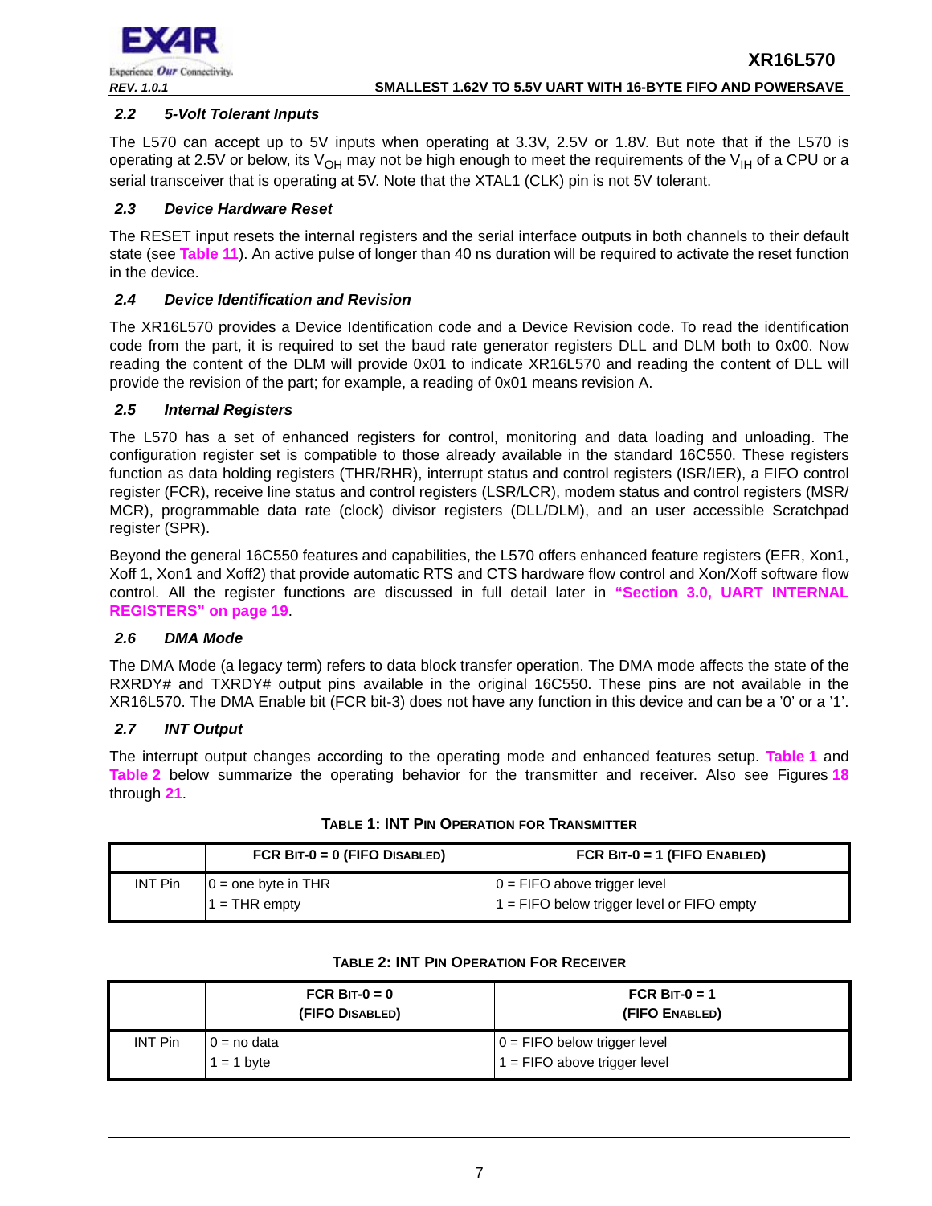### 2.2 5-Volt Tolerant Inputs

The L570 can accept up to 5V inputs when operating at 3.3V, 2.5V or 1.8V. But note that if the L570 is operating at 2.5V or below, its $V_{OH}$ may not be high enough to meet the requirements of the $V_{IH}$ of a CPU or a serial transceiver that is operating at 5V. Note that the XTAL1 (CLK) pin is not 5V tolerant.

### 2.3 Device Hardware Reset

The RESET input resets the internal registers and the serial interface outputs in both channels to their default state (see Table 11). An active pulse of longer than 40 ns duration will be required to activate the reset function in the device.

### 2.4 Device Identification and Revision

The XR16L570 provides a Device Identification code and a Device Revision code. To read the identification code from the part, it is required to set the baud rate generator registers DLL and DLM both to 0x00. Now reading the content of the DLM will provide 0x01 to indicate XR16L570 and reading the content of DLL will provide the revision of the part; for example, a reading of 0x01 means revision A.

### 2.5 Internal Registers

The L570 has a set of enhanced registers for control, monitoring and data loading and unloading. The configuration register set is compatible to those already available in the standard 16C550. These registers function as data holding registers (THR/RHR), interrupt status and control registers (ISR/IER), a FIFO control register (FCR), receive line status and control registers (LSR/LCR), modem status and control registers (MSR/MCR), programmable data rate (clock) divisor registers (DLL/DLM), and an user accessible Scratchpad register (SPR).

Beyond the general 16C550 features and capabilities, the L570 offers enhanced feature registers (EFR, Xon1, Xoff 1, Xon1 and Xoff2) that provide automatic RTS and CTS hardware flow control and Xon/Xoff software flow control. All the register functions are discussed in full detail later in "Section 3.0, UART INTERNAL REGISTERS" on page 19.

### 2.6 DMA Mode

The DMA Mode (a legacy term) refers to data block transfer operation. The DMA mode affects the state of the RXRDY# and TXRDY# output pins available in the original 16C550. These pins are not available in the XR16L570. The DMA Enable bit (FCR bit-3) does not have any function in this device and can be a '0' or a '1'.

### 2.7 INT Output

The interrupt output changes according to the operating mode and enhanced features setup. Table 1 and Table 2 below summarize the operating behavior for the transmitter and receiver. Also see Figures 18 through 21.

**TABLE 1: INT PIN OPERATION FOR TRANSMITTER**

| | FCR BIT-0 = 0 (FIFO DISABLED) | FCR BIT-0 = 1 (FIFO ENABLED) |
|---|---|---|
| INT Pin | 0 = one byte in THR<br>1 = THR empty | 0 = FIFO above trigger level<br>1 = FIFO below trigger level or FIFO empty |

**TABLE 2: INT PIN OPERATION FOR RECEIVER**

| | FCR BIT-0 = 0 (FIFO DISABLED) | FCR BIT-0 = 1 (FIFO ENABLED) |
|---|---|---|
| INT Pin | 0 = no data<br>1 = 1 byte | 0 = FIFO below trigger level<br>1 = FIFO above trigger level |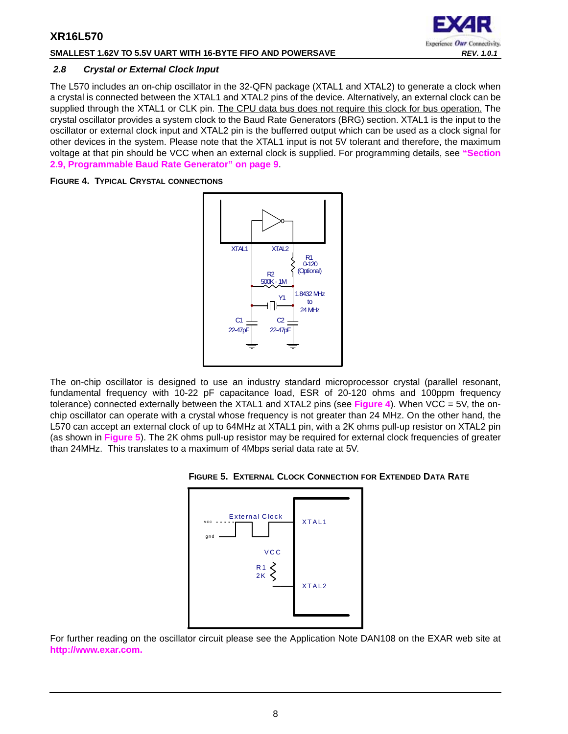### 2.8 Crystal or External Clock Input

The L570 includes an on-chip oscillator in the 32-QFN package (XTAL1 and XTAL2) to generate a clock when a crystal is connected between the XTAL1 and XTAL2 pins of the device. Alternatively, an external clock can be supplied through the XTAL1 or CLK pin. The CPU data bus does not require this clock for bus operation. The crystal oscillator provides a system clock to the Baud Rate Generators (BRG) section. XTAL1 is the input to the oscillator or external clock input and XTAL2 pin is the bufferred output which can be used as a clock signal for other devices in the system. Please note that the XTAL1 input is not 5V tolerant and therefore, the maximum voltage at that pin should be VCC when an external clock is supplied. For programming details, see **"Section 2.9, Programmable Baud Rate Generator" on page 9**.

**FIGURE 4. TYPICAL CRYSTAL CONNECTIONS**

The on-chip oscillator is designed to use an industry standard microprocessor crystal (parallel resonant, fundamental frequency with 10-22 pF capacitance load, ESR of 20-120 ohms and 100ppm frequency tolerance) connected externally between the XTAL1 and XTAL2 pins (see **Figure 4**). When VCC = 5V, the on-chip oscillator can operate with a crystal whose frequency is not greater than 24 MHz. On the other hand, the L570 can accept an external clock of up to 64MHz at XTAL1 pin, with a 2K ohms pull-up resistor on XTAL2 pin (as shown in **Figure 5**). The 2K ohms pull-up resistor may be required for external clock frequencies of greater than 24MHz. This translates to a maximum of 4Mbps serial data rate at 5V.

**FIGURE 5. EXTERNAL CLOCK CONNECTION FOR EXTENDED DATA RATE**

For further reading on the oscillator circuit please see the Application Note DAN108 on the EXAR web site at **http://www.exar.com.**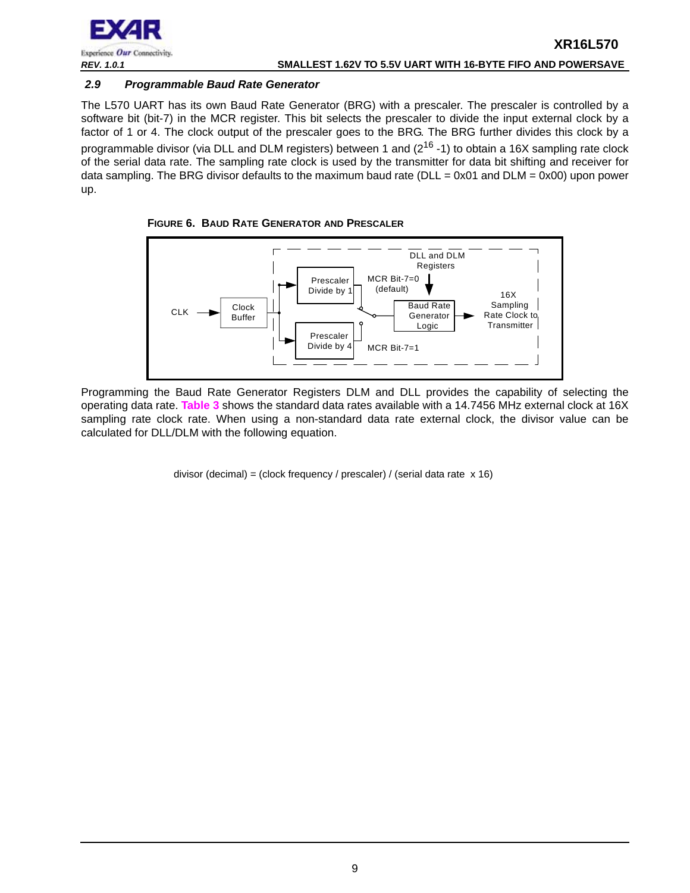### 2.9 Programmable Baud Rate Generator

The L570 UART has its own Baud Rate Generator (BRG) with a prescaler. The prescaler is controlled by a software bit (bit-7) in the MCR register. This bit selects the prescaler to divide the input external clock by a factor of 1 or 4. The clock output of the prescaler goes to the BRG. The BRG further divides this clock by a programmable divisor (via DLL and DLM registers) between 1 and ($2^{16}$ -1) to obtain a 16X sampling rate clock of the serial data rate. The sampling rate clock is used by the transmitter for data bit shifting and receiver for data sampling. The BRG divisor defaults to the maximum baud rate (DLL = 0x01 and DLM = 0x00) upon power up.

**FIGURE 6. BAUD RATE GENERATOR AND PRESCALER**

CLK → Clock Buffer → Prescaler Divide by 1 (MCR Bit-7=0 (default)) / Prescaler Divide by 4 (MCR Bit-7=1) → Baud Rate Generator Logic (DLL and DLM Registers) → 16X Sampling Rate Clock to Transmitter

Programming the Baud Rate Generator Registers DLM and DLL provides the capability of selecting the operating data rate. **Table 3** shows the standard data rates available with a 14.7456 MHz external clock at 16X sampling rate clock rate. When using a non-standard data rate external clock, the divisor value can be calculated for DLL/DLM with the following equation.

divisor (decimal) = (clock frequency / prescaler) / (serial data rate x 16)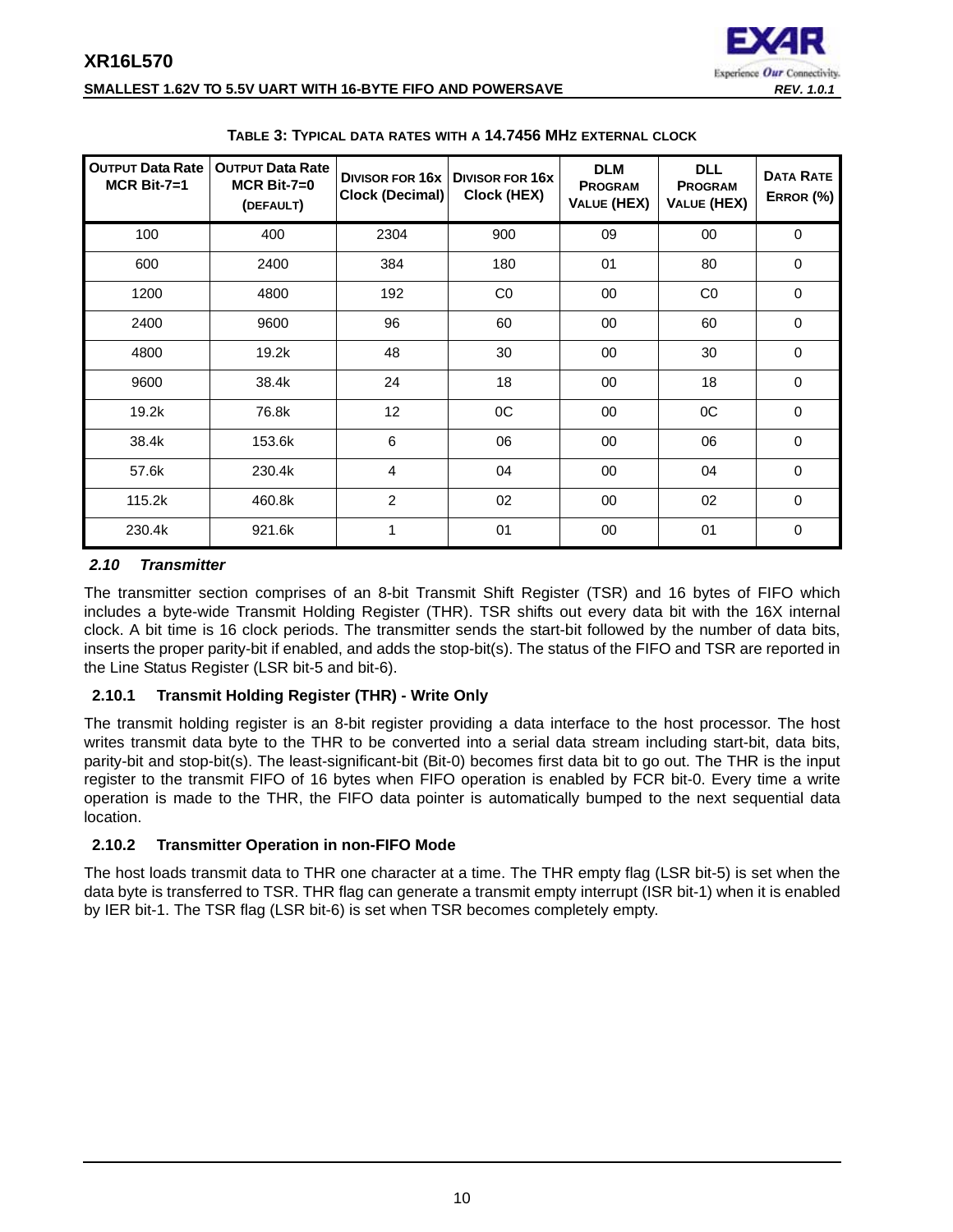**Table 3: Typical data rates with a 14.7456 MHz external clock**

| Output Data Rate MCR Bit-7=1 | Output Data Rate MCR Bit-7=0 (Default) | Divisor for 16x Clock (Decimal) | Divisor for 16x Clock (HEX) | DLM Program Value (HEX) | DLL Program Value (HEX) | Data Rate Error (%) |
|---|---|---|---|---|---|---|
| 100 | 400 | 2304 | 900 | 09 | 00 | 0 |
| 600 | 2400 | 384 | 180 | 01 | 80 | 0 |
| 1200 | 4800 | 192 | C0 | 00 | C0 | 0 |
| 2400 | 9600 | 96 | 60 | 00 | 60 | 0 |
| 4800 | 19.2k | 48 | 30 | 00 | 30 | 0 |
| 9600 | 38.4k | 24 | 18 | 00 | 18 | 0 |
| 19.2k | 76.8k | 12 | 0C | 00 | 0C | 0 |
| 38.4k | 153.6k | 6 | 06 | 00 | 06 | 0 |
| 57.6k | 230.4k | 4 | 04 | 00 | 04 | 0 |
| 115.2k | 460.8k | 2 | 02 | 00 | 02 | 0 |
| 230.4k | 921.6k | 1 | 01 | 00 | 01 | 0 |

### *2.10 Transmitter*

The transmitter section comprises of an 8-bit Transmit Shift Register (TSR) and 16 bytes of FIFO which includes a byte-wide Transmit Holding Register (THR). TSR shifts out every data bit with the 16X internal clock. A bit time is 16 clock periods. The transmitter sends the start-bit followed by the number of data bits, inserts the proper parity-bit if enabled, and adds the stop-bit(s). The status of the FIFO and TSR are reported in the Line Status Register (LSR bit-5 and bit-6).

#### 2.10.1 Transmit Holding Register (THR) - Write Only

The transmit holding register is an 8-bit register providing a data interface to the host processor. The host writes transmit data byte to the THR to be converted into a serial data stream including start-bit, data bits, parity-bit and stop-bit(s). The least-significant-bit (Bit-0) becomes first data bit to go out. The THR is the input register to the transmit FIFO of 16 bytes when FIFO operation is enabled by FCR bit-0. Every time a write operation is made to the THR, the FIFO data pointer is automatically bumped to the next sequential data location.

#### 2.10.2 Transmitter Operation in non-FIFO Mode

The host loads transmit data to THR one character at a time. The THR empty flag (LSR bit-5) is set when the data byte is transferred to TSR. THR flag can generate a transmit empty interrupt (ISR bit-1) when it is enabled by IER bit-1. The TSR flag (LSR bit-6) is set when TSR becomes completely empty.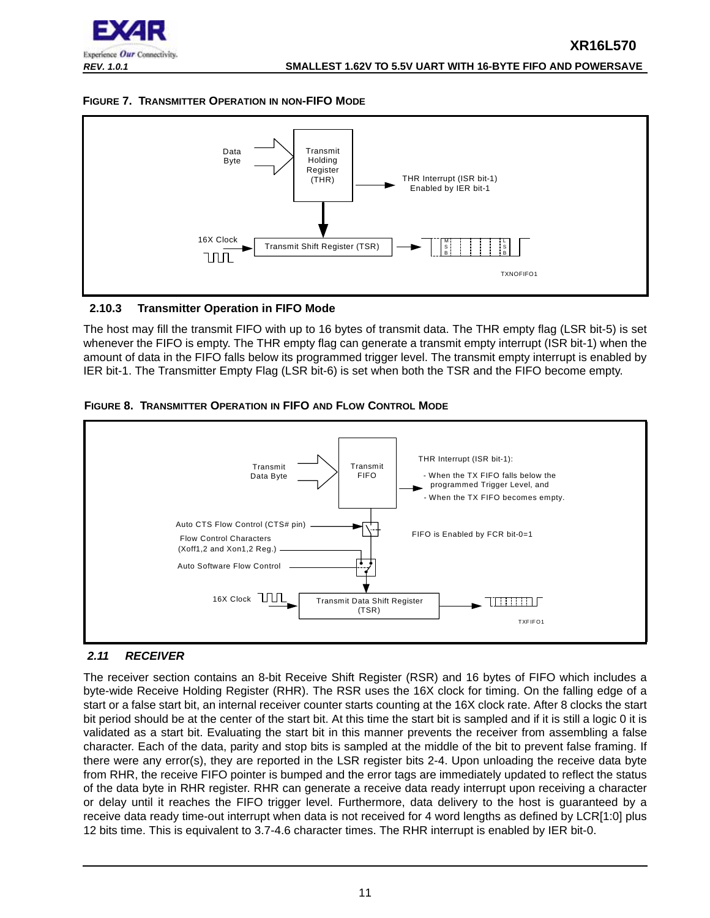**FIGURE 7. TRANSMITTER OPERATION IN NON-FIFO MODE**

Data Byte

Transmit Holding Register (THR)

THR Interrupt (ISR bit-1) Enabled by IER bit-1

16X Clock

Transmit Shift Register (TSR)

TXNOFIFO1

### 2.10.3 Transmitter Operation in FIFO Mode

The host may fill the transmit FIFO with up to 16 bytes of transmit data. The THR empty flag (LSR bit-5) is set whenever the FIFO is empty. The THR empty flag can generate a transmit empty interrupt (ISR bit-1) when the amount of data in the FIFO falls below its programmed trigger level. The transmit empty interrupt is enabled by IER bit-1. The Transmitter Empty Flag (LSR bit-6) is set when both the TSR and the FIFO become empty.

**FIGURE 8. TRANSMITTER OPERATION IN FIFO AND FLOW CONTROL MODE**

Transmit Data Byte

Transmit FIFO

THR Interrupt (ISR bit-1):
- When the TX FIFO falls below the programmed Trigger Level, and
- When the TX FIFO becomes empty.

Auto CTS Flow Control (CTS# pin)

Flow Control Characters (Xoff1,2 and Xon1,2 Reg.)

Auto Software Flow Control

FIFO is Enabled by FCR bit-0=1

16X Clock

Transmit Data Shift Register (TSR)

TXFIFO1

## *2.11 RECEIVER*

The receiver section contains an 8-bit Receive Shift Register (RSR) and 16 bytes of FIFO which includes a byte-wide Receive Holding Register (RHR). The RSR uses the 16X clock for timing. On the falling edge of a start or a false start bit, an internal receiver counter starts counting at the 16X clock rate. After 8 clocks the start bit period should be at the center of the start bit. At this time the start bit is sampled and if it is still a logic 0 it is validated as a start bit. Evaluating the start bit in this manner prevents the receiver from assembling a false character. Each of the data, parity and stop bits is sampled at the middle of the bit to prevent false framing. If there were any error(s), they are reported in the LSR register bits 2-4. Upon unloading the receive data byte from RHR, the receive FIFO pointer is bumped and the error tags are immediately updated to reflect the status of the data byte in RHR register. RHR can generate a receive data ready interrupt upon receiving a character or delay until it reaches the FIFO trigger level. Furthermore, data delivery to the host is guaranteed by a receive data ready time-out interrupt when data is not received for 4 word lengths as defined by LCR[1:0] plus 12 bits time. This is equivalent to 3.7-4.6 character times. The RHR interrupt is enabled by IER bit-0.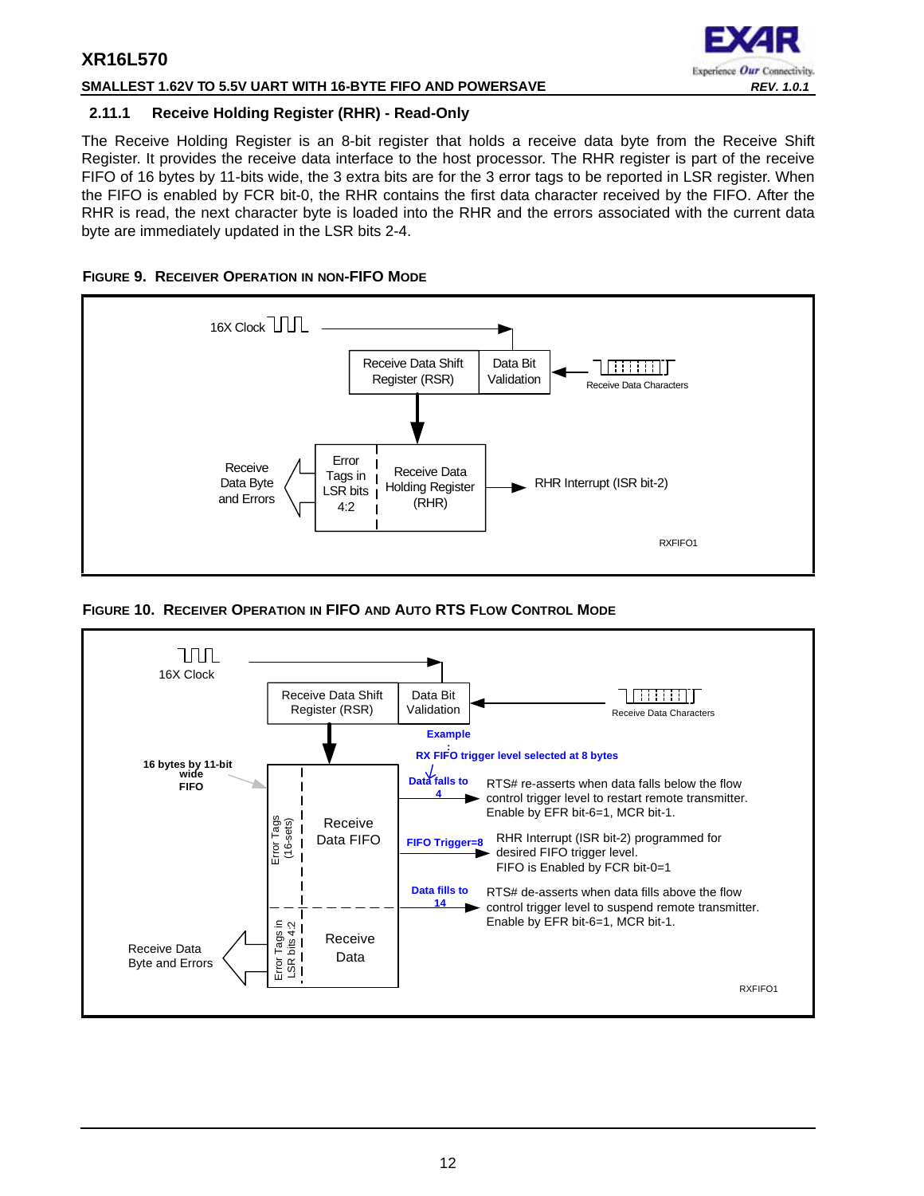### 2.11.1 Receive Holding Register (RHR) - Read-Only

The Receive Holding Register is an 8-bit register that holds a receive data byte from the Receive Shift Register. It provides the receive data interface to the host processor. The RHR register is part of the receive FIFO of 16 bytes by 11-bits wide, the 3 extra bits are for the 3 error tags to be reported in LSR register. When the FIFO is enabled by FCR bit-0, the RHR contains the first data character received by the FIFO. After the RHR is read, the next character byte is loaded into the RHR and the errors associated with the current data byte are immediately updated in the LSR bits 2-4.

**FIGURE 9. RECEIVER OPERATION IN NON-FIFO MODE**

16X Clock

Receive Data Shift Register (RSR) | Data Bit Validation

Receive Data Characters

Receive Data Byte and Errors

Error Tags in LSR bits 4:2 | Receive Data Holding Register (RHR)

RHR Interrupt (ISR bit-2)

RXFIFO1

**FIGURE 10. RECEIVER OPERATION IN FIFO AND AUTO RTS FLOW CONTROL MODE**

16X Clock

Receive Data Shift Register (RSR) | Data Bit Validation

Receive Data Characters

Example: RX FIFO trigger level selected at 8 bytes

16 bytes by 11-bit wide FIFO

Error Tags (16-sets) | Receive Data FIFO

Data falls to 4 → RTS# re-asserts when data falls below the flow control trigger level to restart remote transmitter. Enable by EFR bit-6=1, MCR bit-1.

FIFO Trigger=8 → RHR Interrupt (ISR bit-2) programmed for desired FIFO trigger level. FIFO is Enabled by FCR bit-0=1

Data fills to 14 → RTS# de-asserts when data fills above the flow control trigger level to suspend remote transmitter. Enable by EFR bit-6=1, MCR bit-1.

Receive Data Byte and Errors

Error Tags in LSR bits 4:2 | Receive Data

RXFIFO1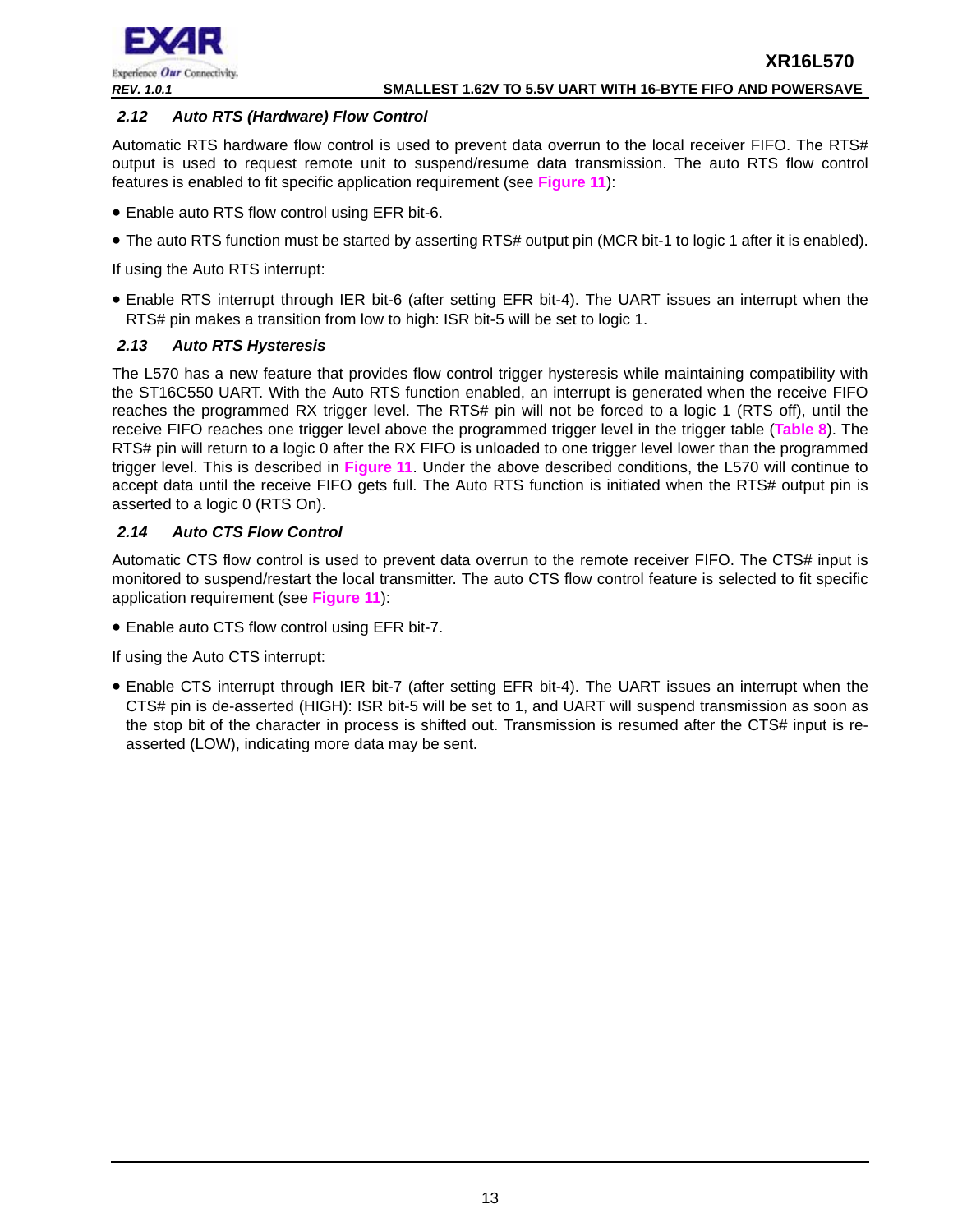### 2.12 Auto RTS (Hardware) Flow Control

Automatic RTS hardware flow control is used to prevent data overrun to the local receiver FIFO. The RTS# output is used to request remote unit to suspend/resume data transmission. The auto RTS flow control features is enabled to fit specific application requirement (see **Figure 11**):

- Enable auto RTS flow control using EFR bit-6.
- The auto RTS function must be started by asserting RTS# output pin (MCR bit-1 to logic 1 after it is enabled).

If using the Auto RTS interrupt:

- Enable RTS interrupt through IER bit-6 (after setting EFR bit-4). The UART issues an interrupt when the RTS# pin makes a transition from low to high: ISR bit-5 will be set to logic 1.

### 2.13 Auto RTS Hysteresis

The L570 has a new feature that provides flow control trigger hysteresis while maintaining compatibility with the ST16C550 UART. With the Auto RTS function enabled, an interrupt is generated when the receive FIFO reaches the programmed RX trigger level. The RTS# pin will not be forced to a logic 1 (RTS off), until the receive FIFO reaches one trigger level above the programmed trigger level in the trigger table (**Table 8**). The RTS# pin will return to a logic 0 after the RX FIFO is unloaded to one trigger level lower than the programmed trigger level. This is described in **Figure 11**. Under the above described conditions, the L570 will continue to accept data until the receive FIFO gets full. The Auto RTS function is initiated when the RTS# output pin is asserted to a logic 0 (RTS On).

### 2.14 Auto CTS Flow Control

Automatic CTS flow control is used to prevent data overrun to the remote receiver FIFO. The CTS# input is monitored to suspend/restart the local transmitter. The auto CTS flow control feature is selected to fit specific application requirement (see **Figure 11**):

- Enable auto CTS flow control using EFR bit-7.

If using the Auto CTS interrupt:

- Enable CTS interrupt through IER bit-7 (after setting EFR bit-4). The UART issues an interrupt when the CTS# pin is de-asserted (HIGH): ISR bit-5 will be set to 1, and UART will suspend transmission as soon as the stop bit of the character in process is shifted out. Transmission is resumed after the CTS# input is re-asserted (LOW), indicating more data may be sent.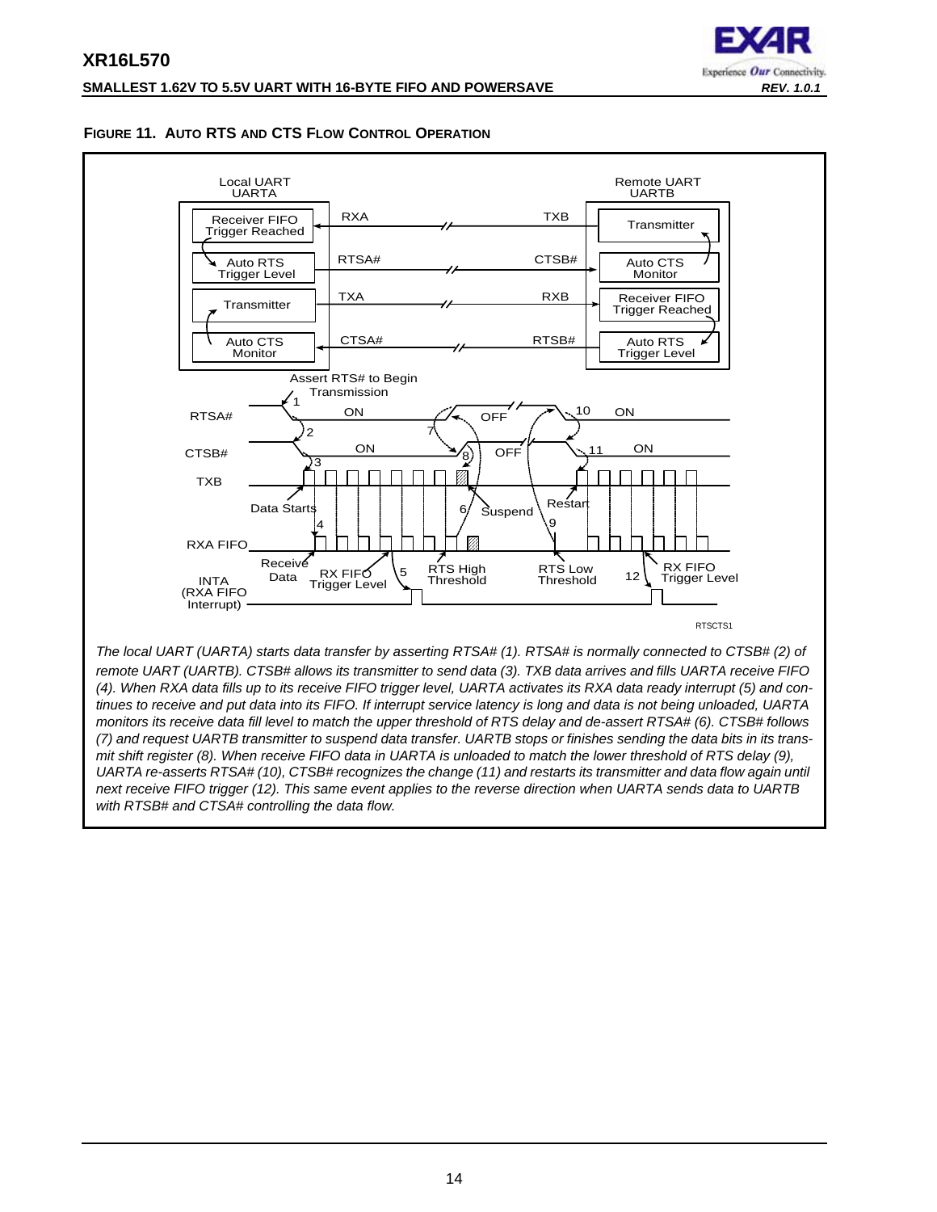**FIGURE 11. AUTO RTS AND CTS FLOW CONTROL OPERATION**

*The local UART (UARTA) starts data transfer by asserting RTSA# (1). RTSA# is normally connected to CTSB# (2) of remote UART (UARTB). CTSB# allows its transmitter to send data (3). TXB data arrives and fills UARTA receive FIFO (4). When RXA data fills up to its receive FIFO trigger level, UARTA activates its RXA data ready interrupt (5) and continues to receive and put data into its FIFO. If interrupt service latency is long and data is not being unloaded, UARTA monitors its receive data fill level to match the upper threshold of RTS delay and de-assert RTSA# (6). CTSB# follows (7) and request UARTB transmitter to suspend data transfer. UARTB stops or finishes sending the data bits in its transmit shift register (8). When receive FIFO data in UARTA is unloaded to match the lower threshold of RTS delay (9), UARTA re-asserts RTSA# (10), CTSB# recognizes the change (11) and restarts its transmitter and data flow again until next receive FIFO trigger (12). This same event applies to the reverse direction when UARTA sends data to UARTB with RTSB# and CTSA# controlling the data flow.*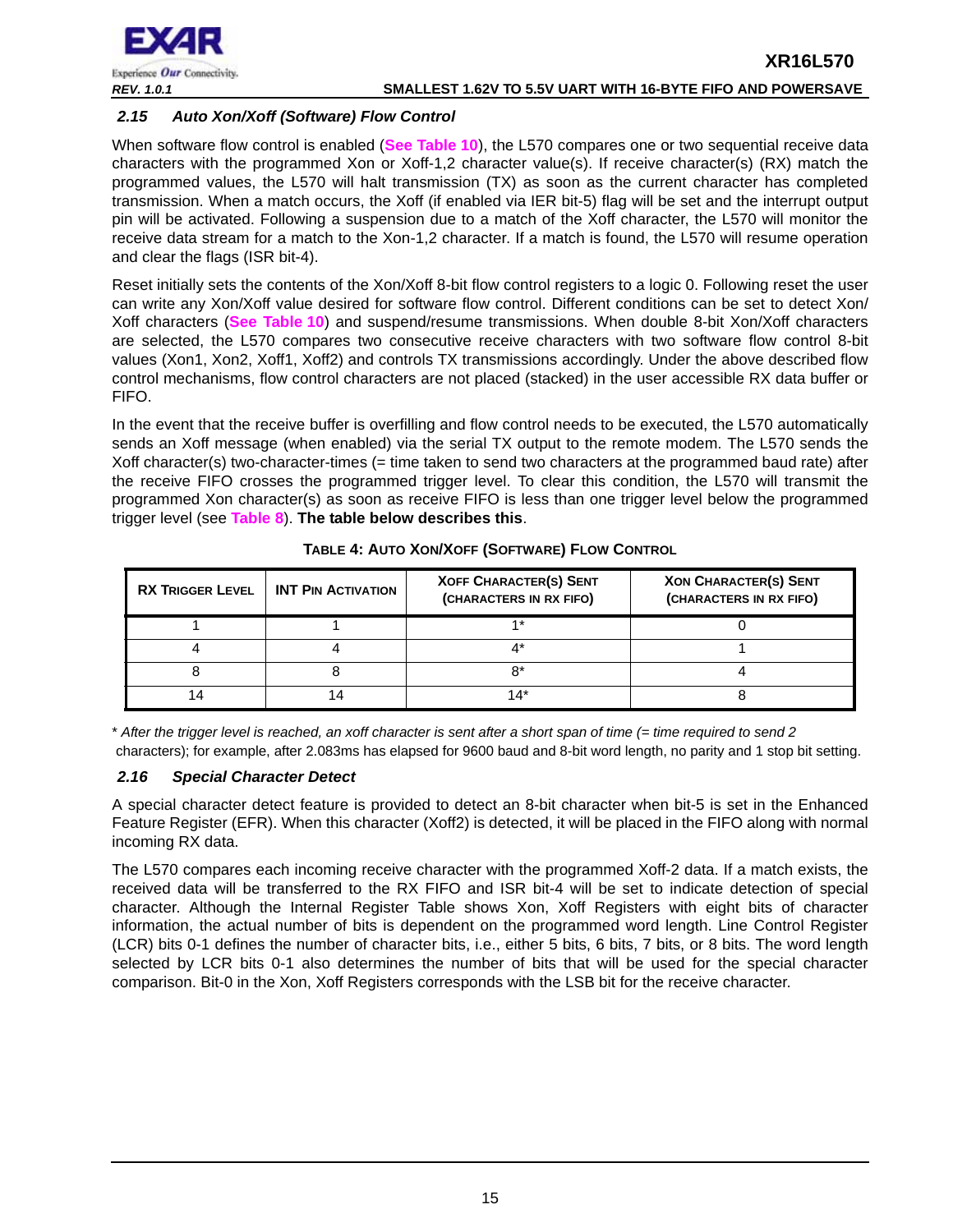### 2.15 Auto Xon/Xoff (Software) Flow Control

When software flow control is enabled (**See Table 10**), the L570 compares one or two sequential receive data characters with the programmed Xon or Xoff-1,2 character value(s). If receive character(s) (RX) match the programmed values, the L570 will halt transmission (TX) as soon as the current character has completed transmission. When a match occurs, the Xoff (if enabled via IER bit-5) flag will be set and the interrupt output pin will be activated. Following a suspension due to a match of the Xoff character, the L570 will monitor the receive data stream for a match to the Xon-1,2 character. If a match is found, the L570 will resume operation and clear the flags (ISR bit-4).

Reset initially sets the contents of the Xon/Xoff 8-bit flow control registers to a logic 0. Following reset the user can write any Xon/Xoff value desired for software flow control. Different conditions can be set to detect Xon/Xoff characters (**See Table 10**) and suspend/resume transmissions. When double 8-bit Xon/Xoff characters are selected, the L570 compares two consecutive receive characters with two software flow control 8-bit values (Xon1, Xon2, Xoff1, Xoff2) and controls TX transmissions accordingly. Under the above described flow control mechanisms, flow control characters are not placed (stacked) in the user accessible RX data buffer or FIFO.

In the event that the receive buffer is overfilling and flow control needs to be executed, the L570 automatically sends an Xoff message (when enabled) via the serial TX output to the remote modem. The L570 sends the Xoff character(s) two-character-times (= time taken to send two characters at the programmed baud rate) after the receive FIFO crosses the programmed trigger level. To clear this condition, the L570 will transmit the programmed Xon character(s) as soon as receive FIFO is less than one trigger level below the programmed trigger level (see **Table 8**). **The table below describes this**.

**TABLE 4: AUTO XON/XOFF (SOFTWARE) FLOW CONTROL**

| RX TRIGGER LEVEL | INT PIN ACTIVATION | XOFF CHARACTER(S) SENT (CHARACTERS IN RX FIFO) | XON CHARACTER(S) SENT (CHARACTERS IN RX FIFO) |
|---|---|---|---|
| 1 | 1 | 1* | 0 |
| 4 | 4 | 4* | 1 |
| 8 | 8 | 8* | 4 |
| 14 | 14 | 14* | 8 |

* *After the trigger level is reached, an xoff character is sent after a short span of time (= time required to send 2 characters); for example, after 2.083ms has elapsed for 9600 baud and 8-bit word length, no parity and 1 stop bit setting.*

### 2.16 Special Character Detect

A special character detect feature is provided to detect an 8-bit character when bit-5 is set in the Enhanced Feature Register (EFR). When this character (Xoff2) is detected, it will be placed in the FIFO along with normal incoming RX data.

The L570 compares each incoming receive character with the programmed Xoff-2 data. If a match exists, the received data will be transferred to the RX FIFO and ISR bit-4 will be set to indicate detection of special character. Although the Internal Register Table shows Xon, Xoff Registers with eight bits of character information, the actual number of bits is dependent on the programmed word length. Line Control Register (LCR) bits 0-1 defines the number of character bits, i.e., either 5 bits, 6 bits, 7 bits, or 8 bits. The word length selected by LCR bits 0-1 also determines the number of bits that will be used for the special character comparison. Bit-0 in the Xon, Xoff Registers corresponds with the LSB bit for the receive character.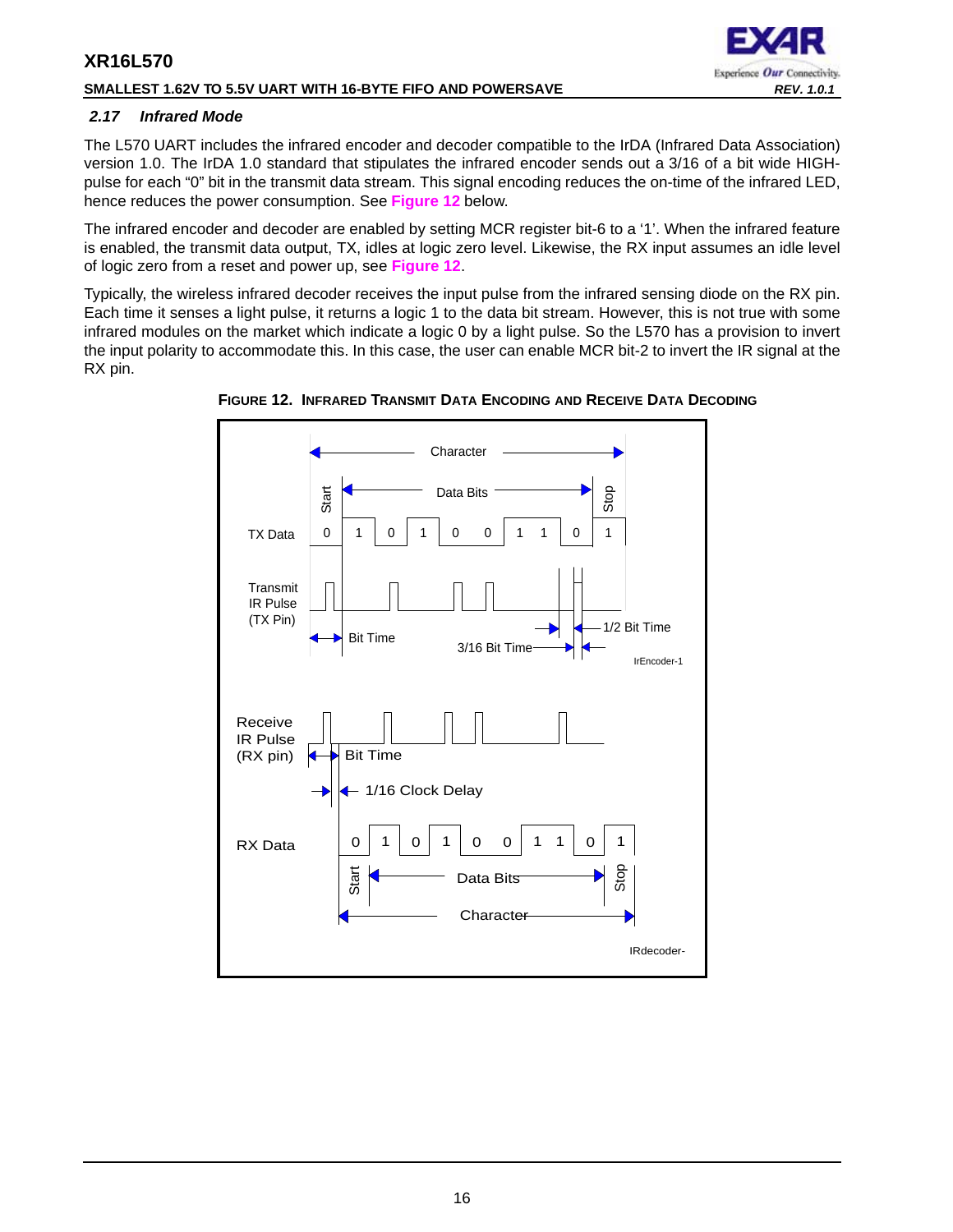### 2.17 Infrared Mode

The L570 UART includes the infrared encoder and decoder compatible to the IrDA (Infrared Data Association) version 1.0. The IrDA 1.0 standard that stipulates the infrared encoder sends out a 3/16 of a bit wide HIGH-pulse for each "0" bit in the transmit data stream. This signal encoding reduces the on-time of the infrared LED, hence reduces the power consumption. See **Figure 12** below.

The infrared encoder and decoder are enabled by setting MCR register bit-6 to a '1'. When the infrared feature is enabled, the transmit data output, TX, idles at logic zero level. Likewise, the RX input assumes an idle level of logic zero from a reset and power up, see **Figure 12**.

Typically, the wireless infrared decoder receives the input pulse from the infrared sensing diode on the RX pin. Each time it senses a light pulse, it returns a logic 1 to the data bit stream. However, this is not true with some infrared modules on the market which indicate a logic 0 by a light pulse. So the L570 has a provision to invert the input polarity to accommodate this. In this case, the user can enable MCR bit-2 to invert the IR signal at the RX pin.

**FIGURE 12. INFRARED TRANSMIT DATA ENCODING AND RECEIVE DATA DECODING**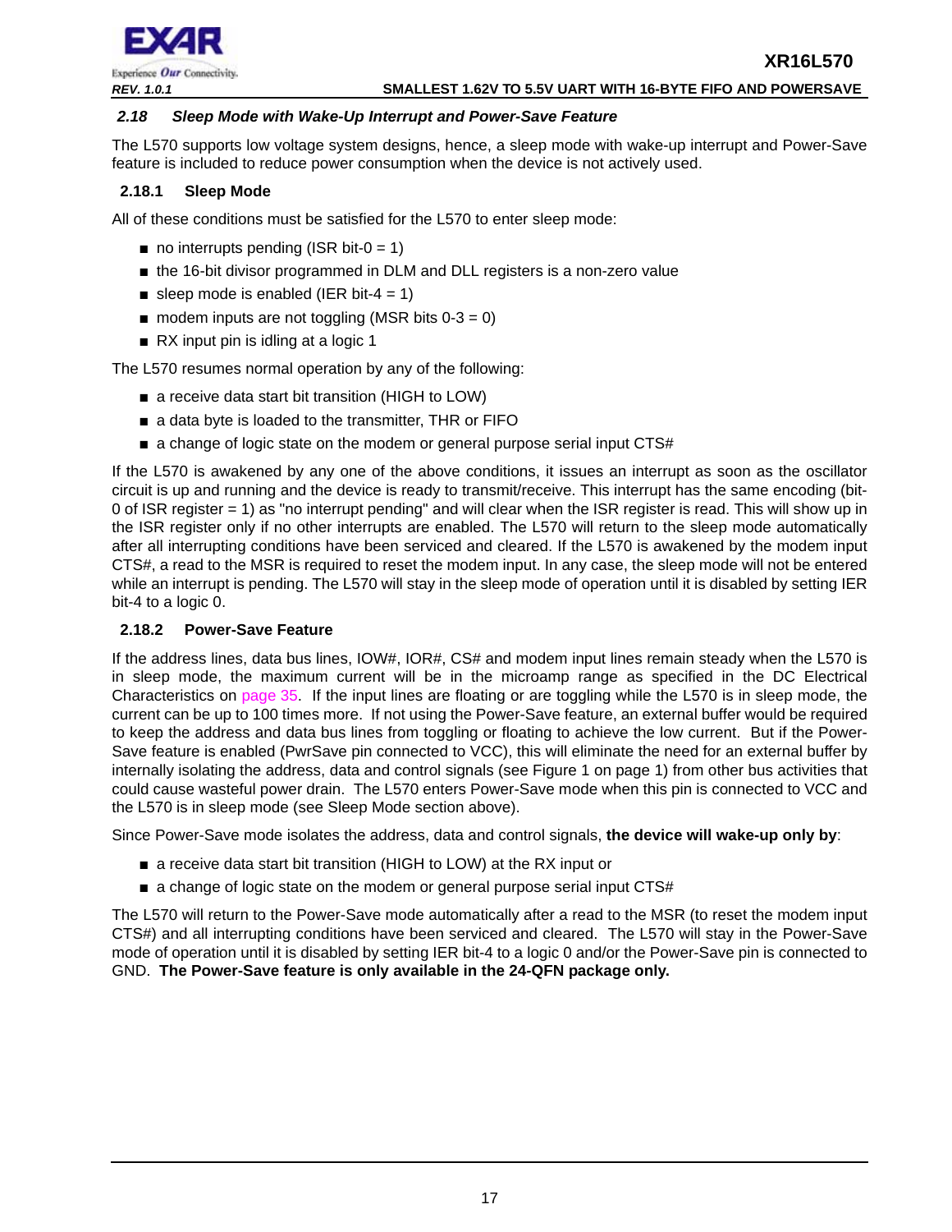## *2.18 Sleep Mode with Wake-Up Interrupt and Power-Save Feature*

The L570 supports low voltage system designs, hence, a sleep mode with wake-up interrupt and Power-Save feature is included to reduce power consumption when the device is not actively used.

### 2.18.1 Sleep Mode

All of these conditions must be satisfied for the L570 to enter sleep mode:

- no interrupts pending (ISR bit-0 = 1)
- the 16-bit divisor programmed in DLM and DLL registers is a non-zero value
- sleep mode is enabled (IER bit-4 = 1)
- modem inputs are not toggling (MSR bits 0-3 = 0)
- RX input pin is idling at a logic 1

The L570 resumes normal operation by any of the following:

- a receive data start bit transition (HIGH to LOW)
- a data byte is loaded to the transmitter, THR or FIFO
- a change of logic state on the modem or general purpose serial input CTS#

If the L570 is awakened by any one of the above conditions, it issues an interrupt as soon as the oscillator circuit is up and running and the device is ready to transmit/receive. This interrupt has the same encoding (bit-0 of ISR register = 1) as "no interrupt pending" and will clear when the ISR register is read. This will show up in the ISR register only if no other interrupts are enabled. The L570 will return to the sleep mode automatically after all interrupting conditions have been serviced and cleared. If the L570 is awakened by the modem input CTS#, a read to the MSR is required to reset the modem input. In any case, the sleep mode will not be entered while an interrupt is pending. The L570 will stay in the sleep mode of operation until it is disabled by setting IER bit-4 to a logic 0.

### 2.18.2 Power-Save Feature

If the address lines, data bus lines, IOW#, IOR#, CS# and modem input lines remain steady when the L570 is in sleep mode, the maximum current will be in the microamp range as specified in the DC Electrical Characteristics on page 35. If the input lines are floating or are toggling while the L570 is in sleep mode, the current can be up to 100 times more. If not using the Power-Save feature, an external buffer would be required to keep the address and data bus lines from toggling or floating to achieve the low current. But if the Power-Save feature is enabled (PwrSave pin connected to VCC), this will eliminate the need for an external buffer by internally isolating the address, data and control signals (see Figure 1 on page 1) from other bus activities that could cause wasteful power drain. The L570 enters Power-Save mode when this pin is connected to VCC and the L570 is in sleep mode (see Sleep Mode section above).

Since Power-Save mode isolates the address, data and control signals, **the device will wake-up only by**:

- a receive data start bit transition (HIGH to LOW) at the RX input or
- a change of logic state on the modem or general purpose serial input CTS#

The L570 will return to the Power-Save mode automatically after a read to the MSR (to reset the modem input CTS#) and all interrupting conditions have been serviced and cleared. The L570 will stay in the Power-Save mode of operation until it is disabled by setting IER bit-4 to a logic 0 and/or the Power-Save pin is connected to GND. **The Power-Save feature is only available in the 24-QFN package only.**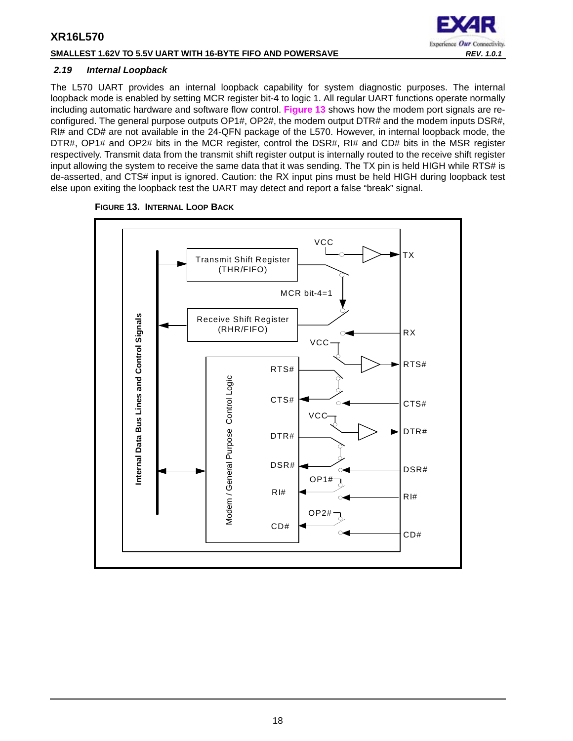### 2.19 Internal Loopback

The L570 UART provides an internal loopback capability for system diagnostic purposes. The internal loopback mode is enabled by setting MCR register bit-4 to logic 1. All regular UART functions operate normally including automatic hardware and software flow control. **Figure 13** shows how the modem port signals are re-configured. The general purpose outputs OP1#, OP2#, the modem output DTR# and the modem inputs DSR#, RI# and CD# are not available in the 24-QFN package of the L570. However, in internal loopback mode, the DTR#, OP1# and OP2# bits in the MCR register, control the DSR#, RI# and CD# bits in the MSR register respectively. Transmit data from the transmit shift register output is internally routed to the receive shift register input allowing the system to receive the same data that it was sending. The TX pin is held HIGH while RTS# is de-asserted, and CTS# input is ignored. Caution: the RX input pins must be held HIGH during loopback test else upon exiting the loopback test the UART may detect and report a false "break" signal.

**FIGURE 13. INTERNAL LOOP BACK**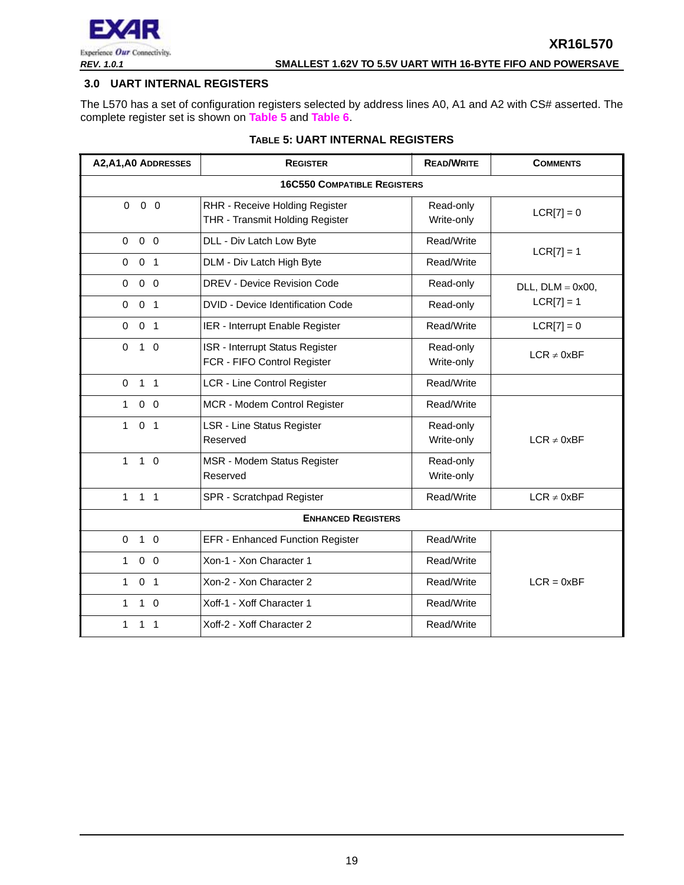## 3.0 UART INTERNAL REGISTERS

The L570 has a set of configuration registers selected by address lines A0, A1 and A2 with CS# asserted. The complete register set is shown on **Table 5** and **Table 6**.

**TABLE 5: UART INTERNAL REGISTERS**

| A2,A1,A0 ADDRESSES | REGISTER | READ/WRITE | COMMENTS |
|---|---|---|---|
| **16C550 COMPATIBLE REGISTERS** | | | |
| 0 0 0 | RHR - Receive Holding Register<br>THR - Transmit Holding Register | Read-only<br>Write-only | LCR[7] = 0 |
| 0 0 0 | DLL - Div Latch Low Byte | Read/Write | LCR[7] = 1 |
| 0 0 1 | DLM - Div Latch High Byte | Read/Write | |
| 0 0 0 | DREV - Device Revision Code | Read-only | DLL, DLM = 0x00, LCR[7] = 1 |
| 0 0 1 | DVID - Device Identification Code | Read-only | |
| 0 0 1 | IER - Interrupt Enable Register | Read/Write | LCR[7] = 0 |
| 0 1 0 | ISR - Interrupt Status Register<br>FCR - FIFO Control Register | Read-only<br>Write-only | LCR ≠ 0xBF |
| 0 1 1 | LCR - Line Control Register | Read/Write | |
| 1 0 0 | MCR - Modem Control Register | Read/Write | LCR ≠ 0xBF |
| 1 0 1 | LSR - Line Status Register<br>Reserved | Read-only<br>Write-only | |
| 1 1 0 | MSR - Modem Status Register<br>Reserved | Read-only<br>Write-only | |
| 1 1 1 | SPR - Scratchpad Register | Read/Write | LCR ≠ 0xBF |
| **ENHANCED REGISTERS** | | | |
| 0 1 0 | EFR - Enhanced Function Register | Read/Write | LCR = 0xBF |
| 1 0 0 | Xon-1 - Xon Character 1 | Read/Write | |
| 1 0 1 | Xon-2 - Xon Character 2 | Read/Write | |
| 1 1 0 | Xoff-1 - Xoff Character 1 | Read/Write | |
| 1 1 1 | Xoff-2 - Xoff Character 2 | Read/Write | |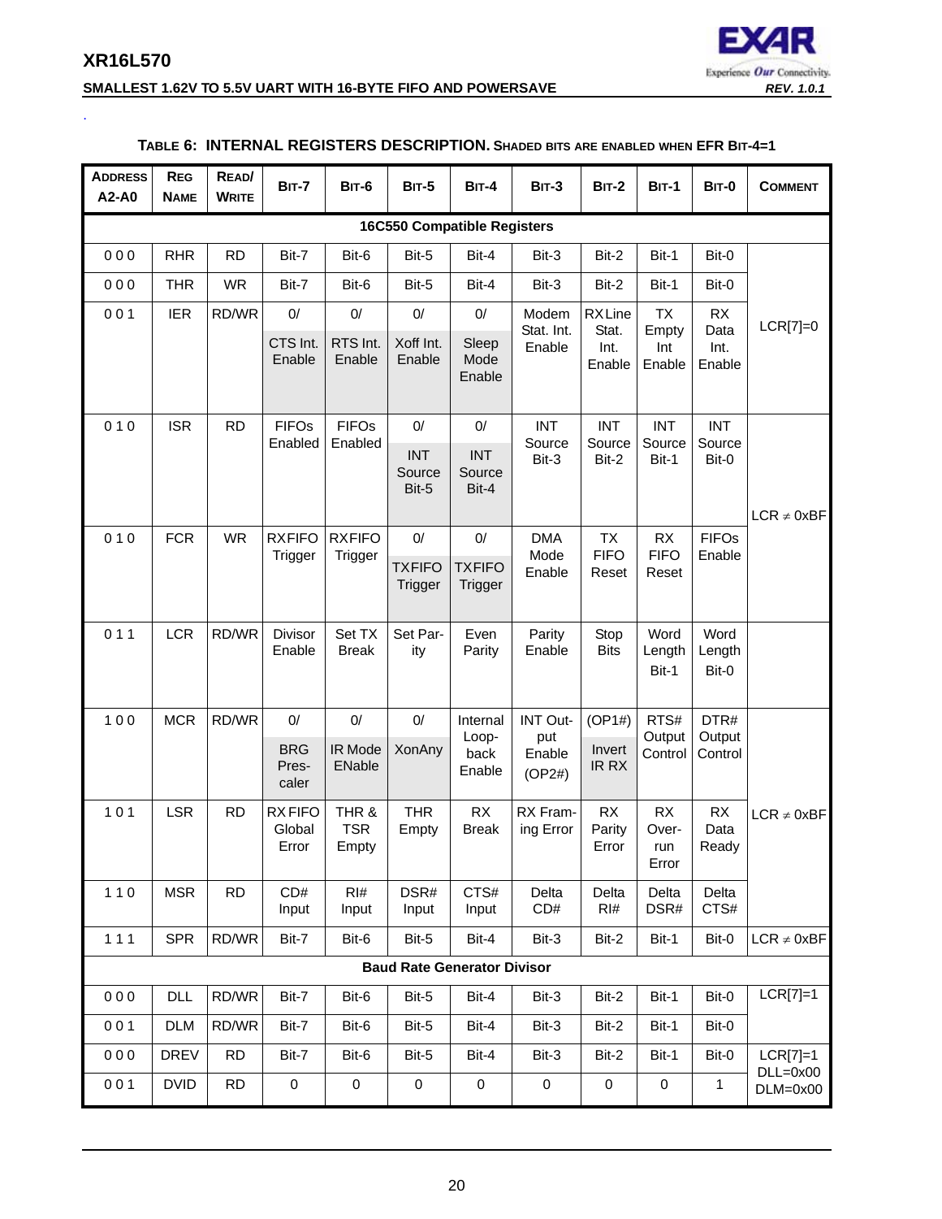**TABLE 6: INTERNAL REGISTERS DESCRIPTION.** SHADED BITS ARE ENABLED WHEN EFR BIT-4=1

| ADDRESS A2-A0 | REG NAME | READ/ WRITE | BIT-7 | BIT-6 | BIT-5 | BIT-4 | BIT-3 | BIT-2 | BIT-1 | BIT-0 | COMMENT |
|---|---|---|---|---|---|---|---|---|---|---|---|
| **16C550 Compatible Registers** | | | | | | | | | | | |
| 0 0 0 | RHR | RD | Bit-7 | Bit-6 | Bit-5 | Bit-4 | Bit-3 | Bit-2 | Bit-1 | Bit-0 | LCR[7]=0 |
| 0 0 0 | THR | WR | Bit-7 | Bit-6 | Bit-5 | Bit-4 | Bit-3 | Bit-2 | Bit-1 | Bit-0 | |
| 0 0 1 | IER | RD/WR | 0/ CTS Int. Enable | 0/ RTS Int. Enable | 0/ Xoff Int. Enable | 0/ Sleep Mode Enable | Modem Stat. Int. Enable | RX Line Stat. Int. Enable | TX Empty Int Enable | RX Data Int. Enable | |
| 0 1 0 | ISR | RD | FIFOs Enabled | FIFOs Enabled | 0/ INT Source Bit-5 | 0/ INT Source Bit-4 | INT Source Bit-3 | INT Source Bit-2 | INT Source Bit-1 | INT Source Bit-0 | LCR ≠ 0xBF |
| 0 1 0 | FCR | WR | RXFIFO Trigger | RXFIFO Trigger | 0/ TXFIFO Trigger | 0/ TXFIFO Trigger | DMA Mode Enable | TX FIFO Reset | RX FIFO Reset | FIFOs Enable | |
| 0 1 1 | LCR | RD/WR | Divisor Enable | Set TX Break | Set Parity | Even Parity | Parity Enable | Stop Bits | Word Length Bit-1 | Word Length Bit-0 | |
| 1 0 0 | MCR | RD/WR | 0/ BRG Prescaler | 0/ IR Mode ENable | 0/ XonAny | Internal Loopback Enable | INT Output Enable (OP2#) | (OP1#) Invert IR RX | RTS# Output Control | DTR# Output Control | |
| 1 0 1 | LSR | RD | RX FIFO Global Error | THR & TSR Empty | THR Empty | RX Break | RX Framing Error | RX Parity Error | RX Overrun Error | RX Data Ready | LCR ≠ 0xBF |
| 1 1 0 | MSR | RD | CD# Input | RI# Input | DSR# Input | CTS# Input | Delta CD# | Delta RI# | Delta DSR# | Delta CTS# | |
| 1 1 1 | SPR | RD/WR | Bit-7 | Bit-6 | Bit-5 | Bit-4 | Bit-3 | Bit-2 | Bit-1 | Bit-0 | LCR ≠ 0xBF |
| **Baud Rate Generator Divisor** | | | | | | | | | | | |
| 0 0 0 | DLL | RD/WR | Bit-7 | Bit-6 | Bit-5 | Bit-4 | Bit-3 | Bit-2 | Bit-1 | Bit-0 | LCR[7]=1 |
| 0 0 1 | DLM | RD/WR | Bit-7 | Bit-6 | Bit-5 | Bit-4 | Bit-3 | Bit-2 | Bit-1 | Bit-0 | |
| 0 0 0 | DREV | RD | Bit-7 | Bit-6 | Bit-5 | Bit-4 | Bit-3 | Bit-2 | Bit-1 | Bit-0 | LCR[7]=1 DLL=0x00 DLM=0x00 |
| 0 0 1 | DVID | RD | 0 | 0 | 0 | 0 | 0 | 0 | 0 | 1 | |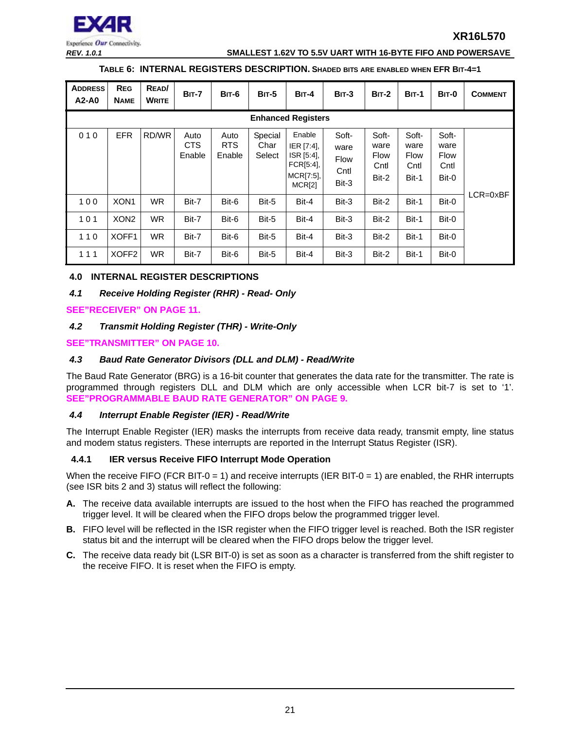**TABLE 6: INTERNAL REGISTERS DESCRIPTION.** SHADED BITS ARE ENABLED WHEN EFR BIT-4=1

| ADDRESS A2-A0 | REG NAME | READ/ WRITE | BIT-7 | BIT-6 | BIT-5 | BIT-4 | BIT-3 | BIT-2 | BIT-1 | BIT-0 | COMMENT |
|---|---|---|---|---|---|---|---|---|---|---|---|
| **Enhanced Registers** | | | | | | | | | | | |
| 0 1 0 | EFR | RD/WR | Auto CTS Enable | Auto RTS Enable | Special Char Select | Enable IER [7:4], ISR [5:4], FCR[5:4], MCR[7:5], MCR[2] | Soft-ware Flow Cntl Bit-3 | Soft-ware Flow Cntl Bit-2 | Soft-ware Flow Cntl Bit-1 | Soft-ware Flow Cntl Bit-0 | LCR=0xBF |
| 1 0 0 | XON1 | WR | Bit-7 | Bit-6 | Bit-5 | Bit-4 | Bit-3 | Bit-2 | Bit-1 | Bit-0 | |
| 1 0 1 | XON2 | WR | Bit-7 | Bit-6 | Bit-5 | Bit-4 | Bit-3 | Bit-2 | Bit-1 | Bit-0 | |
| 1 1 0 | XOFF1 | WR | Bit-7 | Bit-6 | Bit-5 | Bit-4 | Bit-3 | Bit-2 | Bit-1 | Bit-0 | |
| 1 1 1 | XOFF2 | WR | Bit-7 | Bit-6 | Bit-5 | Bit-4 | Bit-3 | Bit-2 | Bit-1 | Bit-0 | |

## 4.0 INTERNAL REGISTER DESCRIPTIONS

### *4.1 Receive Holding Register (RHR) - Read- Only*

**SEE"RECEIVER" ON PAGE 11.**

### *4.2 Transmit Holding Register (THR) - Write-Only*

**SEE"TRANSMITTER" ON PAGE 10.**

### *4.3 Baud Rate Generator Divisors (DLL and DLM) - Read/Write*

The Baud Rate Generator (BRG) is a 16-bit counter that generates the data rate for the transmitter. The rate is programmed through registers DLL and DLM which are only accessible when LCR bit-7 is set to '1'. **SEE"PROGRAMMABLE BAUD RATE GENERATOR" ON PAGE 9.**

### *4.4 Interrupt Enable Register (IER) - Read/Write*

The Interrupt Enable Register (IER) masks the interrupts from receive data ready, transmit empty, line status and modem status registers. These interrupts are reported in the Interrupt Status Register (ISR).

#### 4.4.1 IER versus Receive FIFO Interrupt Mode Operation

When the receive FIFO (FCR BIT-0 = 1) and receive interrupts (IER BIT-0 = 1) are enabled, the RHR interrupts (see ISR bits 2 and 3) status will reflect the following:

**A.** The receive data available interrupts are issued to the host when the FIFO has reached the programmed trigger level. It will be cleared when the FIFO drops below the programmed trigger level.

**B.** FIFO level will be reflected in the ISR register when the FIFO trigger level is reached. Both the ISR register status bit and the interrupt will be cleared when the FIFO drops below the trigger level.

**C.** The receive data ready bit (LSR BIT-0) is set as soon as a character is transferred from the shift register to the receive FIFO. It is reset when the FIFO is empty.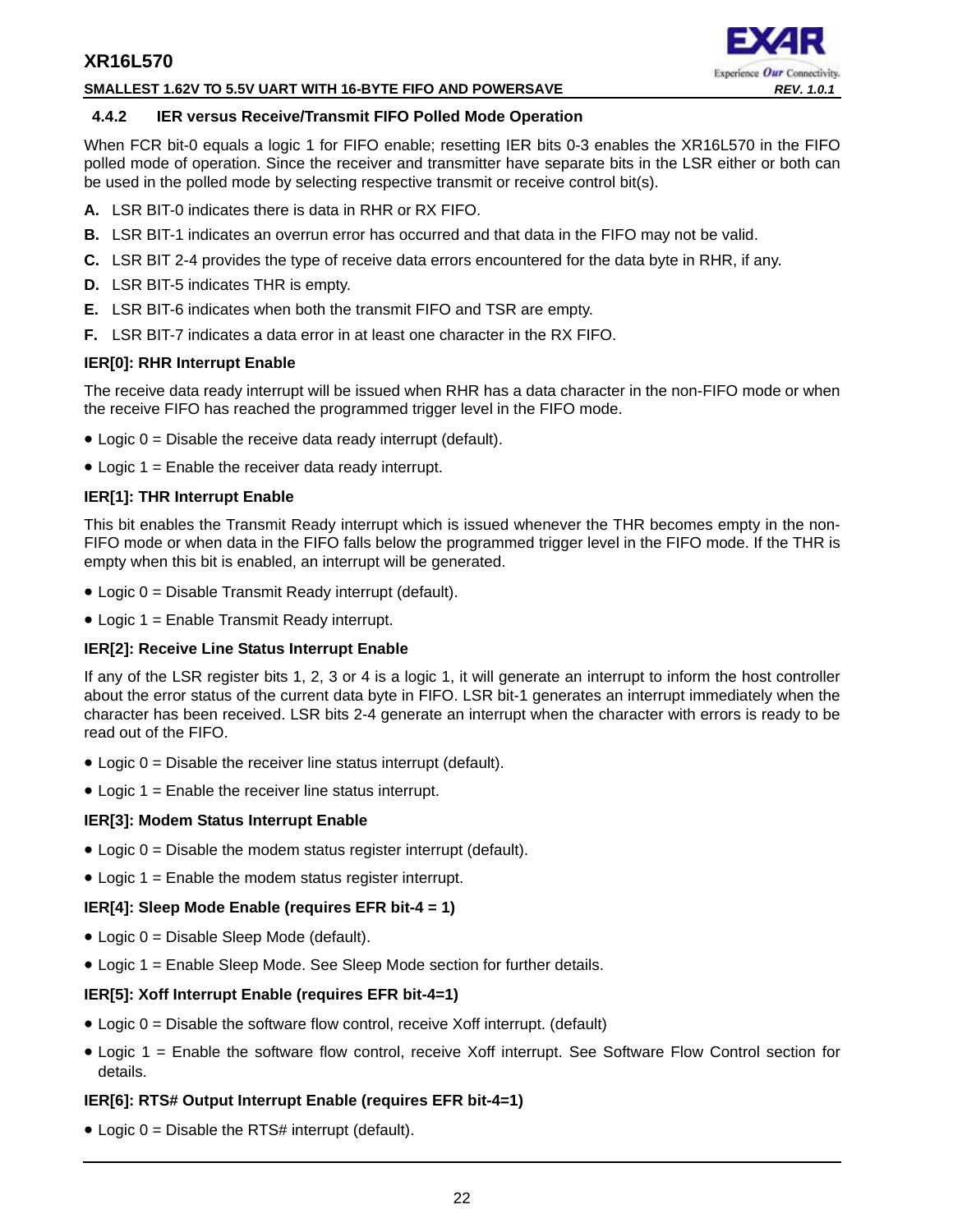### 4.4.2 IER versus Receive/Transmit FIFO Polled Mode Operation

When FCR bit-0 equals a logic 1 for FIFO enable; resetting IER bits 0-3 enables the XR16L570 in the FIFO polled mode of operation. Since the receiver and transmitter have separate bits in the LSR either or both can be used in the polled mode by selecting respective transmit or receive control bit(s).

**A.** LSR BIT-0 indicates there is data in RHR or RX FIFO.

**B.** LSR BIT-1 indicates an overrun error has occurred and that data in the FIFO may not be valid.

**C.** LSR BIT 2-4 provides the type of receive data errors encountered for the data byte in RHR, if any.

**D.** LSR BIT-5 indicates THR is empty.

**E.** LSR BIT-6 indicates when both the transmit FIFO and TSR are empty.

**F.** LSR BIT-7 indicates a data error in at least one character in the RX FIFO.

**IER[0]: RHR Interrupt Enable**

The receive data ready interrupt will be issued when RHR has a data character in the non-FIFO mode or when the receive FIFO has reached the programmed trigger level in the FIFO mode.

- Logic 0 = Disable the receive data ready interrupt (default).
- Logic 1 = Enable the receiver data ready interrupt.

**IER[1]: THR Interrupt Enable**

This bit enables the Transmit Ready interrupt which is issued whenever the THR becomes empty in the non-FIFO mode or when data in the FIFO falls below the programmed trigger level in the FIFO mode. If the THR is empty when this bit is enabled, an interrupt will be generated.

- Logic 0 = Disable Transmit Ready interrupt (default).
- Logic 1 = Enable Transmit Ready interrupt.

**IER[2]: Receive Line Status Interrupt Enable**

If any of the LSR register bits 1, 2, 3 or 4 is a logic 1, it will generate an interrupt to inform the host controller about the error status of the current data byte in FIFO. LSR bit-1 generates an interrupt immediately when the character has been received. LSR bits 2-4 generate an interrupt when the character with errors is ready to be read out of the FIFO.

- Logic 0 = Disable the receiver line status interrupt (default).
- Logic 1 = Enable the receiver line status interrupt.

**IER[3]: Modem Status Interrupt Enable**

- Logic 0 = Disable the modem status register interrupt (default).
- Logic 1 = Enable the modem status register interrupt.

**IER[4]: Sleep Mode Enable (requires EFR bit-4 = 1)**

- Logic 0 = Disable Sleep Mode (default).
- Logic 1 = Enable Sleep Mode. See Sleep Mode section for further details.

**IER[5]: Xoff Interrupt Enable (requires EFR bit-4=1)**

- Logic 0 = Disable the software flow control, receive Xoff interrupt. (default)
- Logic 1 = Enable the software flow control, receive Xoff interrupt. See Software Flow Control section for details.

**IER[6]: RTS# Output Interrupt Enable (requires EFR bit-4=1)**

- Logic 0 = Disable the RTS# interrupt (default).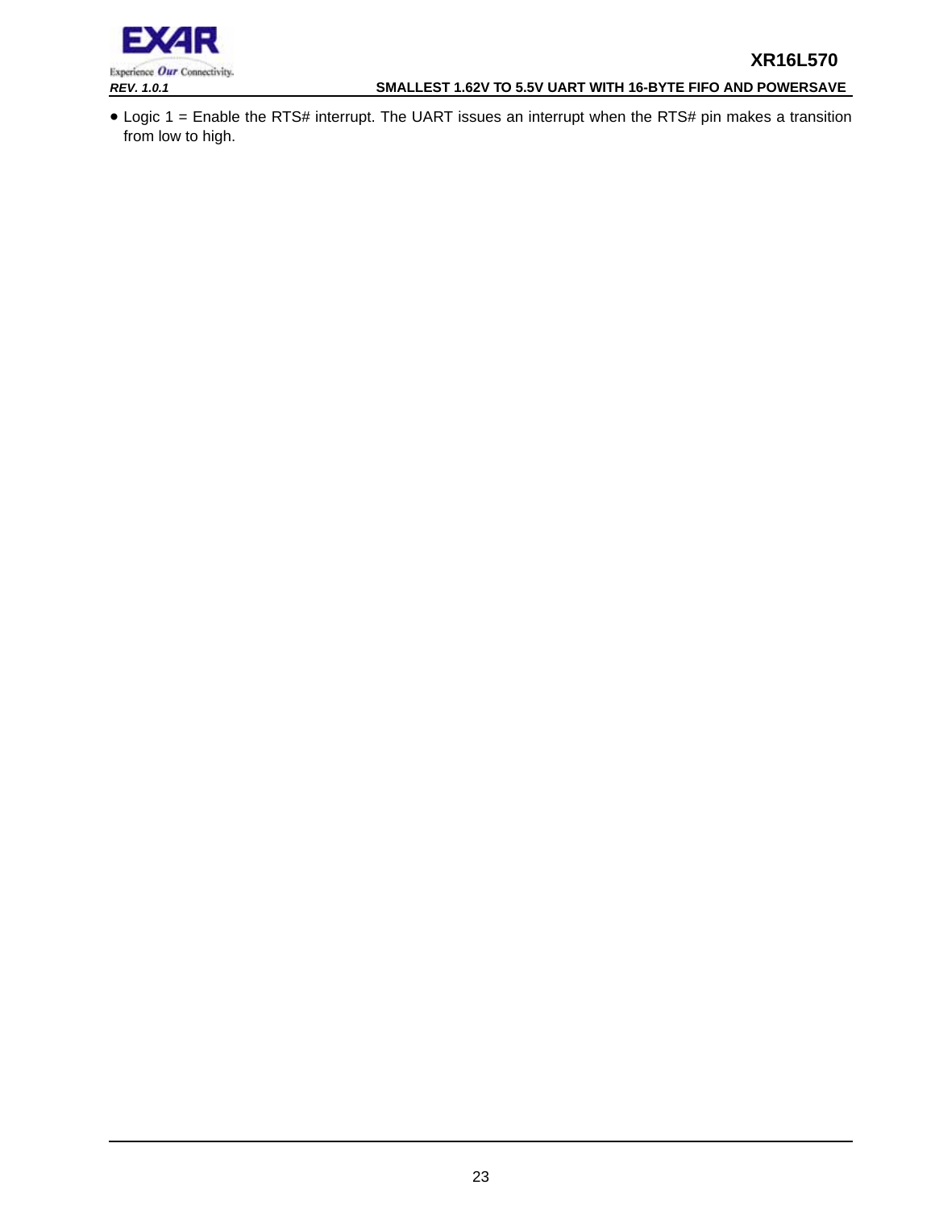- Logic 1 = Enable the RTS# interrupt. The UART issues an interrupt when the RTS# pin makes a transition from low to high.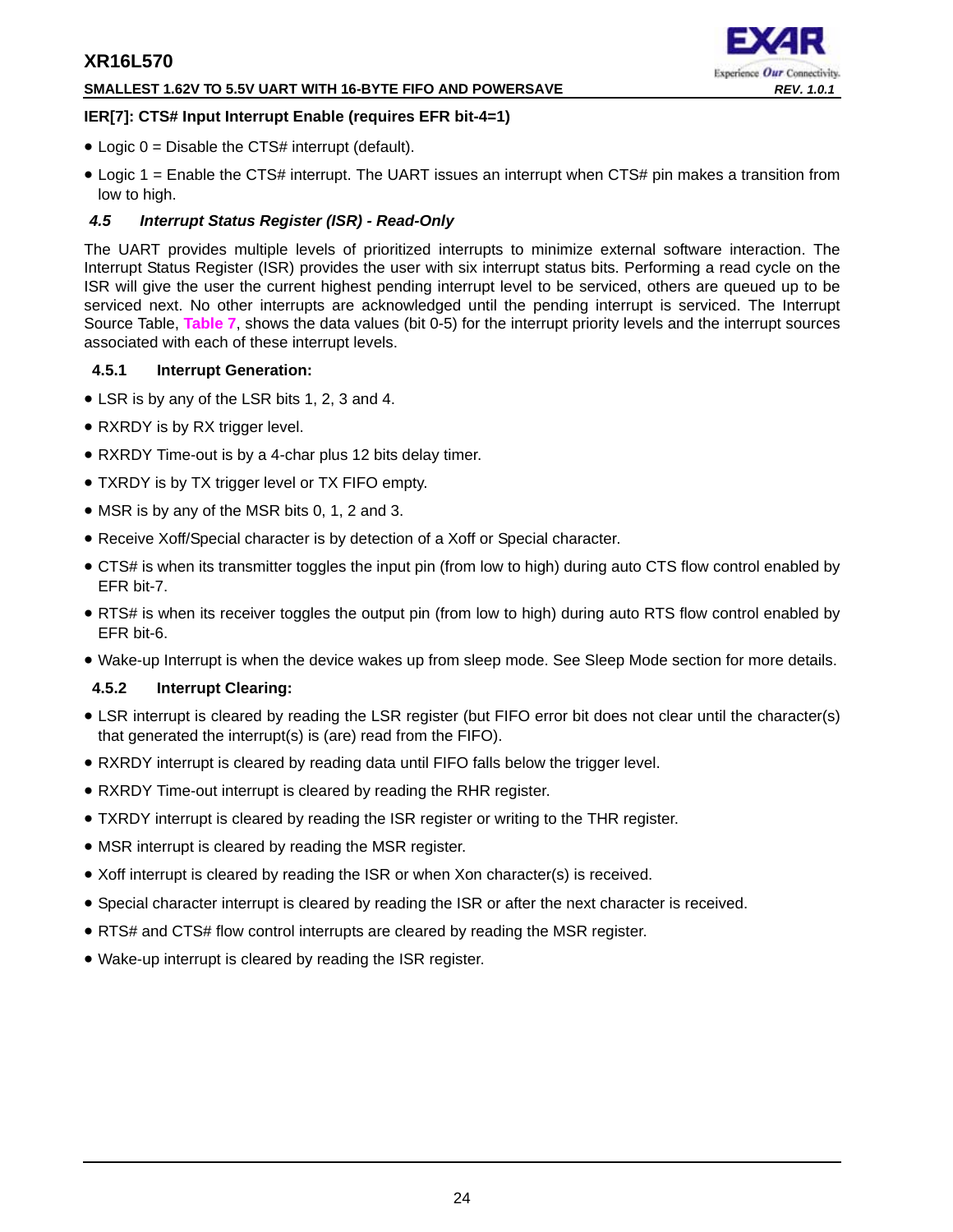**IER[7]: CTS# Input Interrupt Enable (requires EFR bit-4=1)**

- Logic 0 = Disable the CTS# interrupt (default).
- Logic 1 = Enable the CTS# interrupt. The UART issues an interrupt when CTS# pin makes a transition from low to high.

### *4.5 Interrupt Status Register (ISR) - Read-Only*

The UART provides multiple levels of prioritized interrupts to minimize external software interaction. The Interrupt Status Register (ISR) provides the user with six interrupt status bits. Performing a read cycle on the ISR will give the user the current highest pending interrupt level to be serviced, others are queued up to be serviced next. No other interrupts are acknowledged until the pending interrupt is serviced. The Interrupt Source Table, Table 7, shows the data values (bit 0-5) for the interrupt priority levels and the interrupt sources associated with each of these interrupt levels.

#### 4.5.1 Interrupt Generation:

- LSR is by any of the LSR bits 1, 2, 3 and 4.
- RXRDY is by RX trigger level.
- RXRDY Time-out is by a 4-char plus 12 bits delay timer.
- TXRDY is by TX trigger level or TX FIFO empty.
- MSR is by any of the MSR bits 0, 1, 2 and 3.
- Receive Xoff/Special character is by detection of a Xoff or Special character.
- CTS# is when its transmitter toggles the input pin (from low to high) during auto CTS flow control enabled by EFR bit-7.
- RTS# is when its receiver toggles the output pin (from low to high) during auto RTS flow control enabled by EFR bit-6.
- Wake-up Interrupt is when the device wakes up from sleep mode. See Sleep Mode section for more details.

#### 4.5.2 Interrupt Clearing:

- LSR interrupt is cleared by reading the LSR register (but FIFO error bit does not clear until the character(s) that generated the interrupt(s) is (are) read from the FIFO).
- RXRDY interrupt is cleared by reading data until FIFO falls below the trigger level.
- RXRDY Time-out interrupt is cleared by reading the RHR register.
- TXRDY interrupt is cleared by reading the ISR register or writing to the THR register.
- MSR interrupt is cleared by reading the MSR register.
- Xoff interrupt is cleared by reading the ISR or when Xon character(s) is received.
- Special character interrupt is cleared by reading the ISR or after the next character is received.
- RTS# and CTS# flow control interrupts are cleared by reading the MSR register.
- Wake-up interrupt is cleared by reading the ISR register.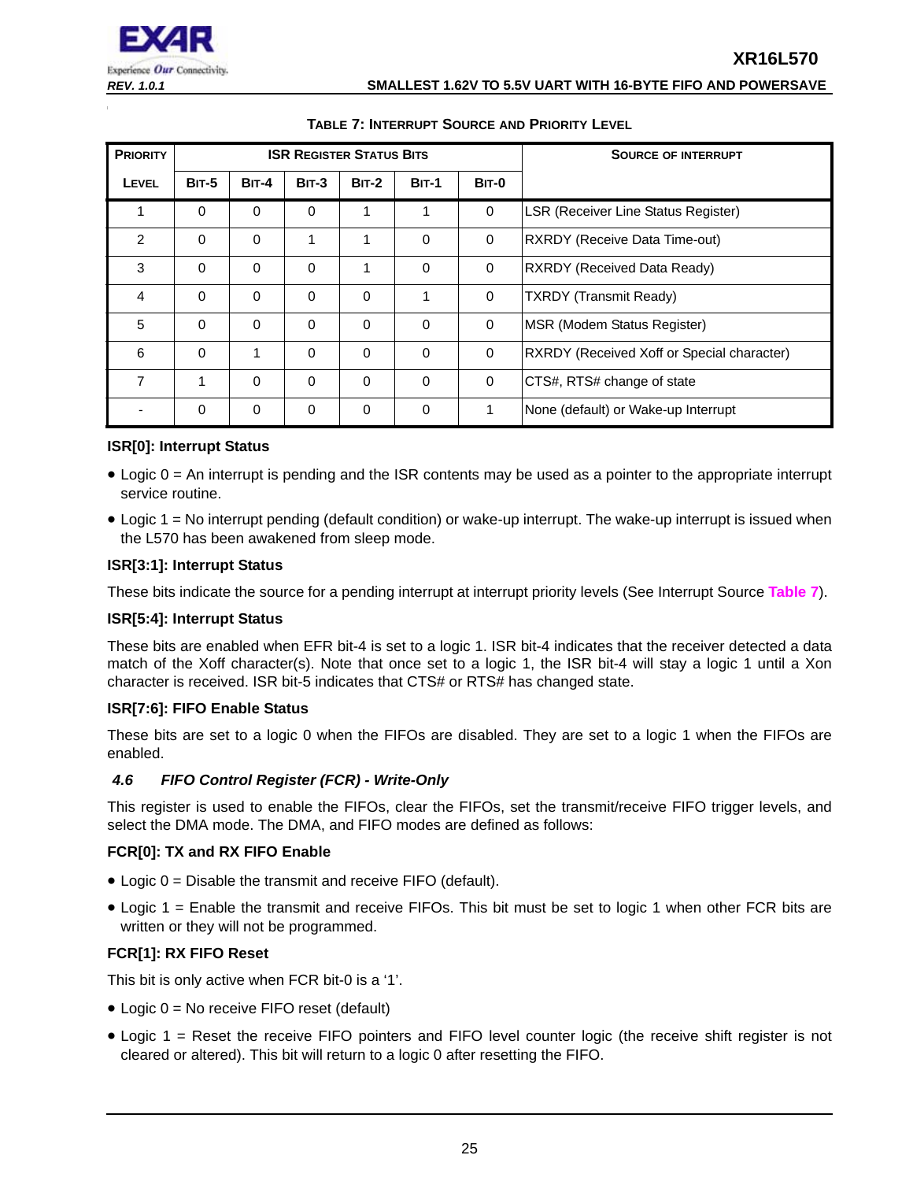**TABLE 7: INTERRUPT SOURCE AND PRIORITY LEVEL**

| PRIORITY | ISR REGISTER STATUS BITS | | | | | | SOURCE OF INTERRUPT |
|---|---|---|---|---|---|---|---|
| LEVEL | BIT-5 | BIT-4 | BIT-3 | BIT-2 | BIT-1 | BIT-0 | |
| 1 | 0 | 0 | 0 | 1 | 1 | 0 | LSR (Receiver Line Status Register) |
| 2 | 0 | 0 | 1 | 1 | 0 | 0 | RXRDY (Receive Data Time-out) |
| 3 | 0 | 0 | 0 | 1 | 0 | 0 | RXRDY (Received Data Ready) |
| 4 | 0 | 0 | 0 | 0 | 1 | 0 | TXRDY (Transmit Ready) |
| 5 | 0 | 0 | 0 | 0 | 0 | 0 | MSR (Modem Status Register) |
| 6 | 0 | 1 | 0 | 0 | 0 | 0 | RXRDY (Received Xoff or Special character) |
| 7 | 1 | 0 | 0 | 0 | 0 | 0 | CTS#, RTS# change of state |
| - | 0 | 0 | 0 | 0 | 0 | 1 | None (default) or Wake-up Interrupt |

**ISR[0]: Interrupt Status**

- Logic 0 = An interrupt is pending and the ISR contents may be used as a pointer to the appropriate interrupt service routine.
- Logic 1 = No interrupt pending (default condition) or wake-up interrupt. The wake-up interrupt is issued when the L570 has been awakened from sleep mode.

**ISR[3:1]: Interrupt Status**

These bits indicate the source for a pending interrupt at interrupt priority levels (See Interrupt Source Table 7).

**ISR[5:4]: Interrupt Status**

These bits are enabled when EFR bit-4 is set to a logic 1. ISR bit-4 indicates that the receiver detected a data match of the Xoff character(s). Note that once set to a logic 1, the ISR bit-4 will stay a logic 1 until a Xon character is received. ISR bit-5 indicates that CTS# or RTS# has changed state.

**ISR[7:6]: FIFO Enable Status**

These bits are set to a logic 0 when the FIFOs are disabled. They are set to a logic 1 when the FIFOs are enabled.

### *4.6 FIFO Control Register (FCR) - Write-Only*

This register is used to enable the FIFOs, clear the FIFOs, set the transmit/receive FIFO trigger levels, and select the DMA mode. The DMA, and FIFO modes are defined as follows:

**FCR[0]: TX and RX FIFO Enable**

- Logic 0 = Disable the transmit and receive FIFO (default).
- Logic 1 = Enable the transmit and receive FIFOs. This bit must be set to logic 1 when other FCR bits are written or they will not be programmed.

**FCR[1]: RX FIFO Reset**

This bit is only active when FCR bit-0 is a '1'.

- Logic 0 = No receive FIFO reset (default)
- Logic 1 = Reset the receive FIFO pointers and FIFO level counter logic (the receive shift register is not cleared or altered). This bit will return to a logic 0 after resetting the FIFO.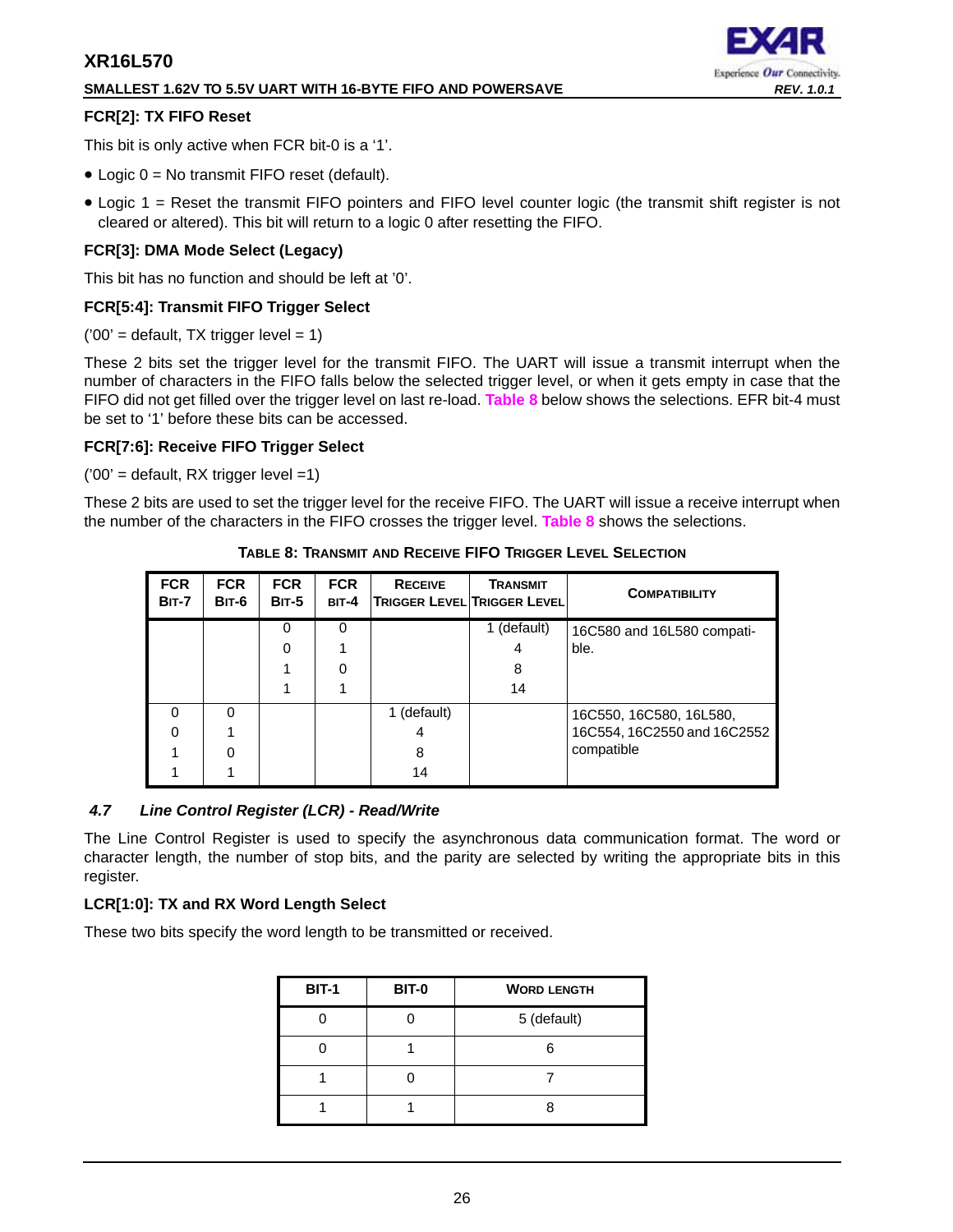**FCR[2]: TX FIFO Reset**

This bit is only active when FCR bit-0 is a '1'.

- Logic 0 = No transmit FIFO reset (default).
- Logic 1 = Reset the transmit FIFO pointers and FIFO level counter logic (the transmit shift register is not cleared or altered). This bit will return to a logic 0 after resetting the FIFO.

**FCR[3]: DMA Mode Select (Legacy)**

This bit has no function and should be left at '0'.

**FCR[5:4]: Transmit FIFO Trigger Select**

('00' = default, TX trigger level = 1)

These 2 bits set the trigger level for the transmit FIFO. The UART will issue a transmit interrupt when the number of characters in the FIFO falls below the selected trigger level, or when it gets empty in case that the FIFO did not get filled over the trigger level on last re-load. Table 8 below shows the selections. EFR bit-4 must be set to '1' before these bits can be accessed.

**FCR[7:6]: Receive FIFO Trigger Select**

('00' = default, RX trigger level =1)

These 2 bits are used to set the trigger level for the receive FIFO. The UART will issue a receive interrupt when the number of the characters in the FIFO crosses the trigger level. Table 8 shows the selections.

**TABLE 8: TRANSMIT AND RECEIVE FIFO TRIGGER LEVEL SELECTION**

| FCR Bit-7 | FCR Bit-6 | FCR Bit-5 | FCR Bit-4 | Receive Trigger Level | Transmit Trigger Level | Compatibility |
|---|---|---|---|---|---|---|
| | | 0 | 0 | | 1 (default) | 16C580 and 16L580 compatible. |
| | | 0 | 1 | | 4 | |
| | | 1 | 0 | | 8 | |
| | | 1 | 1 | | 14 | |
| 0 | 0 | | | 1 (default) | | 16C550, 16C580, 16L580, 16C554, 16C2550 and 16C2552 compatible |
| 0 | 1 | | | 4 | | |
| 1 | 0 | | | 8 | | |
| 1 | 1 | | | 14 | | |

### *4.7 Line Control Register (LCR) - Read/Write*

The Line Control Register is used to specify the asynchronous data communication format. The word or character length, the number of stop bits, and the parity are selected by writing the appropriate bits in this register.

**LCR[1:0]: TX and RX Word Length Select**

These two bits specify the word length to be transmitted or received.

| BIT-1 | BIT-0 | Word Length |
|---|---|---|
| 0 | 0 | 5 (default) |
| 0 | 1 | 6 |
| 1 | 0 | 7 |
| 1 | 1 | 8 |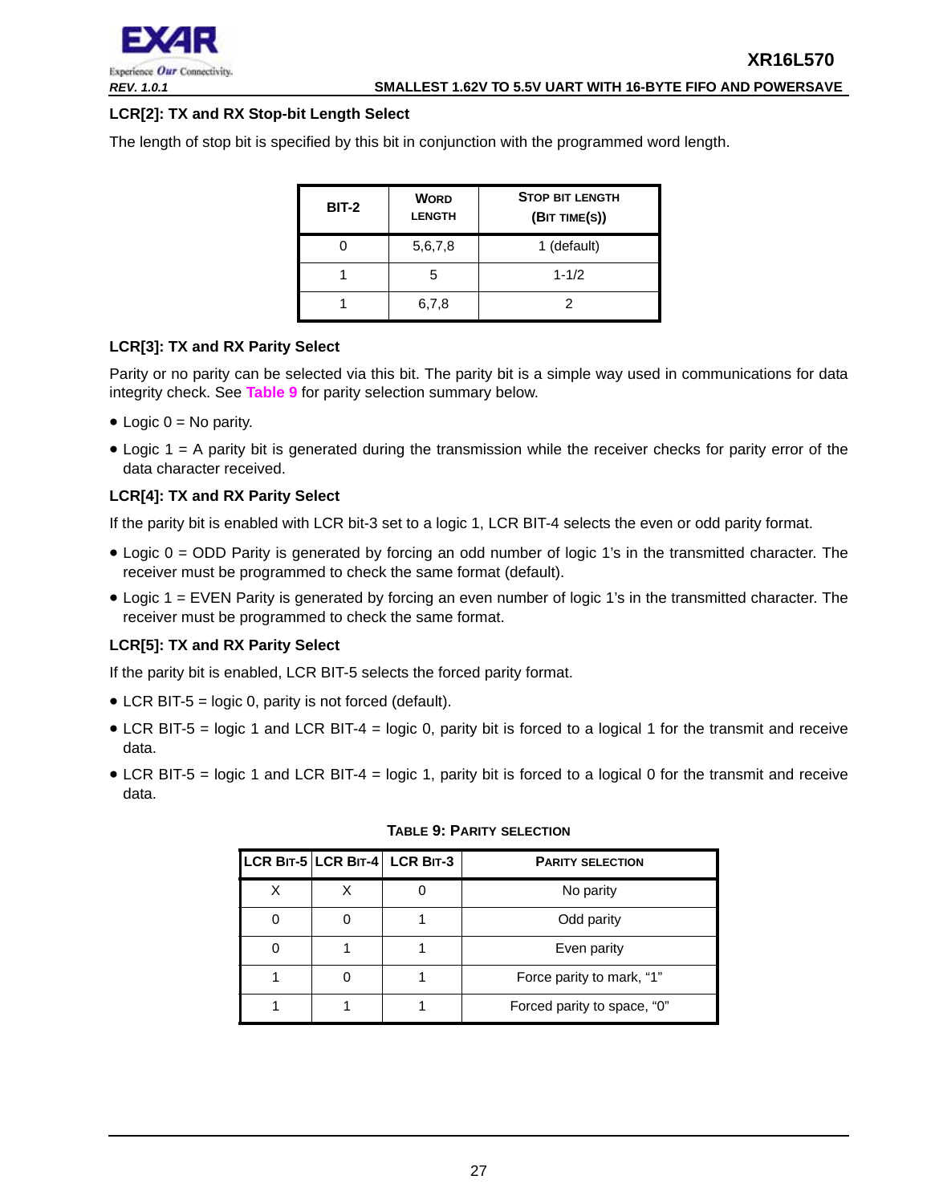#### LCR[2]: TX and RX Stop-bit Length Select

The length of stop bit is specified by this bit in conjunction with the programmed word length.

| BIT-2 | WORD LENGTH | STOP BIT LENGTH (BIT TIME(S)) |
|---|---|---|
| 0 | 5,6,7,8 | 1 (default) |
| 1 | 5 | 1-1/2 |
| 1 | 6,7,8 | 2 |

#### LCR[3]: TX and RX Parity Select

Parity or no parity can be selected via this bit. The parity bit is a simple way used in communications for data integrity check. See Table 9 for parity selection summary below.

- Logic 0 = No parity.
- Logic 1 = A parity bit is generated during the transmission while the receiver checks for parity error of the data character received.

#### LCR[4]: TX and RX Parity Select

If the parity bit is enabled with LCR bit-3 set to a logic 1, LCR BIT-4 selects the even or odd parity format.

- Logic 0 = ODD Parity is generated by forcing an odd number of logic 1's in the transmitted character. The receiver must be programmed to check the same format (default).
- Logic 1 = EVEN Parity is generated by forcing an even number of logic 1's in the transmitted character. The receiver must be programmed to check the same format.

#### LCR[5]: TX and RX Parity Select

If the parity bit is enabled, LCR BIT-5 selects the forced parity format.

- LCR BIT-5 = logic 0, parity is not forced (default).
- LCR BIT-5 = logic 1 and LCR BIT-4 = logic 0, parity bit is forced to a logical 1 for the transmit and receive data.
- LCR BIT-5 = logic 1 and LCR BIT-4 = logic 1, parity bit is forced to a logical 0 for the transmit and receive data.

**TABLE 9: PARITY SELECTION**

| LCR BIT-5 | LCR BIT-4 | LCR BIT-3 | PARITY SELECTION |
|---|---|---|---|
| X | X | 0 | No parity |
| 0 | 0 | 1 | Odd parity |
| 0 | 1 | 1 | Even parity |
| 1 | 0 | 1 | Force parity to mark, "1" |
| 1 | 1 | 1 | Forced parity to space, "0" |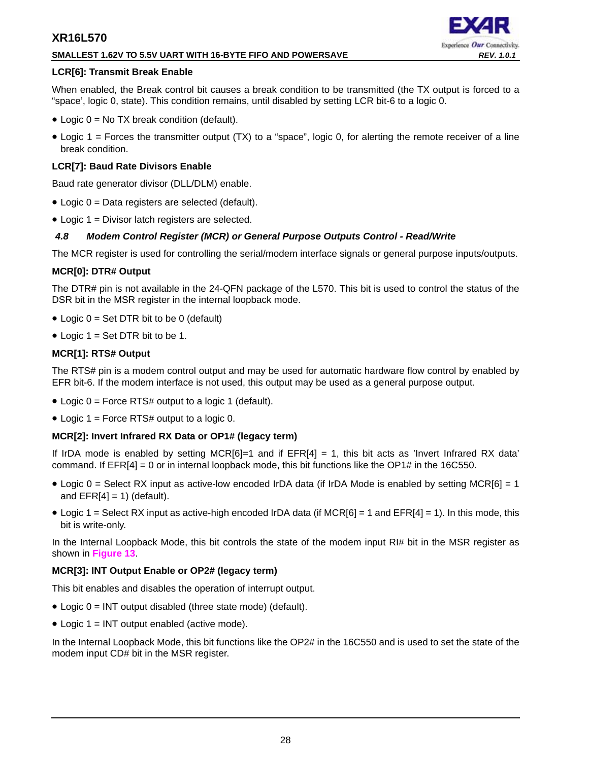**LCR[6]: Transmit Break Enable**

When enabled, the Break control bit causes a break condition to be transmitted (the TX output is forced to a “space’, logic 0, state). This condition remains, until disabled by setting LCR bit-6 to a logic 0.

- Logic 0 = No TX break condition (default).
- Logic 1 = Forces the transmitter output (TX) to a “space”, logic 0, for alerting the remote receiver of a line break condition.

**LCR[7]: Baud Rate Divisors Enable**

Baud rate generator divisor (DLL/DLM) enable.

- Logic 0 = Data registers are selected (default).
- Logic 1 = Divisor latch registers are selected.

### *4.8 Modem Control Register (MCR) or General Purpose Outputs Control - Read/Write*

The MCR register is used for controlling the serial/modem interface signals or general purpose inputs/outputs.

**MCR[0]: DTR# Output**

The DTR# pin is not available in the 24-QFN package of the L570. This bit is used to control the status of the DSR bit in the MSR register in the internal loopback mode.

- Logic 0 = Set DTR bit to be 0 (default)
- Logic 1 = Set DTR bit to be 1.

**MCR[1]: RTS# Output**

The RTS# pin is a modem control output and may be used for automatic hardware flow control by enabled by EFR bit-6. If the modem interface is not used, this output may be used as a general purpose output.

- Logic 0 = Force RTS# output to a logic 1 (default).
- Logic 1 = Force RTS# output to a logic 0.

**MCR[2]: Invert Infrared RX Data or OP1# (legacy term)**

If IrDA mode is enabled by setting MCR[6]=1 and if EFR[4] = 1, this bit acts as ’Invert Infrared RX data’ command. If EFR[4] = 0 or in internal loopback mode, this bit functions like the OP1# in the 16C550.

- Logic 0 = Select RX input as active-low encoded IrDA data (if IrDA Mode is enabled by setting MCR[6] = 1 and EFR[4] = 1) (default).
- Logic 1 = Select RX input as active-high encoded IrDA data (if MCR[6] = 1 and EFR[4] = 1). In this mode, this bit is write-only.

In the Internal Loopback Mode, this bit controls the state of the modem input RI# bit in the MSR register as shown in **Figure 13**.

**MCR[3]: INT Output Enable or OP2# (legacy term)**

This bit enables and disables the operation of interrupt output.

- Logic 0 = INT output disabled (three state mode) (default).
- Logic 1 = INT output enabled (active mode).

In the Internal Loopback Mode, this bit functions like the OP2# in the 16C550 and is used to set the state of the modem input CD# bit in the MSR register.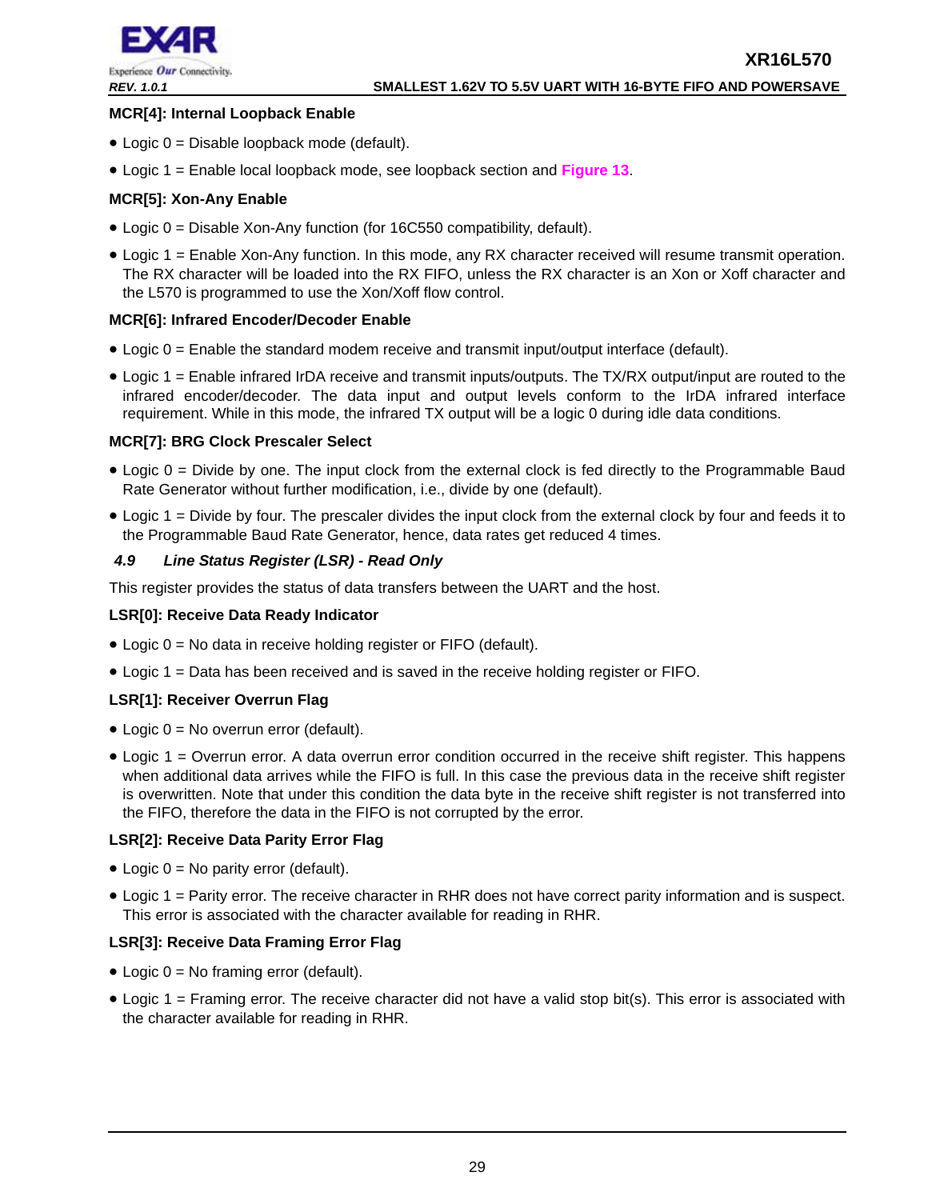**MCR[4]: Internal Loopback Enable**

- Logic 0 = Disable loopback mode (default).
- Logic 1 = Enable local loopback mode, see loopback section and **Figure 13**.

**MCR[5]: Xon-Any Enable**

- Logic 0 = Disable Xon-Any function (for 16C550 compatibility, default).
- Logic 1 = Enable Xon-Any function. In this mode, any RX character received will resume transmit operation. The RX character will be loaded into the RX FIFO, unless the RX character is an Xon or Xoff character and the L570 is programmed to use the Xon/Xoff flow control.

**MCR[6]: Infrared Encoder/Decoder Enable**

- Logic 0 = Enable the standard modem receive and transmit input/output interface (default).
- Logic 1 = Enable infrared IrDA receive and transmit inputs/outputs. The TX/RX output/input are routed to the infrared encoder/decoder. The data input and output levels conform to the IrDA infrared interface requirement. While in this mode, the infrared TX output will be a logic 0 during idle data conditions.

**MCR[7]: BRG Clock Prescaler Select**

- Logic 0 = Divide by one. The input clock from the external clock is fed directly to the Programmable Baud Rate Generator without further modification, i.e., divide by one (default).
- Logic 1 = Divide by four. The prescaler divides the input clock from the external clock by four and feeds it to the Programmable Baud Rate Generator, hence, data rates get reduced 4 times.

### *4.9 Line Status Register (LSR) - Read Only*

This register provides the status of data transfers between the UART and the host.

**LSR[0]: Receive Data Ready Indicator**

- Logic 0 = No data in receive holding register or FIFO (default).
- Logic 1 = Data has been received and is saved in the receive holding register or FIFO.

**LSR[1]: Receiver Overrun Flag**

- Logic 0 = No overrun error (default).
- Logic 1 = Overrun error. A data overrun error condition occurred in the receive shift register. This happens when additional data arrives while the FIFO is full. In this case the previous data in the receive shift register is overwritten. Note that under this condition the data byte in the receive shift register is not transferred into the FIFO, therefore the data in the FIFO is not corrupted by the error.

**LSR[2]: Receive Data Parity Error Flag**

- Logic 0 = No parity error (default).
- Logic 1 = Parity error. The receive character in RHR does not have correct parity information and is suspect. This error is associated with the character available for reading in RHR.

**LSR[3]: Receive Data Framing Error Flag**

- Logic 0 = No framing error (default).
- Logic 1 = Framing error. The receive character did not have a valid stop bit(s). This error is associated with the character available for reading in RHR.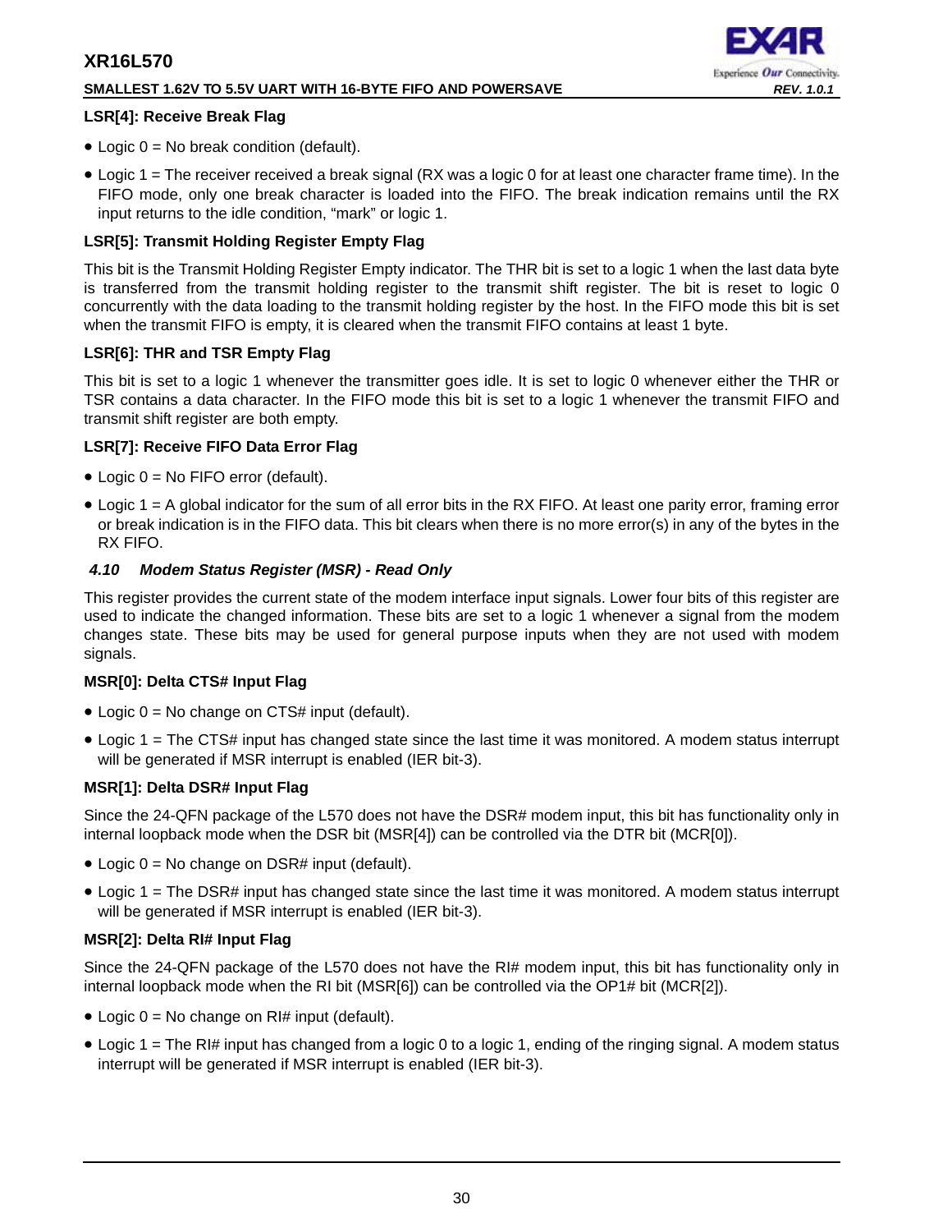**LSR[4]: Receive Break Flag**

- Logic 0 = No break condition (default).
- Logic 1 = The receiver received a break signal (RX was a logic 0 for at least one character frame time). In the FIFO mode, only one break character is loaded into the FIFO. The break indication remains until the RX input returns to the idle condition, “mark” or logic 1.

**LSR[5]: Transmit Holding Register Empty Flag**

This bit is the Transmit Holding Register Empty indicator. The THR bit is set to a logic 1 when the last data byte is transferred from the transmit holding register to the transmit shift register. The bit is reset to logic 0 concurrently with the data loading to the transmit holding register by the host. In the FIFO mode this bit is set when the transmit FIFO is empty, it is cleared when the transmit FIFO contains at least 1 byte.

**LSR[6]: THR and TSR Empty Flag**

This bit is set to a logic 1 whenever the transmitter goes idle. It is set to logic 0 whenever either the THR or TSR contains a data character. In the FIFO mode this bit is set to a logic 1 whenever the transmit FIFO and transmit shift register are both empty.

**LSR[7]: Receive FIFO Data Error Flag**

- Logic 0 = No FIFO error (default).
- Logic 1 = A global indicator for the sum of all error bits in the RX FIFO. At least one parity error, framing error or break indication is in the FIFO data. This bit clears when there is no more error(s) in any of the bytes in the RX FIFO.

### *4.10 Modem Status Register (MSR) - Read Only*

This register provides the current state of the modem interface input signals. Lower four bits of this register are used to indicate the changed information. These bits are set to a logic 1 whenever a signal from the modem changes state. These bits may be used for general purpose inputs when they are not used with modem signals.

**MSR[0]: Delta CTS# Input Flag**

- Logic 0 = No change on CTS# input (default).
- Logic 1 = The CTS# input has changed state since the last time it was monitored. A modem status interrupt will be generated if MSR interrupt is enabled (IER bit-3).

**MSR[1]: Delta DSR# Input Flag**

Since the 24-QFN package of the L570 does not have the DSR# modem input, this bit has functionality only in internal loopback mode when the DSR bit (MSR[4]) can be controlled via the DTR bit (MCR[0]).

- Logic 0 = No change on DSR# input (default).
- Logic 1 = The DSR# input has changed state since the last time it was monitored. A modem status interrupt will be generated if MSR interrupt is enabled (IER bit-3).

**MSR[2]: Delta RI# Input Flag**

Since the 24-QFN package of the L570 does not have the RI# modem input, this bit has functionality only in internal loopback mode when the RI bit (MSR[6]) can be controlled via the OP1# bit (MCR[2]).

- Logic 0 = No change on RI# input (default).
- Logic 1 = The RI# input has changed from a logic 0 to a logic 1, ending of the ringing signal. A modem status interrupt will be generated if MSR interrupt is enabled (IER bit-3).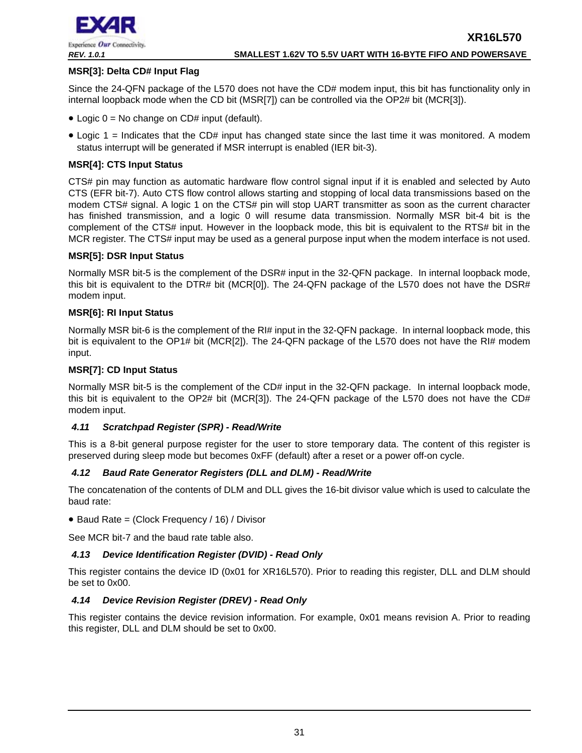**MSR[3]: Delta CD# Input Flag**

Since the 24-QFN package of the L570 does not have the CD# modem input, this bit has functionality only in internal loopback mode when the CD bit (MSR[7]) can be controlled via the OP2# bit (MCR[3]).

- Logic 0 = No change on CD# input (default).
- Logic 1 = Indicates that the CD# input has changed state since the last time it was monitored. A modem status interrupt will be generated if MSR interrupt is enabled (IER bit-3).

**MSR[4]: CTS Input Status**

CTS# pin may function as automatic hardware flow control signal input if it is enabled and selected by Auto CTS (EFR bit-7). Auto CTS flow control allows starting and stopping of local data transmissions based on the modem CTS# signal. A logic 1 on the CTS# pin will stop UART transmitter as soon as the current character has finished transmission, and a logic 0 will resume data transmission. Normally MSR bit-4 bit is the complement of the CTS# input. However in the loopback mode, this bit is equivalent to the RTS# bit in the MCR register. The CTS# input may be used as a general purpose input when the modem interface is not used.

**MSR[5]: DSR Input Status**

Normally MSR bit-5 is the complement of the DSR# input in the 32-QFN package. In internal loopback mode, this bit is equivalent to the DTR# bit (MCR[0]). The 24-QFN package of the L570 does not have the DSR# modem input.

**MSR[6]: RI Input Status**

Normally MSR bit-6 is the complement of the RI# input in the 32-QFN package. In internal loopback mode, this bit is equivalent to the OP1# bit (MCR[2]). The 24-QFN package of the L570 does not have the RI# modem input.

**MSR[7]: CD Input Status**

Normally MSR bit-5 is the complement of the CD# input in the 32-QFN package. In internal loopback mode, this bit is equivalent to the OP2# bit (MCR[3]). The 24-QFN package of the L570 does not have the CD# modem input.

### 4.11 Scratchpad Register (SPR) - Read/Write

This is a 8-bit general purpose register for the user to store temporary data. The content of this register is preserved during sleep mode but becomes 0xFF (default) after a reset or a power off-on cycle.

### 4.12 Baud Rate Generator Registers (DLL and DLM) - Read/Write

The concatenation of the contents of DLM and DLL gives the 16-bit divisor value which is used to calculate the baud rate:

- Baud Rate = (Clock Frequency / 16) / Divisor

See MCR bit-7 and the baud rate table also.

### 4.13 Device Identification Register (DVID) - Read Only

This register contains the device ID (0x01 for XR16L570). Prior to reading this register, DLL and DLM should be set to 0x00.

### 4.14 Device Revision Register (DREV) - Read Only

This register contains the device revision information. For example, 0x01 means revision A. Prior to reading this register, DLL and DLM should be set to 0x00.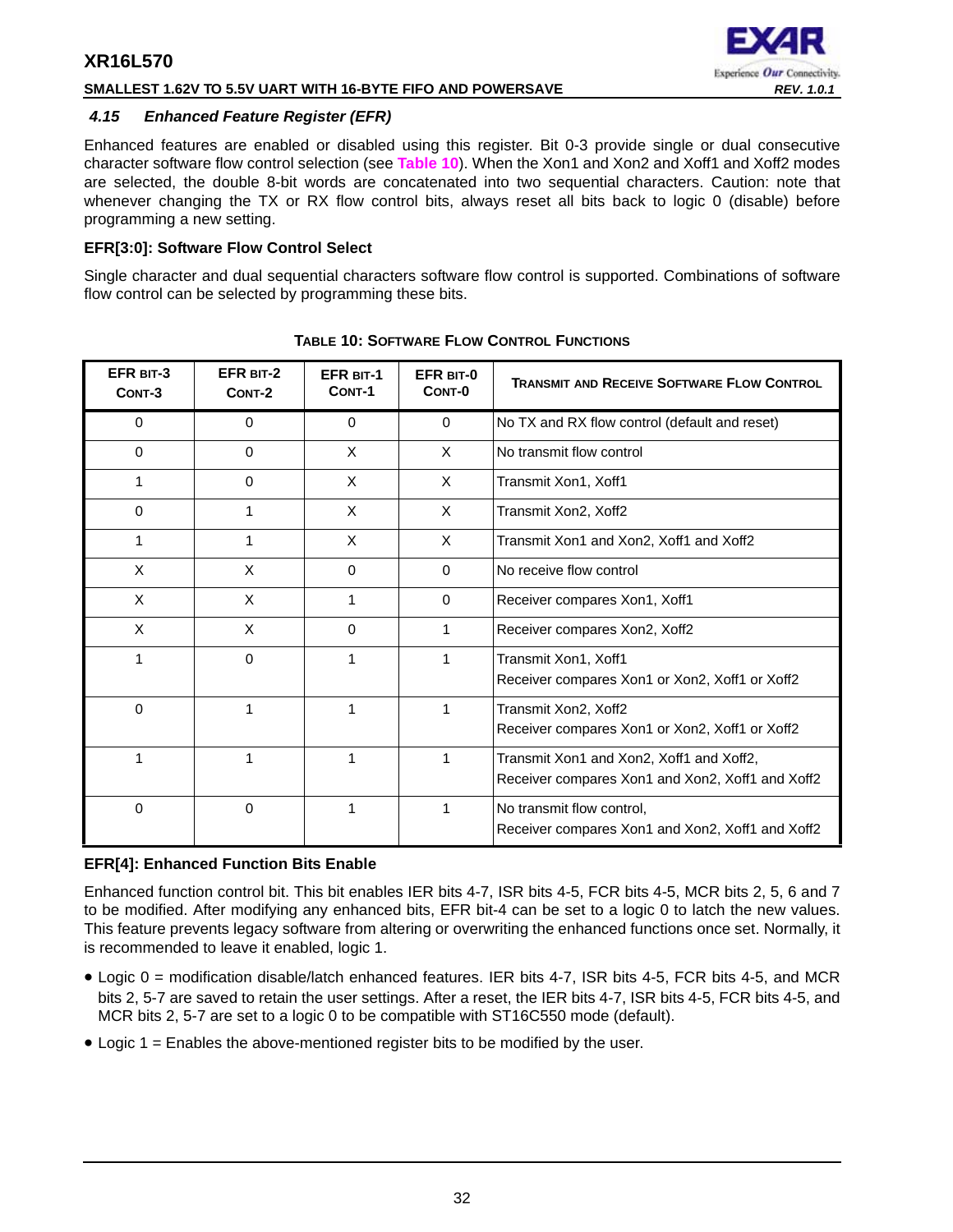### 4.15 Enhanced Feature Register (EFR)

Enhanced features are enabled or disabled using this register. Bit 0-3 provide single or dual consecutive character software flow control selection (see **Table 10**). When the Xon1 and Xon2 and Xoff1 and Xoff2 modes are selected, the double 8-bit words are concatenated into two sequential characters. Caution: note that whenever changing the TX or RX flow control bits, always reset all bits back to logic 0 (disable) before programming a new setting.

**EFR[3:0]: Software Flow Control Select**

Single character and dual sequential characters software flow control is supported. Combinations of software flow control can be selected by programming these bits.

**TABLE 10: SOFTWARE FLOW CONTROL FUNCTIONS**

| EFR BIT-3 CONT-3 | EFR BIT-2 CONT-2 | EFR BIT-1 CONT-1 | EFR BIT-0 CONT-0 | TRANSMIT AND RECEIVE SOFTWARE FLOW CONTROL |
|---|---|---|---|---|
| 0 | 0 | 0 | 0 | No TX and RX flow control (default and reset) |
| 0 | 0 | X | X | No transmit flow control |
| 1 | 0 | X | X | Transmit Xon1, Xoff1 |
| 0 | 1 | X | X | Transmit Xon2, Xoff2 |
| 1 | 1 | X | X | Transmit Xon1 and Xon2, Xoff1 and Xoff2 |
| X | X | 0 | 0 | No receive flow control |
| X | X | 1 | 0 | Receiver compares Xon1, Xoff1 |
| X | X | 0 | 1 | Receiver compares Xon2, Xoff2 |
| 1 | 0 | 1 | 1 | Transmit Xon1, Xoff1<br>Receiver compares Xon1 or Xon2, Xoff1 or Xoff2 |
| 0 | 1 | 1 | 1 | Transmit Xon2, Xoff2<br>Receiver compares Xon1 or Xon2, Xoff1 or Xoff2 |
| 1 | 1 | 1 | 1 | Transmit Xon1 and Xon2, Xoff1 and Xoff2,<br>Receiver compares Xon1 and Xon2, Xoff1 and Xoff2 |
| 0 | 0 | 1 | 1 | No transmit flow control,<br>Receiver compares Xon1 and Xon2, Xoff1 and Xoff2 |

**EFR[4]: Enhanced Function Bits Enable**

Enhanced function control bit. This bit enables IER bits 4-7, ISR bits 4-5, FCR bits 4-5, MCR bits 2, 5, 6 and 7 to be modified. After modifying any enhanced bits, EFR bit-4 can be set to a logic 0 to latch the new values. This feature prevents legacy software from altering or overwriting the enhanced functions once set. Normally, it is recommended to leave it enabled, logic 1.

- Logic 0 = modification disable/latch enhanced features. IER bits 4-7, ISR bits 4-5, FCR bits 4-5, and MCR bits 2, 5-7 are saved to retain the user settings. After a reset, the IER bits 4-7, ISR bits 4-5, FCR bits 4-5, and MCR bits 2, 5-7 are set to a logic 0 to be compatible with ST16C550 mode (default).
- Logic 1 = Enables the above-mentioned register bits to be modified by the user.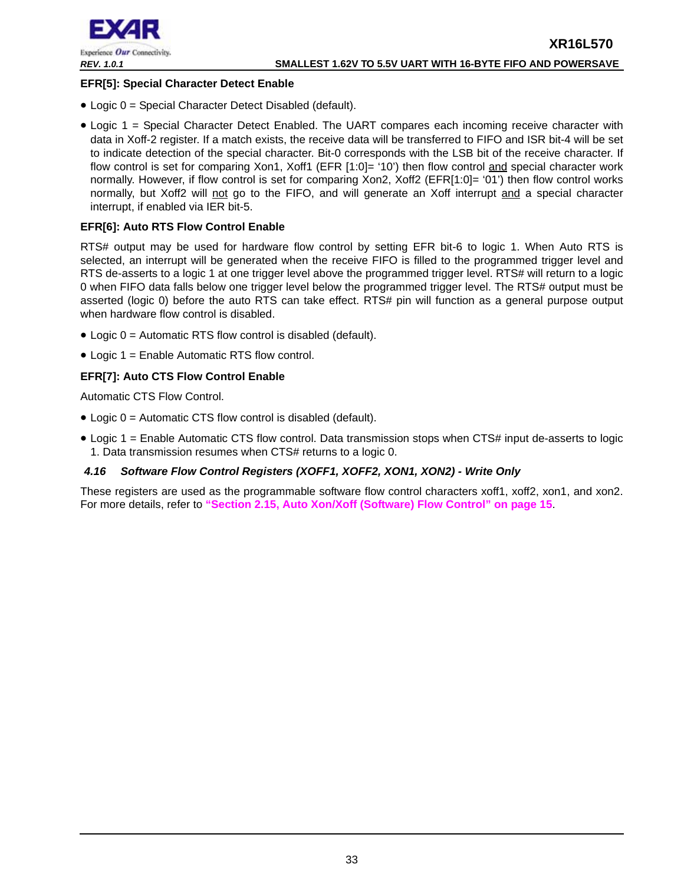**EFR[5]: Special Character Detect Enable**

- Logic 0 = Special Character Detect Disabled (default).
- Logic 1 = Special Character Detect Enabled. The UART compares each incoming receive character with data in Xoff-2 register. If a match exists, the receive data will be transferred to FIFO and ISR bit-4 will be set to indicate detection of the special character. Bit-0 corresponds with the LSB bit of the receive character. If flow control is set for comparing Xon1, Xoff1 (EFR [1:0]= '10') then flow control and special character work normally. However, if flow control is set for comparing Xon2, Xoff2 (EFR[1:0]= '01') then flow control works normally, but Xoff2 will not go to the FIFO, and will generate an Xoff interrupt and a special character interrupt, if enabled via IER bit-5.

**EFR[6]: Auto RTS Flow Control Enable**

RTS# output may be used for hardware flow control by setting EFR bit-6 to logic 1. When Auto RTS is selected, an interrupt will be generated when the receive FIFO is filled to the programmed trigger level and RTS de-asserts to a logic 1 at one trigger level above the programmed trigger level. RTS# will return to a logic 0 when FIFO data falls below one trigger level below the programmed trigger level. The RTS# output must be asserted (logic 0) before the auto RTS can take effect. RTS# pin will function as a general purpose output when hardware flow control is disabled.

- Logic 0 = Automatic RTS flow control is disabled (default).
- Logic 1 = Enable Automatic RTS flow control.

**EFR[7]: Auto CTS Flow Control Enable**

Automatic CTS Flow Control.

- Logic 0 = Automatic CTS flow control is disabled (default).
- Logic 1 = Enable Automatic CTS flow control. Data transmission stops when CTS# input de-asserts to logic 1. Data transmission resumes when CTS# returns to a logic 0.

### *4.16 Software Flow Control Registers (XOFF1, XOFF2, XON1, XON2) - Write Only*

These registers are used as the programmable software flow control characters xoff1, xoff2, xon1, and xon2. For more details, refer to **"Section 2.15, Auto Xon/Xoff (Software) Flow Control" on page 15**.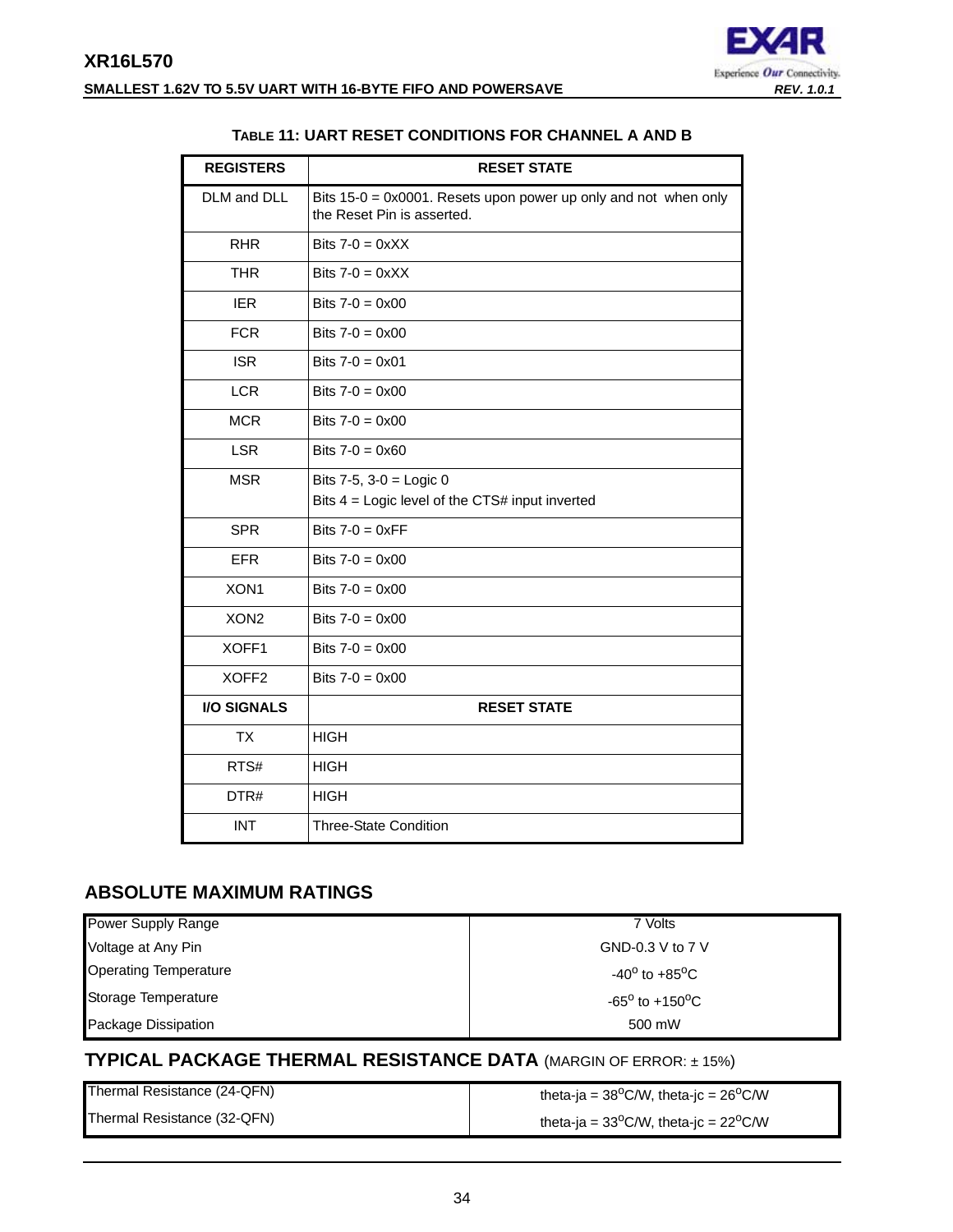**TABLE 11: UART RESET CONDITIONS FOR CHANNEL A AND B**

| REGISTERS | RESET STATE |
|---|---|
| DLM and DLL | Bits 15-0 = 0x0001. Resets upon power up only and not when only the Reset Pin is asserted. |
| RHR | Bits 7-0 = 0xXX |
| THR | Bits 7-0 = 0xXX |
| IER | Bits 7-0 = 0x00 |
| FCR | Bits 7-0 = 0x00 |
| ISR | Bits 7-0 = 0x01 |
| LCR | Bits 7-0 = 0x00 |
| MCR | Bits 7-0 = 0x00 |
| LSR | Bits 7-0 = 0x60 |
| MSR | Bits 7-5, 3-0 = Logic 0<br>Bits 4 = Logic level of the CTS# input inverted |
| SPR | Bits 7-0 = 0xFF |
| EFR | Bits 7-0 = 0x00 |
| XON1 | Bits 7-0 = 0x00 |
| XON2 | Bits 7-0 = 0x00 |
| XOFF1 | Bits 7-0 = 0x00 |
| XOFF2 | Bits 7-0 = 0x00 |
| **I/O SIGNALS** | **RESET STATE** |
| TX | HIGH |
| RTS# | HIGH |
| DTR# | HIGH |
| INT | Three-State Condition |

## ABSOLUTE MAXIMUM RATINGS

| | |
|---|---|
| Power Supply Range | 7 Volts |
| Voltage at Any Pin | GND-0.3 V to 7 V |
| Operating Temperature | -40$^{o}$ to +85$^{o}$C |
| Storage Temperature | -65$^{o}$ to +150$^{o}$C |
| Package Dissipation | 500 mW |

## TYPICAL PACKAGE THERMAL RESISTANCE DATA (MARGIN OF ERROR: ± 15%)

| | |
|---|---|
| Thermal Resistance (24-QFN) | theta-ja = 38$^{o}$C/W, theta-jc = 26$^{o}$C/W |
| Thermal Resistance (32-QFN) | theta-ja = 33$^{o}$C/W, theta-jc = 22$^{o}$C/W |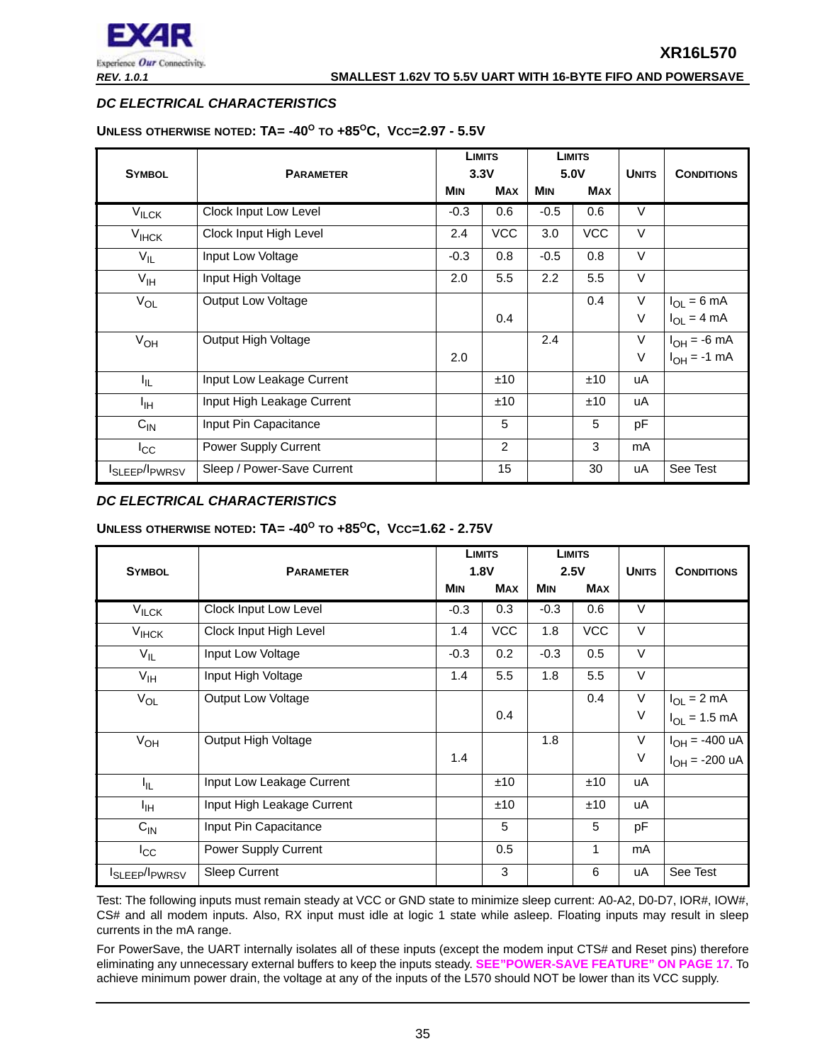## DC ELECTRICAL CHARACTERISTICS

**UNLESS OTHERWISE NOTED: TA= -40° TO +85°C, VCC=2.97 - 5.5V**

| SYMBOL | PARAMETER | LIMITS 3.3V | | LIMITS 5.0V | | UNITS | CONDITIONS |
|---|---|---|---|---|---|---|---|
| | | MIN | MAX | MIN | MAX | | |
| $V_{ILCK}$ | Clock Input Low Level | -0.3 | 0.6 | -0.5 | 0.6 | V | |
| $V_{IHCK}$ | Clock Input High Level | 2.4 | VCC | 3.0 | VCC | V | |
| $V_{IL}$ | Input Low Voltage | -0.3 | 0.8 | -0.5 | 0.8 | V | |
| $V_{IH}$ | Input High Voltage | 2.0 | 5.5 | 2.2 | 5.5 | V | |
| $V_{OL}$ | Output Low Voltage | | | | 0.4 | V | $I_{OL}$ = 6 mA |
| | | | 0.4 | | | V | $I_{OL}$ = 4 mA |
| $V_{OH}$ | Output High Voltage | | | 2.4 | | V | $I_{OH}$ = -6 mA |
| | | 2.0 | | | | V | $I_{OH}$ = -1 mA |
| $I_{IL}$ | Input Low Leakage Current | | ±10 | | ±10 | uA | |
| $I_{IH}$ | Input High Leakage Current | | ±10 | | ±10 | uA | |
| $C_{IN}$ | Input Pin Capacitance | | 5 | | 5 | pF | |
| $I_{CC}$ | Power Supply Current | | 2 | | 3 | mA | |
| $I_{SLEEP}/I_{PWRSV}$ | Sleep / Power-Save Current | | 15 | | 30 | uA | See Test |

## DC ELECTRICAL CHARACTERISTICS

**UNLESS OTHERWISE NOTED: TA= -40° TO +85°C, VCC=1.62 - 2.75V**

| SYMBOL | PARAMETER | LIMITS 1.8V | | LIMITS 2.5V | | UNITS | CONDITIONS |
|---|---|---|---|---|---|---|---|
| | | MIN | MAX | MIN | MAX | | |
| $V_{ILCK}$ | Clock Input Low Level | -0.3 | 0.3 | -0.3 | 0.6 | V | |
| $V_{IHCK}$ | Clock Input High Level | 1.4 | VCC | 1.8 | VCC | V | |
| $V_{IL}$ | Input Low Voltage | -0.3 | 0.2 | -0.3 | 0.5 | V | |
| $V_{IH}$ | Input High Voltage | 1.4 | 5.5 | 1.8 | 5.5 | V | |
| $V_{OL}$ | Output Low Voltage | | | | 0.4 | V | $I_{OL}$ = 2 mA |
| | | | 0.4 | | | V | $I_{OL}$ = 1.5 mA |
| $V_{OH}$ | Output High Voltage | | | 1.8 | | V | $I_{OH}$ = -400 uA |
| | | 1.4 | | | | V | $I_{OH}$ = -200 uA |
| $I_{IL}$ | Input Low Leakage Current | | ±10 | | ±10 | uA | |
| $I_{IH}$ | Input High Leakage Current | | ±10 | | ±10 | uA | |
| $C_{IN}$ | Input Pin Capacitance | | 5 | | 5 | pF | |
| $I_{CC}$ | Power Supply Current | | 0.5 | | 1 | mA | |
| $I_{SLEEP}/I_{PWRSV}$ | Sleep Current | | 3 | | 6 | uA | See Test |

Test: The following inputs must remain steady at VCC or GND state to minimize sleep current: A0-A2, D0-D7, IOR#, IOW#, CS# and all modem inputs. Also, RX input must idle at logic 1 state while asleep. Floating inputs may result in sleep currents in the mA range.

For PowerSave, the UART internally isolates all of these inputs (except the modem input CTS# and Reset pins) therefore eliminating any unnecessary external buffers to keep the inputs steady. SEE"POWER-SAVE FEATURE" ON PAGE 17. To achieve minimum power drain, the voltage at any of the inputs of the L570 should NOT be lower than its VCC supply.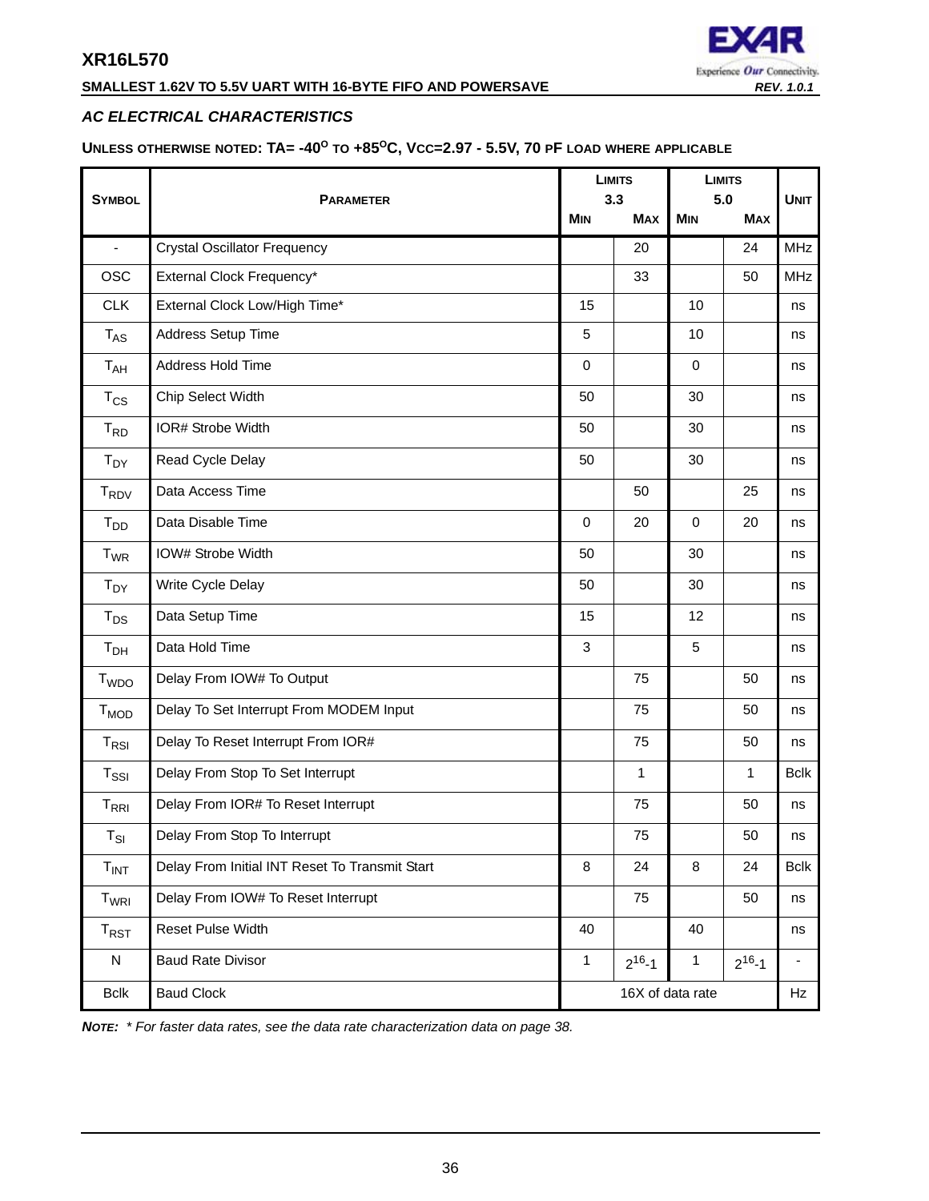### *AC ELECTRICAL CHARACTERISTICS*

**UNLESS OTHERWISE NOTED: TA= -40$^{O}$ TO +85$^{O}$C, VCC=2.97 - 5.5V, 70 PF LOAD WHERE APPLICABLE**

| SYMBOL | PARAMETER | LIMITS 3.3 | | LIMITS 5.0 | | UNIT |
|---|---|---|---|---|---|---|
| | | MIN | MAX | MIN | MAX | |
| - | Crystal Oscillator Frequency | | 20 | | 24 | MHz |
| OSC | External Clock Frequency* | | 33 | | 50 | MHz |
| CLK | External Clock Low/High Time* | 15 | | 10 | | ns |
| $T_{AS}$ | Address Setup Time | 5 | | 10 | | ns |
| $T_{AH}$ | Address Hold Time | 0 | | 0 | | ns |
| $T_{CS}$ | Chip Select Width | 50 | | 30 | | ns |
| $T_{RD}$ | IOR# Strobe Width | 50 | | 30 | | ns |
| $T_{DY}$ | Read Cycle Delay | 50 | | 30 | | ns |
| $T_{RDV}$ | Data Access Time | | 50 | | 25 | ns |
| $T_{DD}$ | Data Disable Time | 0 | 20 | 0 | 20 | ns |
| $T_{WR}$ | IOW# Strobe Width | 50 | | 30 | | ns |
| $T_{DY}$ | Write Cycle Delay | 50 | | 30 | | ns |
| $T_{DS}$ | Data Setup Time | 15 | | 12 | | ns |
| $T_{DH}$ | Data Hold Time | 3 | | 5 | | ns |
| $T_{WDO}$ | Delay From IOW# To Output | | 75 | | 50 | ns |
| $T_{MOD}$ | Delay To Set Interrupt From MODEM Input | | 75 | | 50 | ns |
| $T_{RSI}$ | Delay To Reset Interrupt From IOR# | | 75 | | 50 | ns |
| $T_{SSI}$ | Delay From Stop To Set Interrupt | | 1 | | 1 | Bclk |
| $T_{RRI}$ | Delay From IOR# To Reset Interrupt | | 75 | | 50 | ns |
| $T_{SI}$ | Delay From Stop To Interrupt | | 75 | | 50 | ns |
| $T_{INT}$ | Delay From Initial INT Reset To Transmit Start | 8 | 24 | 8 | 24 | Bclk |
| $T_{WRI}$ | Delay From IOW# To Reset Interrupt | | 75 | | 50 | ns |
| $T_{RST}$ | Reset Pulse Width | 40 | | 40 | | ns |
| N | Baud Rate Divisor | 1 | $2^{16}$-1 | 1 | $2^{16}$-1 | - |
| Bclk | Baud Clock | 16X of data rate | | | | Hz |

***NOTE:** * For faster data rates, see the data rate characterization data on page 38.*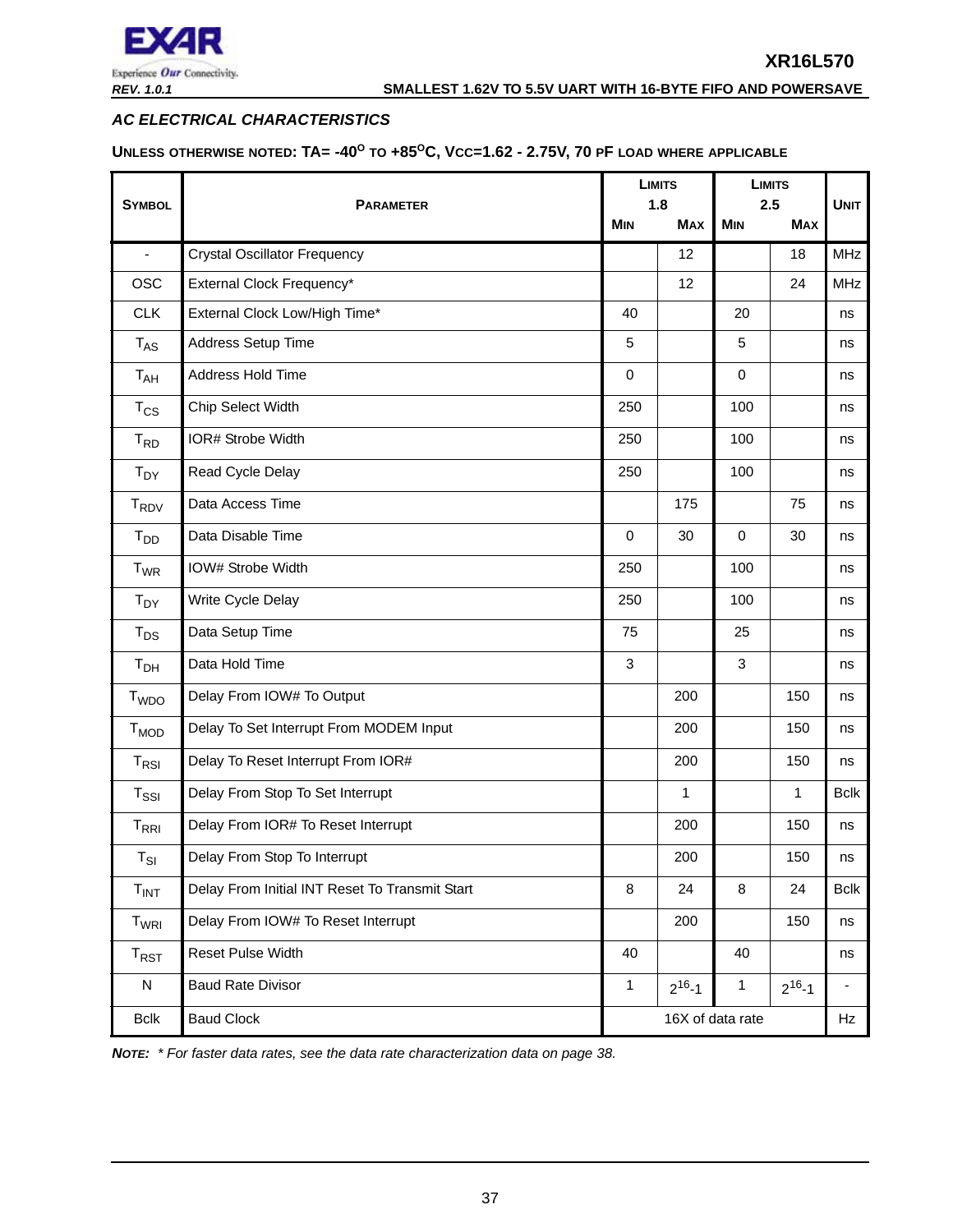### AC ELECTRICAL CHARACTERISTICS

**UNLESS OTHERWISE NOTED: TA= -40$^O$ TO +85$^O$C, VCC=1.62 - 2.75V, 70 PF LOAD WHERE APPLICABLE**

| Symbol | Parameter | Limits 1.8 | | Limits 2.5 | | Unit |
|---|---|---|---|---|---|---|
| | | Min | Max | Min | Max | |
| - | Crystal Oscillator Frequency | | 12 | | 18 | MHz |
| OSC | External Clock Frequency* | | 12 | | 24 | MHz |
| CLK | External Clock Low/High Time* | 40 | | 20 | | ns |
| $T_{AS}$ | Address Setup Time | 5 | | 5 | | ns |
| $T_{AH}$ | Address Hold Time | 0 | | 0 | | ns |
| $T_{CS}$ | Chip Select Width | 250 | | 100 | | ns |
| $T_{RD}$ | IOR# Strobe Width | 250 | | 100 | | ns |
| $T_{DY}$ | Read Cycle Delay | 250 | | 100 | | ns |
| $T_{RDV}$ | Data Access Time | | 175 | | 75 | ns |
| $T_{DD}$ | Data Disable Time | 0 | 30 | 0 | 30 | ns |
| $T_{WR}$ | IOW# Strobe Width | 250 | | 100 | | ns |
| $T_{DY}$ | Write Cycle Delay | 250 | | 100 | | ns |
| $T_{DS}$ | Data Setup Time | 75 | | 25 | | ns |
| $T_{DH}$ | Data Hold Time | 3 | | 3 | | ns |
| $T_{WDO}$ | Delay From IOW# To Output | | 200 | | 150 | ns |
| $T_{MOD}$ | Delay To Set Interrupt From MODEM Input | | 200 | | 150 | ns |
| $T_{RSI}$ | Delay To Reset Interrupt From IOR# | | 200 | | 150 | ns |
| $T_{SSI}$ | Delay From Stop To Set Interrupt | | 1 | | 1 | Bclk |
| $T_{RRI}$ | Delay From IOR# To Reset Interrupt | | 200 | | 150 | ns |
| $T_{SI}$ | Delay From Stop To Interrupt | | 200 | | 150 | ns |
| $T_{INT}$ | Delay From Initial INT Reset To Transmit Start | 8 | 24 | 8 | 24 | Bclk |
| $T_{WRI}$ | Delay From IOW# To Reset Interrupt | | 200 | | 150 | ns |
| $T_{RST}$ | Reset Pulse Width | 40 | | 40 | | ns |
| N | Baud Rate Divisor | 1 | $2^{16}$-1 | 1 | $2^{16}$-1 | - |
| Bclk | Baud Clock | 16X of data rate | | | | Hz |

***NOTE:*** *\* For faster data rates, see the data rate characterization data on page 38.*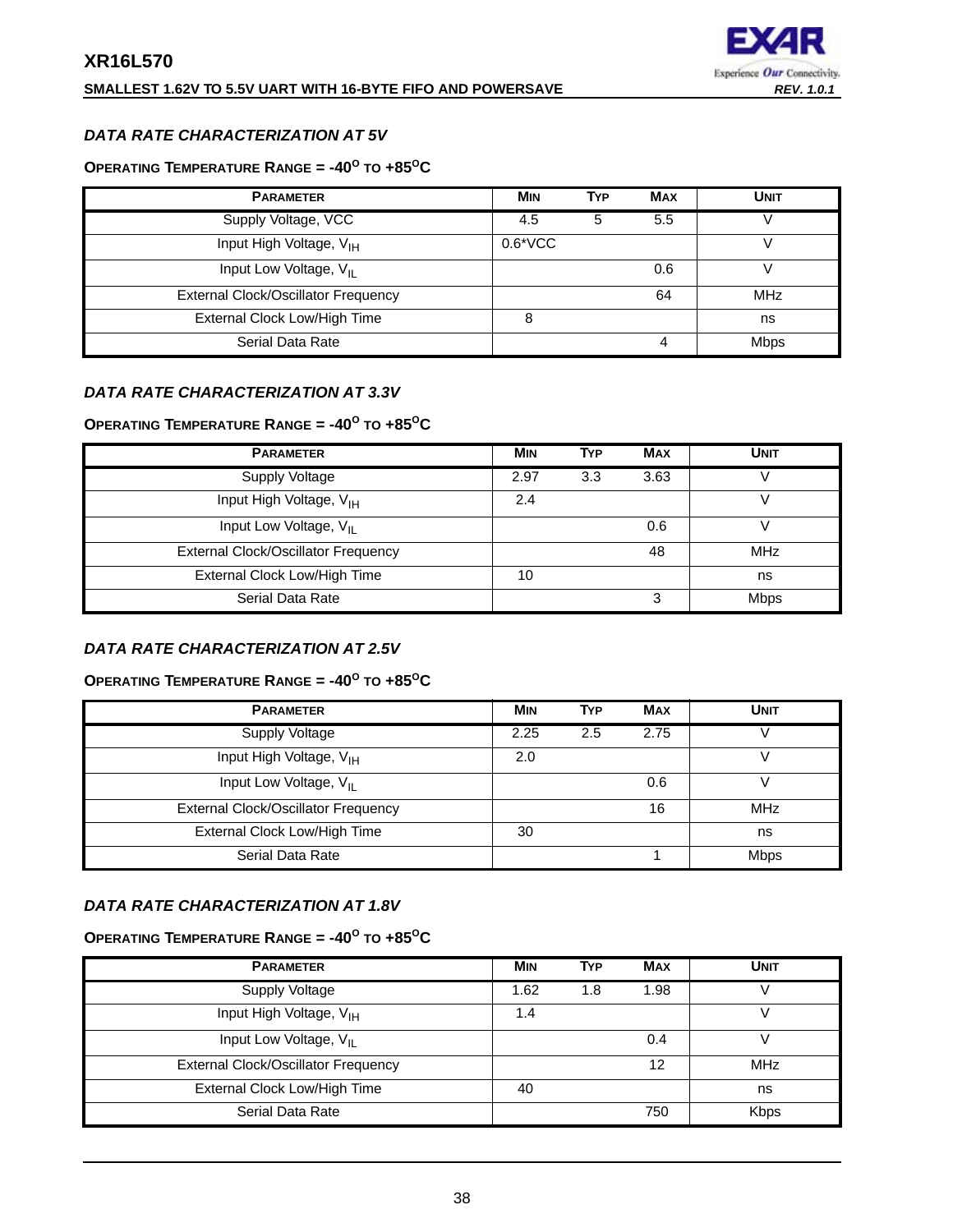### *DATA RATE CHARACTERIZATION AT 5V*

**OPERATING TEMPERATURE RANGE = -40$^O$ TO +85$^O$C**

| PARAMETER | MIN | TYP | MAX | UNIT |
|---|---|---|---|---|
| Supply Voltage, VCC | 4.5 | 5 | 5.5 | V |
| Input High Voltage, $V_{IH}$ | 0.6*VCC | | | V |
| Input Low Voltage, $V_{IL}$ | | | 0.6 | V |
| External Clock/Oscillator Frequency | | | 64 | MHz |
| External Clock Low/High Time | 8 | | | ns |
| Serial Data Rate | | | 4 | Mbps |

### *DATA RATE CHARACTERIZATION AT 3.3V*

**OPERATING TEMPERATURE RANGE = -40$^O$ TO +85$^O$C**

| PARAMETER | MIN | TYP | MAX | UNIT |
|---|---|---|---|---|
| Supply Voltage | 2.97 | 3.3 | 3.63 | V |
| Input High Voltage, $V_{IH}$ | 2.4 | | | V |
| Input Low Voltage, $V_{IL}$ | | | 0.6 | V |
| External Clock/Oscillator Frequency | | | 48 | MHz |
| External Clock Low/High Time | 10 | | | ns |
| Serial Data Rate | | | 3 | Mbps |

### *DATA RATE CHARACTERIZATION AT 2.5V*

**OPERATING TEMPERATURE RANGE = -40$^O$ TO +85$^O$C**

| PARAMETER | MIN | TYP | MAX | UNIT |
|---|---|---|---|---|
| Supply Voltage | 2.25 | 2.5 | 2.75 | V |
| Input High Voltage, $V_{IH}$ | 2.0 | | | V |
| Input Low Voltage, $V_{IL}$ | | | 0.6 | V |
| External Clock/Oscillator Frequency | | | 16 | MHz |
| External Clock Low/High Time | 30 | | | ns |
| Serial Data Rate | | | 1 | Mbps |

### *DATA RATE CHARACTERIZATION AT 1.8V*

**OPERATING TEMPERATURE RANGE = -40$^O$ TO +85$^O$C**

| PARAMETER | MIN | TYP | MAX | UNIT |
|---|---|---|---|---|
| Supply Voltage | 1.62 | 1.8 | 1.98 | V |
| Input High Voltage, $V_{IH}$ | 1.4 | | | V |
| Input Low Voltage, $V_{IL}$ | | | 0.4 | V |
| External Clock/Oscillator Frequency | | | 12 | MHz |
| External Clock Low/High Time | 40 | | | ns |
| Serial Data Rate | | | 750 | Kbps |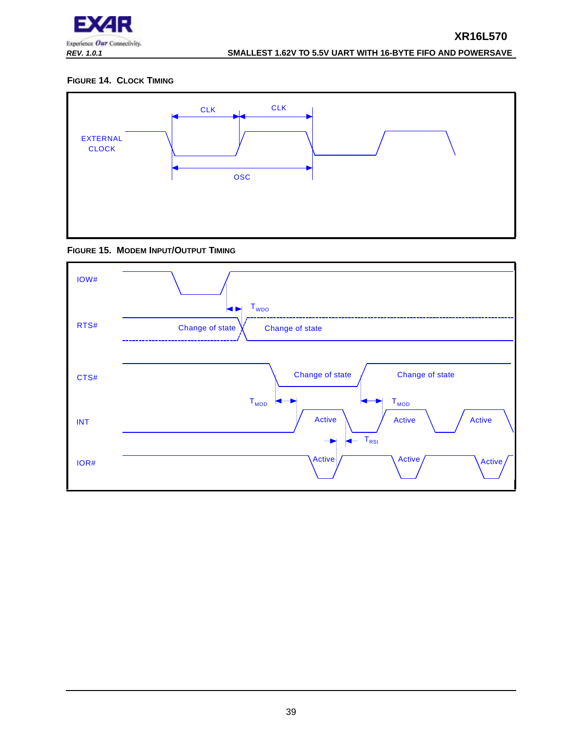### FIGURE 14. CLOCK TIMING

EXTERNAL CLOCK

CLK

CLK

OSC

### FIGURE 15. MODEM INPUT/OUTPUT TIMING

IOW#

$T_{WDO}$

RTS#

Change of state

Change of state

CTS#

Change of state

Change of state

$T_{MOD}$

$T_{MOD}$

INT

Active

Active

Active

$T_{RSI}$

IOR#

Active

Active

Active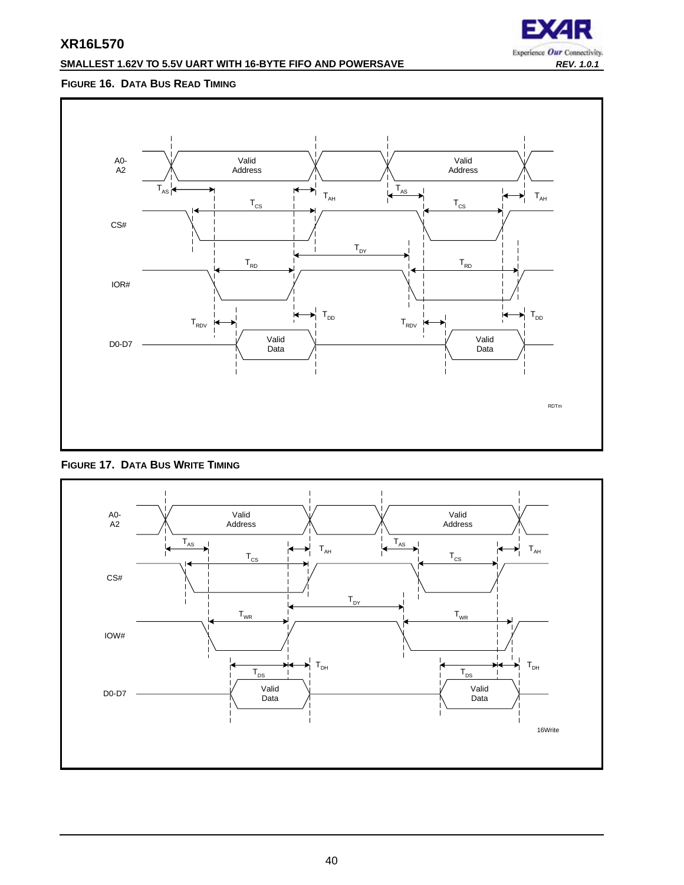**FIGURE 16. DATA BUS READ TIMING**

**FIGURE 17. DATA BUS WRITE TIMING**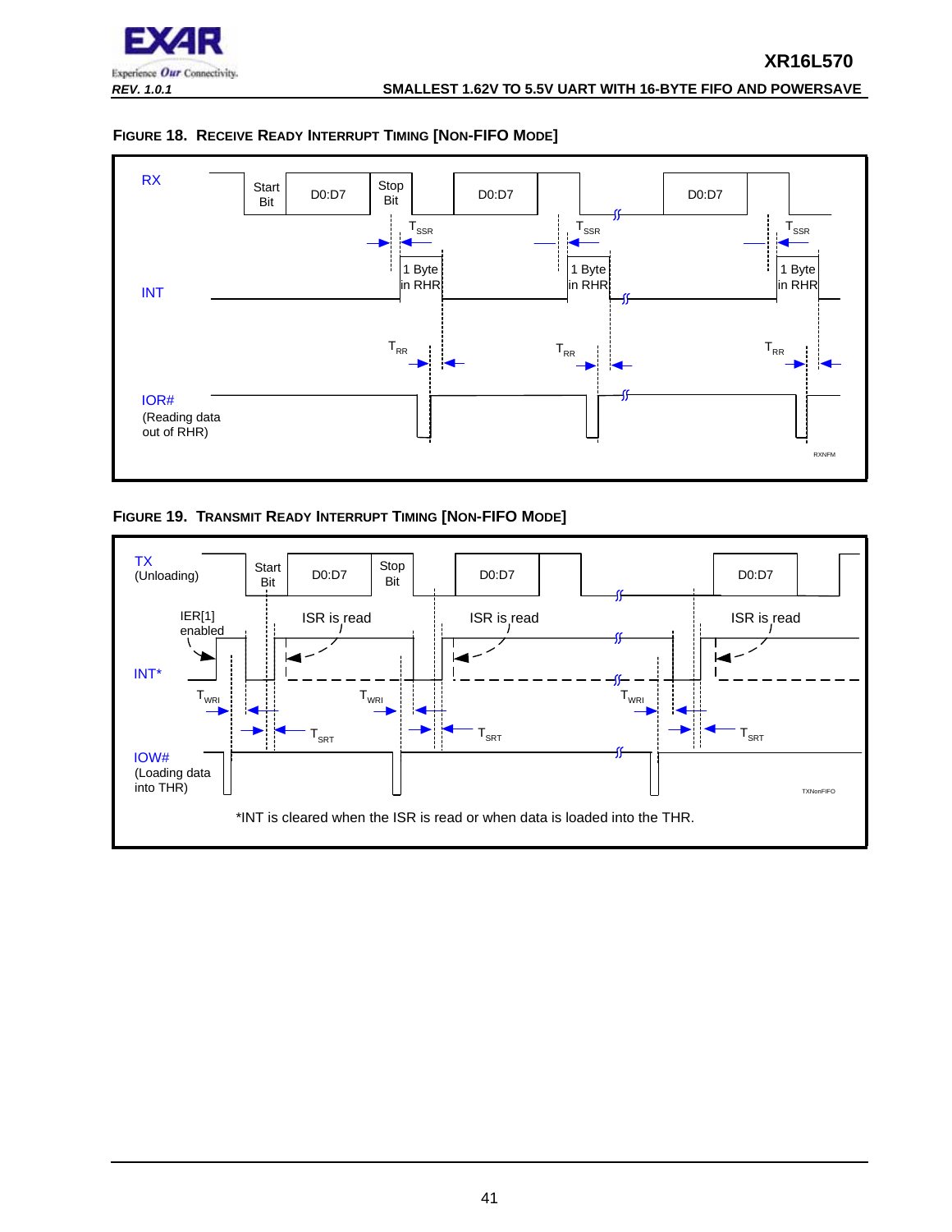### FIGURE 18. RECEIVE READY INTERRUPT TIMING [NON-FIFO MODE]

RX — Start Bit — D0:D7 — Stop Bit — D0:D7 — D0:D7

$T_{SSR}$ — 1 Byte in RHR

INT

$T_{RR}$

IOR# (Reading data out of RHR)

RXNFM

### FIGURE 19. TRANSMIT READY INTERRUPT TIMING [NON-FIFO MODE]

TX (Unloading) — Start Bit — D0:D7 — Stop Bit — D0:D7 — D0:D7

IER[1] enabled

ISR is read

INT*

$T_{WRI}$

$T_{SRT}$

IOW# (Loading data into THR)

TXNonFIFO

*INT is cleared when the ISR is read or when data is loaded into the THR.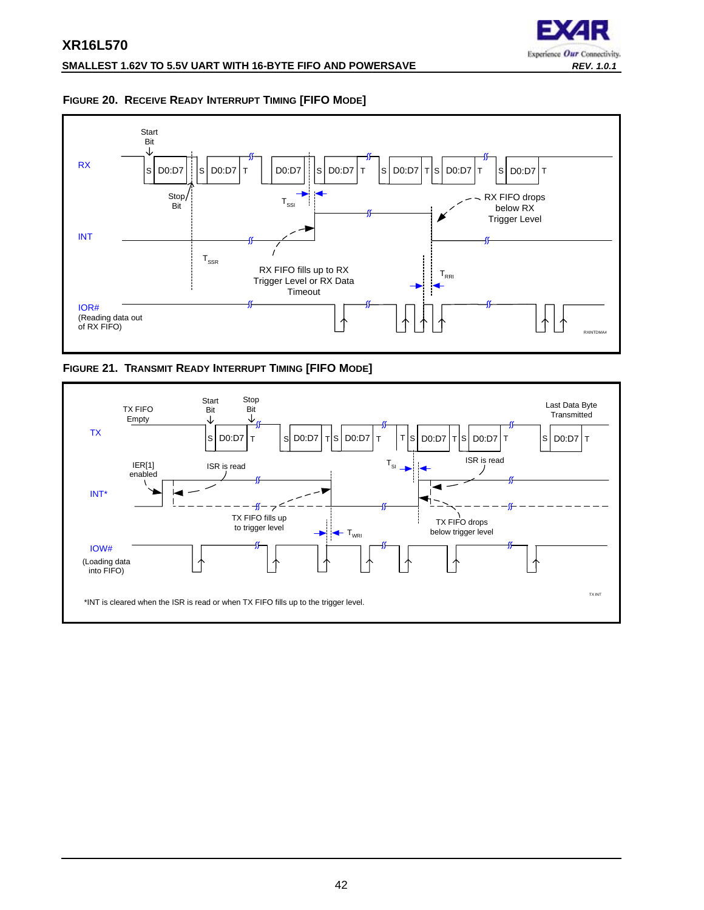### FIGURE 20. RECEIVE READY INTERRUPT TIMING [FIFO MODE]

RX

Start Bit

S D0:D7 | S D0:D7 T | D0:D7 | S D0:D7 T | S D0:D7 T S D0:D7 T | S D0:D7 T

Stop Bit

$T_{SSI}$

RX FIFO drops below RX Trigger Level

INT

$T_{SSR}$

RX FIFO fills up to RX Trigger Level or RX Data Timeout

$T_{RRI}$

IOR# (Reading data out of RX FIFO)

RXINTDMA#

### FIGURE 21. TRANSMIT READY INTERRUPT TIMING [FIFO MODE]

TX FIFO Empty

Start Bit

Stop Bit

Last Data Byte Transmitted

TX

S D0:D7 T | S D0:D7 T S D0:D7 T | T S D0:D7 T S D0:D7 T | S D0:D7 T

IER[1] enabled

ISR is read

$T_{SI}$

ISR is read

INT*

TX FIFO fills up to trigger level

$T_{WRI}$

TX FIFO drops below trigger level

IOW# (Loading data into FIFO)

TX INT

*INT is cleared when the ISR is read or when TX FIFO fills up to the trigger level.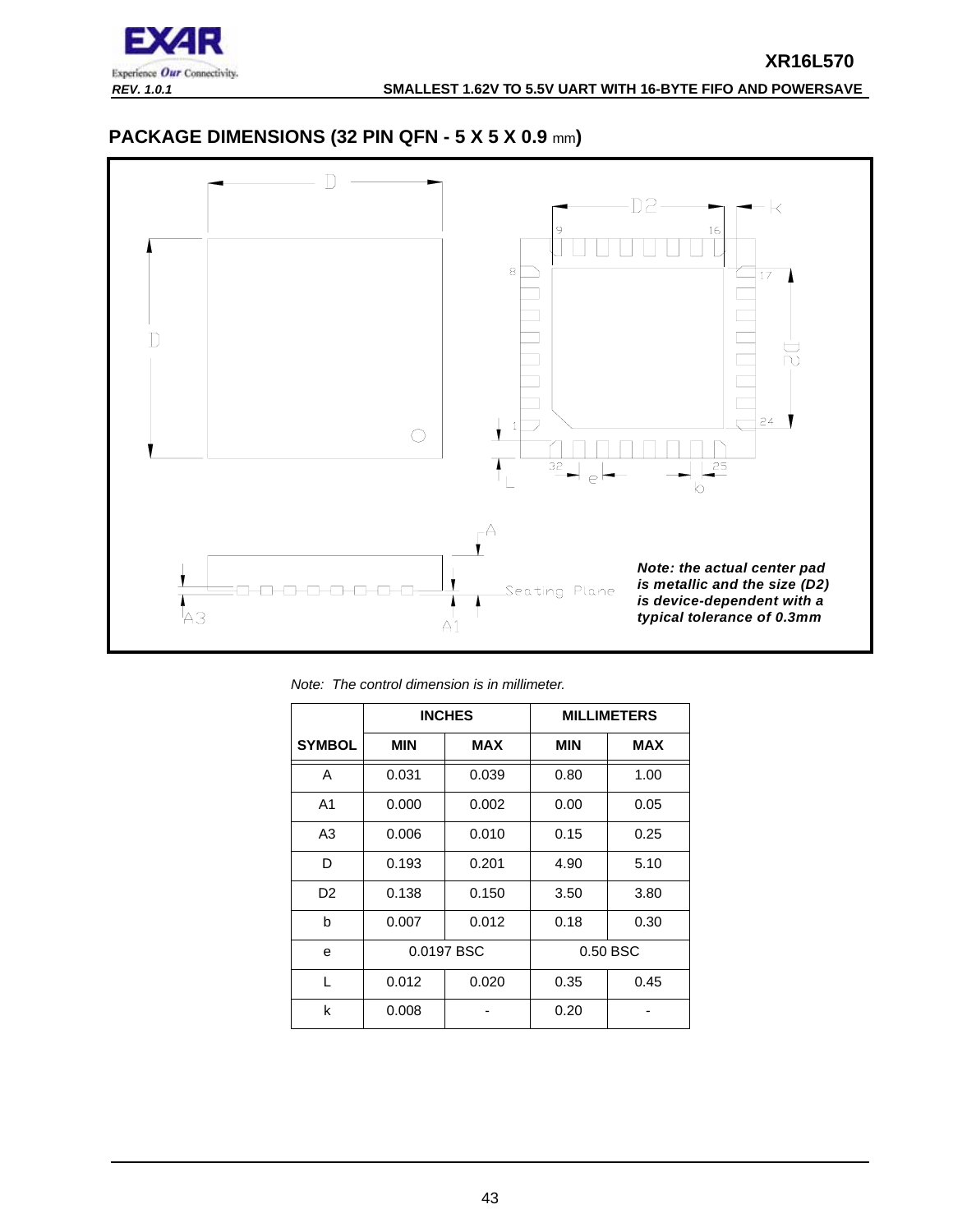## PACKAGE DIMENSIONS (32 PIN QFN - 5 X 5 X 0.9 mm)

***Note: the actual center pad is metallic and the size (D2) is device-dependent with a typical tolerance of 0.3mm***

*Note: The control dimension is in millimeter.*

| | INCHES | | MILLIMETERS | |
|---|---|---|---|---|
| **SYMBOL** | **MIN** | **MAX** | **MIN** | **MAX** |
| A | 0.031 | 0.039 | 0.80 | 1.00 |
| A1 | 0.000 | 0.002 | 0.00 | 0.05 |
| A3 | 0.006 | 0.010 | 0.15 | 0.25 |
| D | 0.193 | 0.201 | 4.90 | 5.10 |
| D2 | 0.138 | 0.150 | 3.50 | 3.80 |
| b | 0.007 | 0.012 | 0.18 | 0.30 |
| e | 0.0197 BSC | | 0.50 BSC | |
| L | 0.012 | 0.020 | 0.35 | 0.45 |
| k | 0.008 | - | 0.20 | - |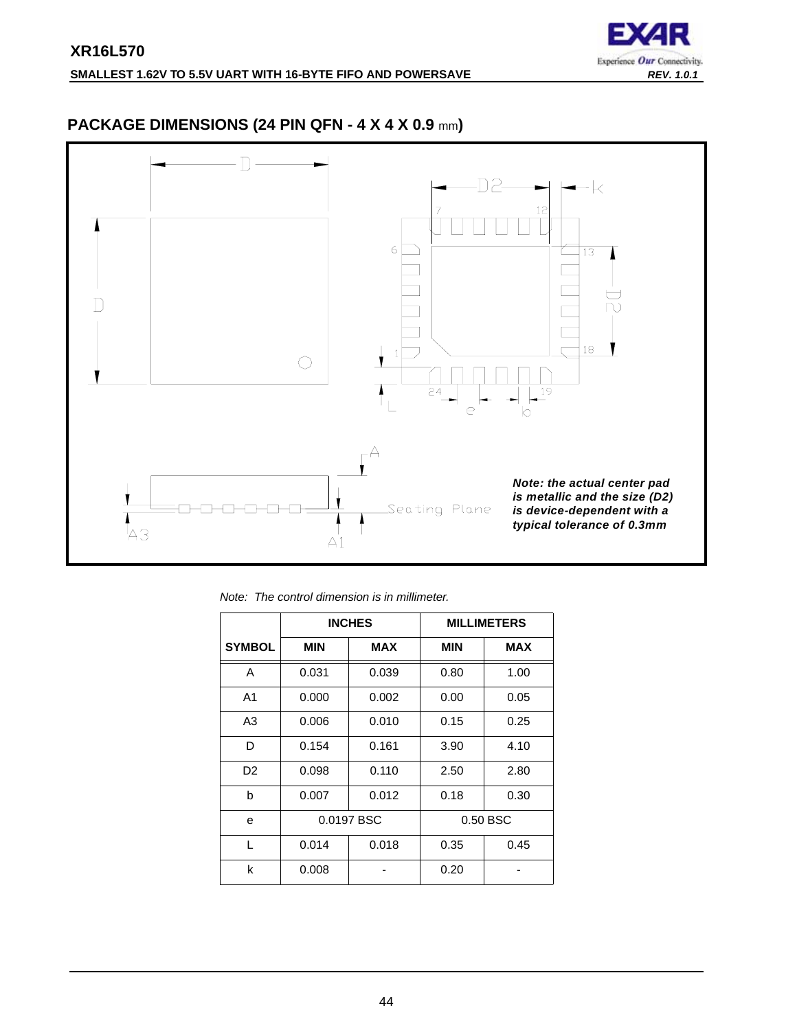## PACKAGE DIMENSIONS (24 PIN QFN - 4 X 4 X 0.9 mm)

*Note: the actual center pad is metallic and the size (D2) is device-dependent with a typical tolerance of 0.3mm*

*Note: The control dimension is in millimeter.*

| | INCHES | | MILLIMETERS | |
|---|---|---|---|---|
| SYMBOL | MIN | MAX | MIN | MAX |
| A | 0.031 | 0.039 | 0.80 | 1.00 |
| A1 | 0.000 | 0.002 | 0.00 | 0.05 |
| A3 | 0.006 | 0.010 | 0.15 | 0.25 |
| D | 0.154 | 0.161 | 3.90 | 4.10 |
| D2 | 0.098 | 0.110 | 2.50 | 2.80 |
| b | 0.007 | 0.012 | 0.18 | 0.30 |
| e | 0.0197 BSC | | 0.50 BSC | |
| L | 0.014 | 0.018 | 0.35 | 0.45 |
| k | 0.008 | - | 0.20 | - |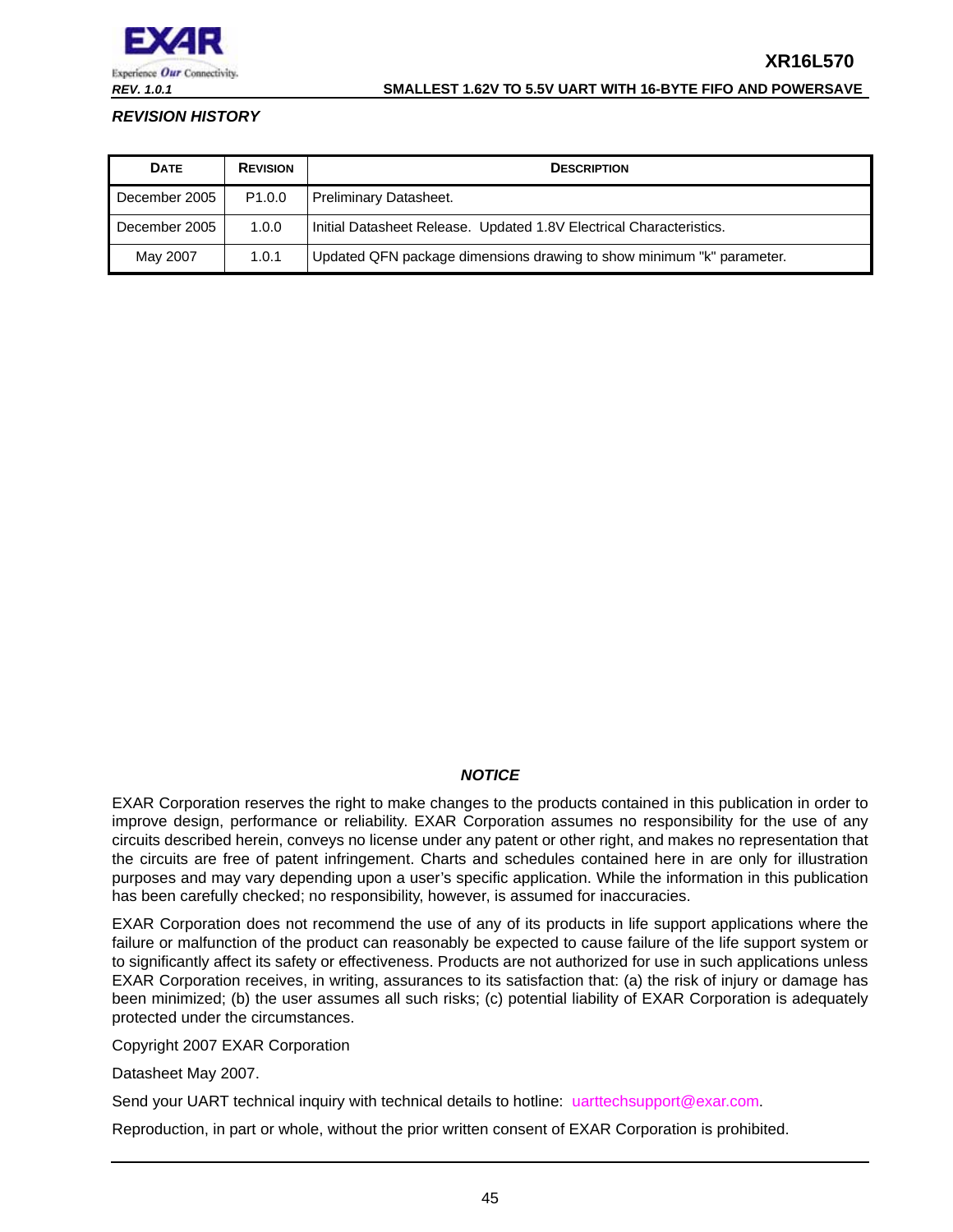## *REVISION HISTORY*

| DATE | REVISION | DESCRIPTION |
|---|---|---|
| December 2005 | P1.0.0 | Preliminary Datasheet. |
| December 2005 | 1.0.0 | Initial Datasheet Release. Updated 1.8V Electrical Characteristics. |
| May 2007 | 1.0.1 | Updated QFN package dimensions drawing to show minimum "k" parameter. |

### *NOTICE*

EXAR Corporation reserves the right to make changes to the products contained in this publication in order to improve design, performance or reliability. EXAR Corporation assumes no responsibility for the use of any circuits described herein, conveys no license under any patent or other right, and makes no representation that the circuits are free of patent infringement. Charts and schedules contained here in are only for illustration purposes and may vary depending upon a user's specific application. While the information in this publication has been carefully checked; no responsibility, however, is assumed for inaccuracies.

EXAR Corporation does not recommend the use of any of its products in life support applications where the failure or malfunction of the product can reasonably be expected to cause failure of the life support system or to significantly affect its safety or effectiveness. Products are not authorized for use in such applications unless EXAR Corporation receives, in writing, assurances to its satisfaction that: (a) the risk of injury or damage has been minimized; (b) the user assumes all such risks; (c) potential liability of EXAR Corporation is adequately protected under the circumstances.

Copyright 2007 EXAR Corporation

Datasheet May 2007.

Send your UART technical inquiry with technical details to hotline: uarttechsupport@exar.com.

Reproduction, in part or whole, without the prior written consent of EXAR Corporation is prohibited.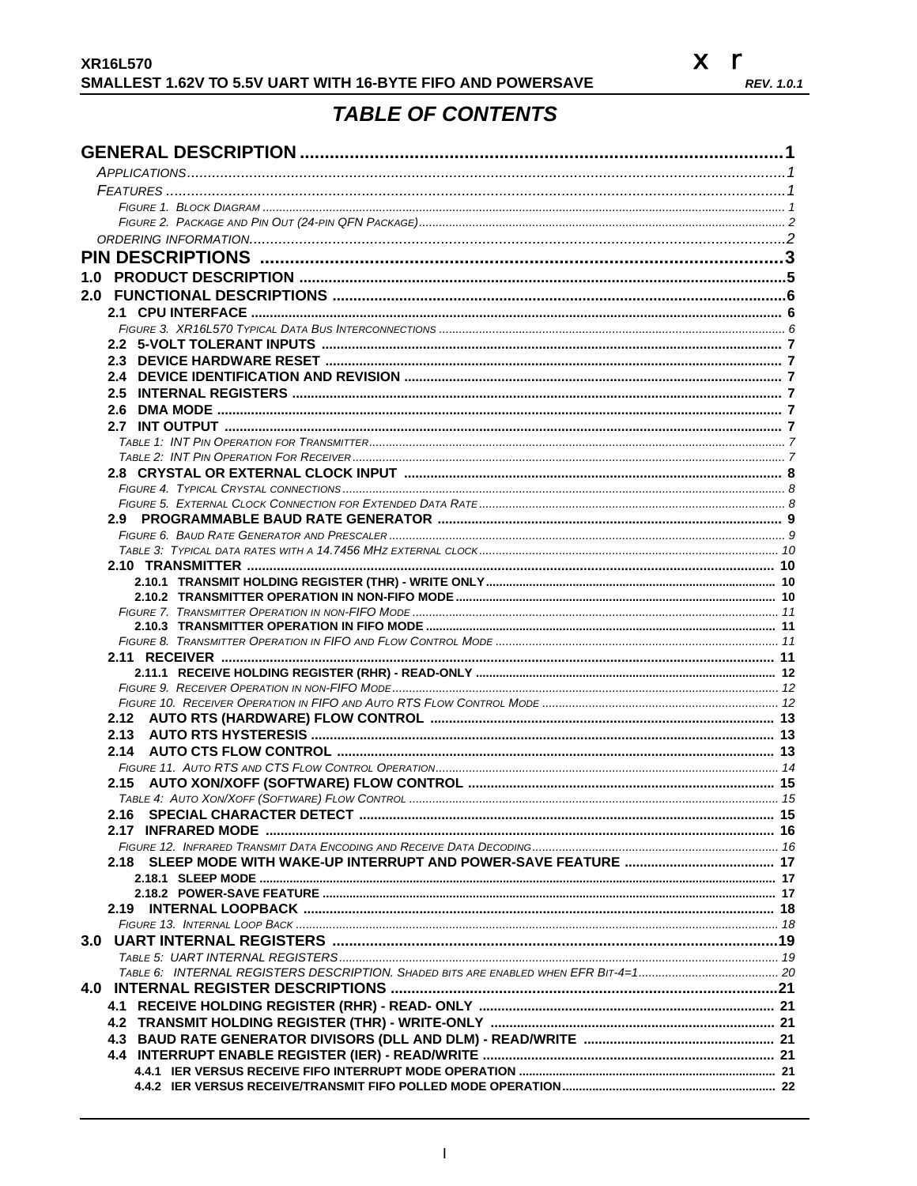## TABLE OF CONTENTS

**GENERAL DESCRIPTION** ........ 1
- *Applications* ........ 1
- *Features* ........ 1
  - *Figure 1. Block Diagram* ........ 1
  - *Figure 2. Package and Pin Out (24-pin QFN Package)* ........ 2
- *ordering information* ........ 2

**PIN DESCRIPTIONS** ........ 3

**1.0 PRODUCT DESCRIPTION** ........ 5

**2.0 FUNCTIONAL DESCRIPTIONS** ........ 6
- **2.1 CPU INTERFACE** ........ 6
  - *Figure 3. XR16L570 Typical Data Bus Interconnections* ........ 6
- **2.2 5-VOLT TOLERANT INPUTS** ........ 7
- **2.3 DEVICE HARDWARE RESET** ........ 7
- **2.4 DEVICE IDENTIFICATION AND REVISION** ........ 7
- **2.5 INTERNAL REGISTERS** ........ 7
- **2.6 DMA MODE** ........ 7
- **2.7 INT OUTPUT** ........ 7
  - *Table 1: INT Pin Operation for Transmitter* ........ 7
  - *Table 2: INT Pin Operation For Receiver* ........ 7
- **2.8 CRYSTAL OR EXTERNAL CLOCK INPUT** ........ 8
  - *Figure 4. Typical Crystal connections* ........ 8
  - *Figure 5. External Clock Connection for Extended Data Rate* ........ 8
- **2.9 PROGRAMMABLE BAUD RATE GENERATOR** ........ 9
  - *Figure 6. Baud Rate Generator and Prescaler* ........ 9
  - *Table 3: Typical data rates with a 14.7456 MHz external clock* ........ 10
- **2.10 TRANSMITTER** ........ 10
  - **2.10.1 TRANSMIT HOLDING REGISTER (THR) - WRITE ONLY** ........ 10
  - **2.10.2 TRANSMITTER OPERATION IN NON-FIFO MODE** ........ 10
  - *Figure 7. Transmitter Operation in non-FIFO Mode* ........ 11
  - **2.10.3 TRANSMITTER OPERATION IN FIFO MODE** ........ 11
  - *Figure 8. Transmitter Operation in FIFO and Flow Control Mode* ........ 11
- **2.11 RECEIVER** ........ 11
  - **2.11.1 RECEIVE HOLDING REGISTER (RHR) - READ-ONLY** ........ 12
  - *Figure 9. Receiver Operation in non-FIFO Mode* ........ 12
  - *Figure 10. Receiver Operation in FIFO and Auto RTS Flow Control Mode* ........ 12
- **2.12 AUTO RTS (HARDWARE) FLOW CONTROL** ........ 13
- **2.13 AUTO RTS HYSTERESIS** ........ 13
- **2.14 AUTO CTS FLOW CONTROL** ........ 13
  - *Figure 11. Auto RTS and CTS Flow Control Operation* ........ 14
- **2.15 AUTO XON/XOFF (SOFTWARE) FLOW CONTROL** ........ 15
  - *Table 4: Auto Xon/Xoff (Software) Flow Control* ........ 15
- **2.16 SPECIAL CHARACTER DETECT** ........ 15
- **2.17 INFRARED MODE** ........ 16
  - *Figure 12. Infrared Transmit Data Encoding and Receive Data Decoding* ........ 16
- **2.18 SLEEP MODE WITH WAKE-UP INTERRUPT AND POWER-SAVE FEATURE** ........ 17
  - **2.18.1 SLEEP MODE** ........ 17
  - **2.18.2 POWER-SAVE FEATURE** ........ 17
- **2.19 INTERNAL LOOPBACK** ........ 18
  - *Figure 13. Internal Loop Back* ........ 18

**3.0 UART INTERNAL REGISTERS** ........ 19
- *Table 5: UART INTERNAL REGISTERS* ........ 19
- *Table 6: INTERNAL REGISTERS DESCRIPTION. Shaded bits are enabled when EFR Bit-4=1* ........ 20

**4.0 INTERNAL REGISTER DESCRIPTIONS** ........ 21
- **4.1 RECEIVE HOLDING REGISTER (RHR) - READ- ONLY** ........ 21
- **4.2 TRANSMIT HOLDING REGISTER (THR) - WRITE-ONLY** ........ 21
- **4.3 BAUD RATE GENERATOR DIVISORS (DLL AND DLM) - READ/WRITE** ........ 21
- **4.4 INTERRUPT ENABLE REGISTER (IER) - READ/WRITE** ........ 21
  - **4.4.1 IER VERSUS RECEIVE FIFO INTERRUPT MODE OPERATION** ........ 21
  - **4.4.2 IER VERSUS RECEIVE/TRANSMIT FIFO POLLED MODE OPERATION** ........ 22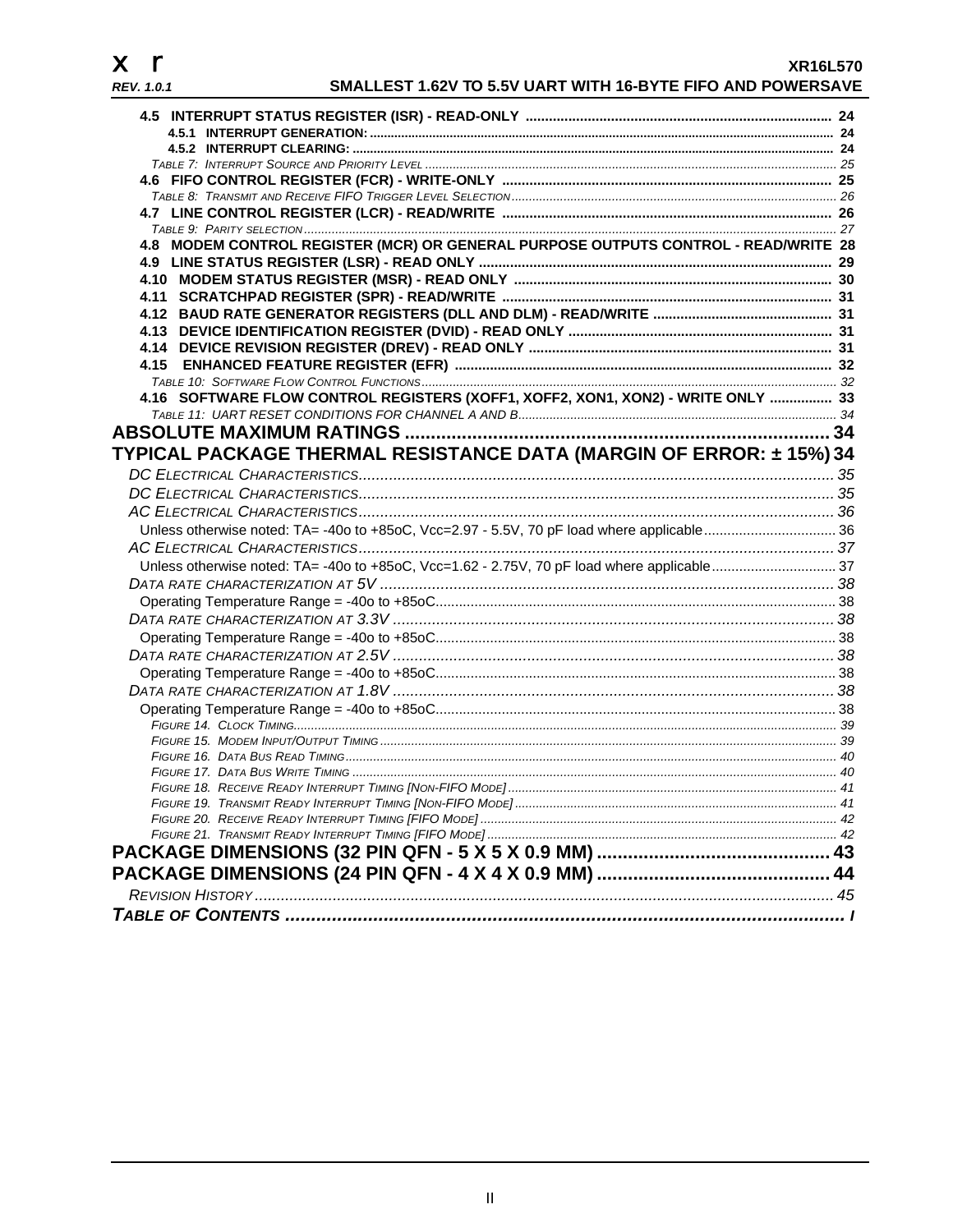4.5 INTERRUPT STATUS REGISTER (ISR) - READ-ONLY ............................................................................ 24
4.5.1 INTERRUPT GENERATION: ............................................................................................................ 24
4.5.2 INTERRUPT CLEARING: .................................................................................................................. 24
TABLE 7: INTERRUPT SOURCE AND PRIORITY LEVEL ........................................................................................... 25
4.6 FIFO CONTROL REGISTER (FCR) - WRITE-ONLY ............................................................................ 25
TABLE 8: TRANSMIT AND RECEIVE FIFO TRIGGER LEVEL SELECTION ................................................................... 26
4.7 LINE CONTROL REGISTER (LCR) - READ/WRITE ............................................................................ 26
TABLE 9: PARITY SELECTION ................................................................................................................................ 27
4.8 MODEM CONTROL REGISTER (MCR) OR GENERAL PURPOSE OUTPUTS CONTROL - READ/WRITE 28
4.9 LINE STATUS REGISTER (LSR) - READ ONLY ................................................................................. 29
4.10 MODEM STATUS REGISTER (MSR) - READ ONLY ........................................................................... 30
4.11 SCRATCHPAD REGISTER (SPR) - READ/WRITE ............................................................................. 31
4.12 BAUD RATE GENERATOR REGISTERS (DLL AND DLM) - READ/WRITE ........................................ 31
4.13 DEVICE IDENTIFICATION REGISTER (DVID) - READ ONLY ............................................................ 31
4.14 DEVICE REVISION REGISTER (DREV) - READ ONLY ...................................................................... 31
4.15 ENHANCED FEATURE REGISTER (EFR) .......................................................................................... 32
TABLE 10: SOFTWARE FLOW CONTROL FUNCTIONS ................................................................................................ 32
4.16 SOFTWARE FLOW CONTROL REGISTERS (XOFF1, XOFF2, XON1, XON2) - WRITE ONLY ............... 33
TABLE 11: UART RESET CONDITIONS FOR CHANNEL A AND B ............................................................................... 34

**ABSOLUTE MAXIMUM RATINGS ........................................................................ 34**

**TYPICAL PACKAGE THERMAL RESISTANCE DATA (MARGIN OF ERROR: ± 15%) 34**

*DC ELECTRICAL CHARACTERISTICS* .............................................................................. 35
*DC ELECTRICAL CHARACTERISTICS* .............................................................................. 35
*AC ELECTRICAL CHARACTERISTICS* .............................................................................. 36
Unless otherwise noted: TA= -40o to +85oC, Vcc=2.97 - 5.5V, 70 pF load where applicable .......................... 36
*AC ELECTRICAL CHARACTERISTICS* .............................................................................. 37
Unless otherwise noted: TA= -40o to +85oC, Vcc=1.62 - 2.75V, 70 pF load where applicable ......................... 37
*DATA RATE CHARACTERIZATION AT 5V* ............................................................................ 38
Operating Temperature Range = -40o to +85oC ............................................................................ 38
*DATA RATE CHARACTERIZATION AT 3.3V* ......................................................................... 38
Operating Temperature Range = -40o to +85oC ............................................................................ 38
*DATA RATE CHARACTERIZATION AT 2.5V* ......................................................................... 38
Operating Temperature Range = -40o to +85oC ............................................................................ 38
*DATA RATE CHARACTERIZATION AT 1.8V* ......................................................................... 38
Operating Temperature Range = -40o to +85oC ............................................................................ 38
FIGURE 14. CLOCK TIMING ....................................................................................................................... 39
FIGURE 15. MODEM INPUT/OUTPUT TIMING ............................................................................................... 39
FIGURE 16. DATA BUS READ TIMING ......................................................................................................... 40
FIGURE 17. DATA BUS WRITE TIMING ........................................................................................................ 40
FIGURE 18. RECEIVE READY INTERRUPT TIMING [NON-FIFO MODE] ........................................................... 41
FIGURE 19. TRANSMIT READY INTERRUPT TIMING [NON-FIFO MODE] .......................................................... 41
FIGURE 20. RECEIVE READY INTERRUPT TIMING [FIFO MODE] .................................................................... 42
FIGURE 21. TRANSMIT READY INTERRUPT TIMING [FIFO MODE] ................................................................... 42

**PACKAGE DIMENSIONS (32 PIN QFN - 5 X 5 X 0.9 MM) ..................................... 43**

**PACKAGE DIMENSIONS (24 PIN QFN - 4 X 4 X 0.9 MM) ..................................... 44**

*REVISION HISTORY* ....................................................................................................... 45

***TABLE OF CONTENTS*** ............................................................................................... I